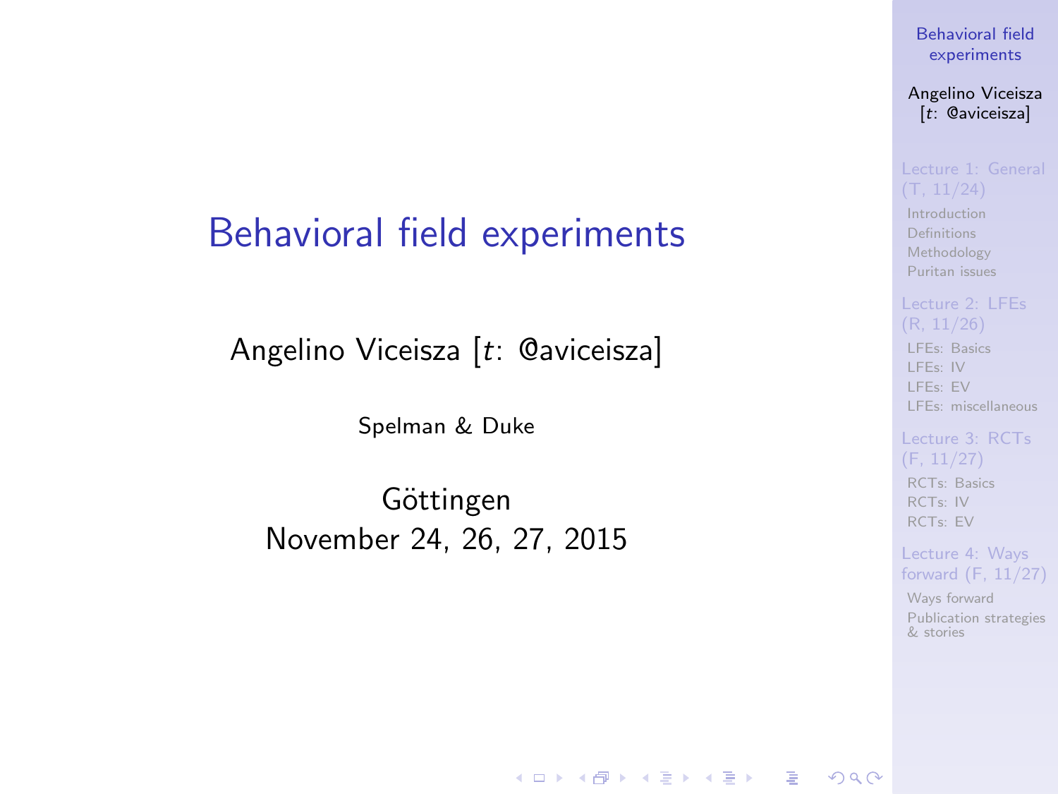# Behavioral field experiments

Angelino Viceisza [*t*: @aviceisza]

Spelman & Duke

Göttingen
November 24, 26, 27, 2015

- Lecture 1: General (T, 11/24)
  - Introduction
  - Definitions
  - Methodology
  - Puritan issues
- Lecture 2: LFEs (R, 11/26)
  - LFEs: Basics
  - LFEs: IV
  - LFEs: EV
  - LFEs: miscellaneous
- Lecture 3: RCTs (F, 11/27)
  - RCTs: Basics
  - RCTs: IV
  - RCTs: EV
- Lecture 4: Ways forward (F, 11/27)
  - Ways forward
  - Publication strategies & stories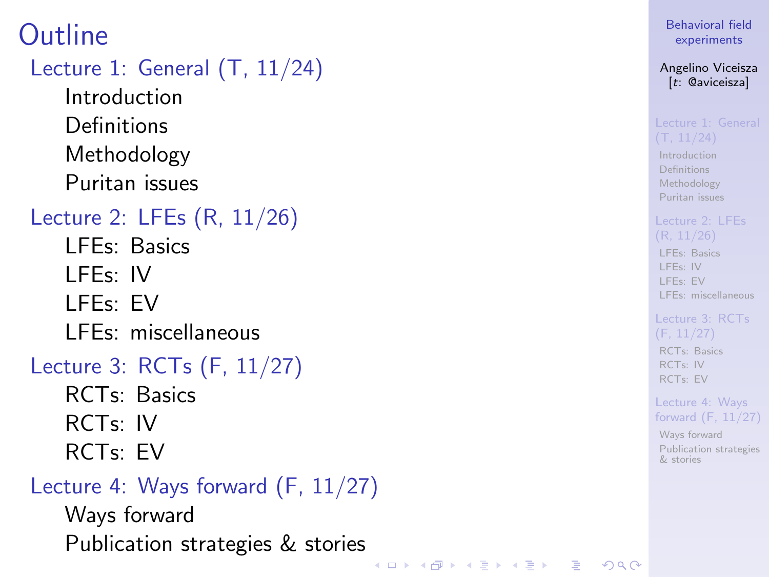# Outline

## Lecture 1: General (T, 11/24)

- Introduction
- Definitions
- Methodology
- Puritan issues

## Lecture 2: LFEs (R, 11/26)

- LFEs: Basics
- LFEs: IV
- LFEs: EV
- LFEs: miscellaneous

## Lecture 3: RCTs (F, 11/27)

- RCTs: Basics
- RCTs: IV
- RCTs: EV

## Lecture 4: Ways forward (F, 11/27)

- Ways forward
- Publication strategies & stories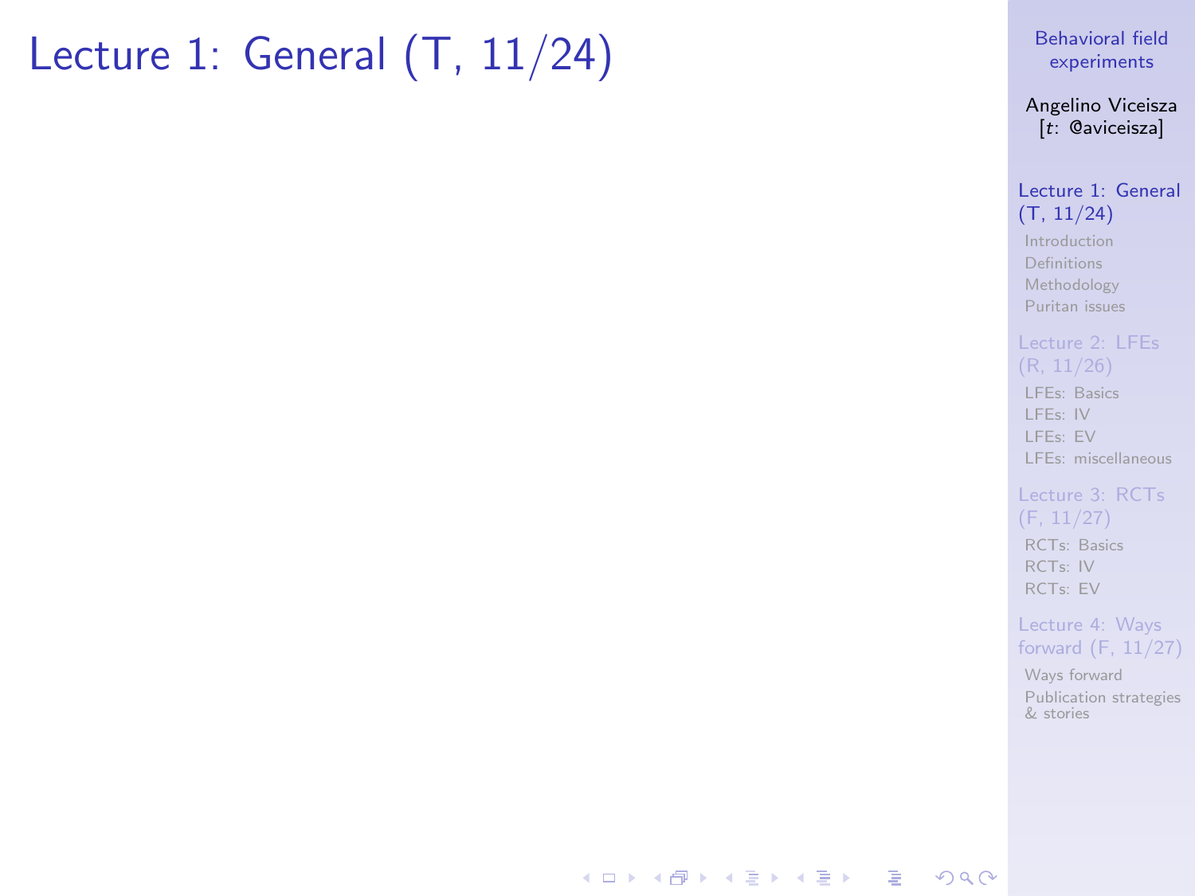# Lecture 1: General (T, 11/24)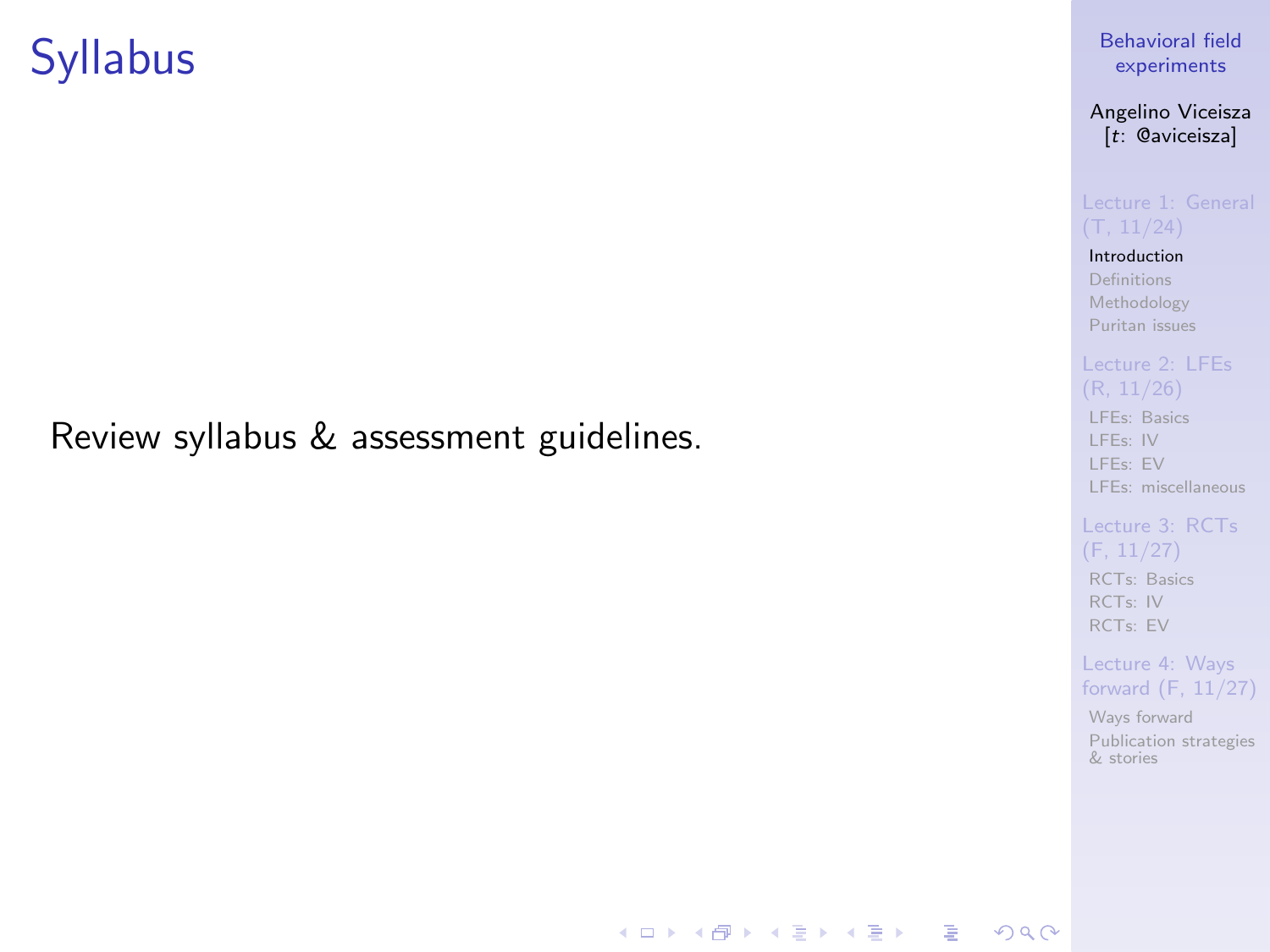# Syllabus

Review syllabus & assessment guidelines.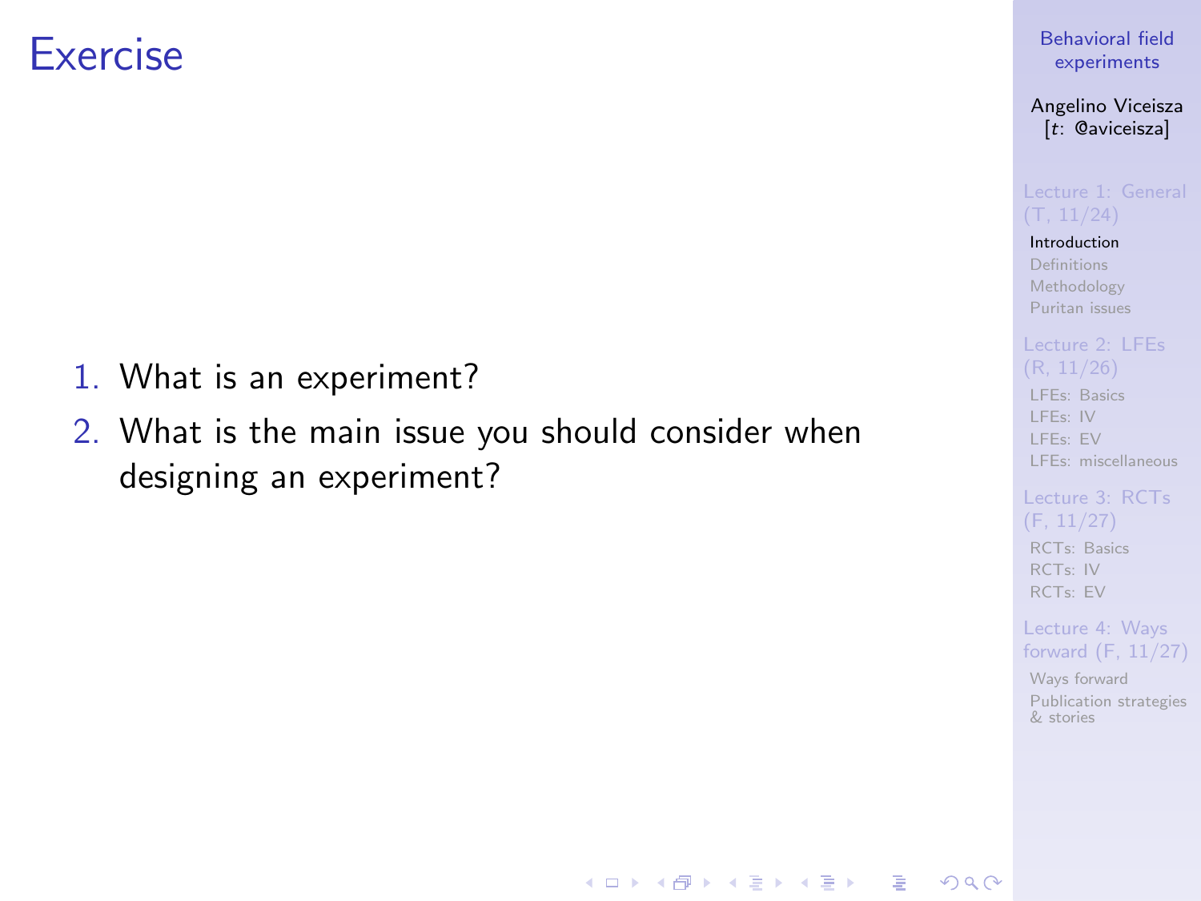# Exercise

1. What is an experiment?
2. What is the main issue you should consider when designing an experiment?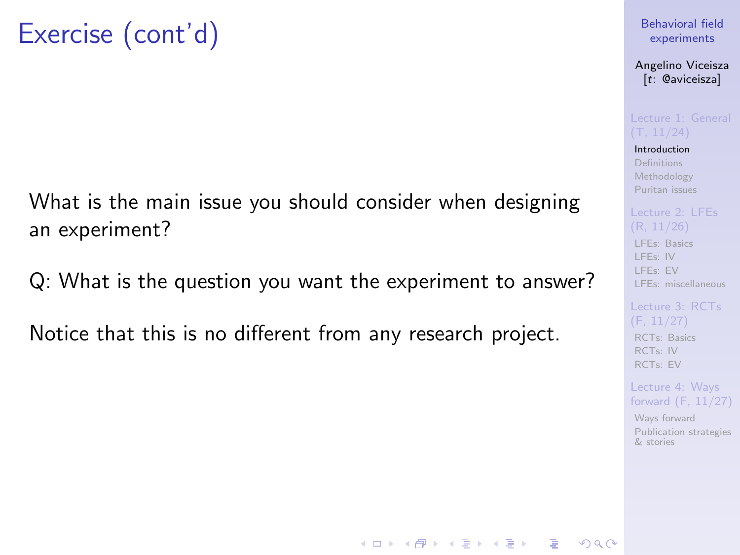# Exercise (cont'd)

What is the main issue you should consider when designing an experiment?

Q: What is the question you want the experiment to answer?

Notice that this is no different from any research project.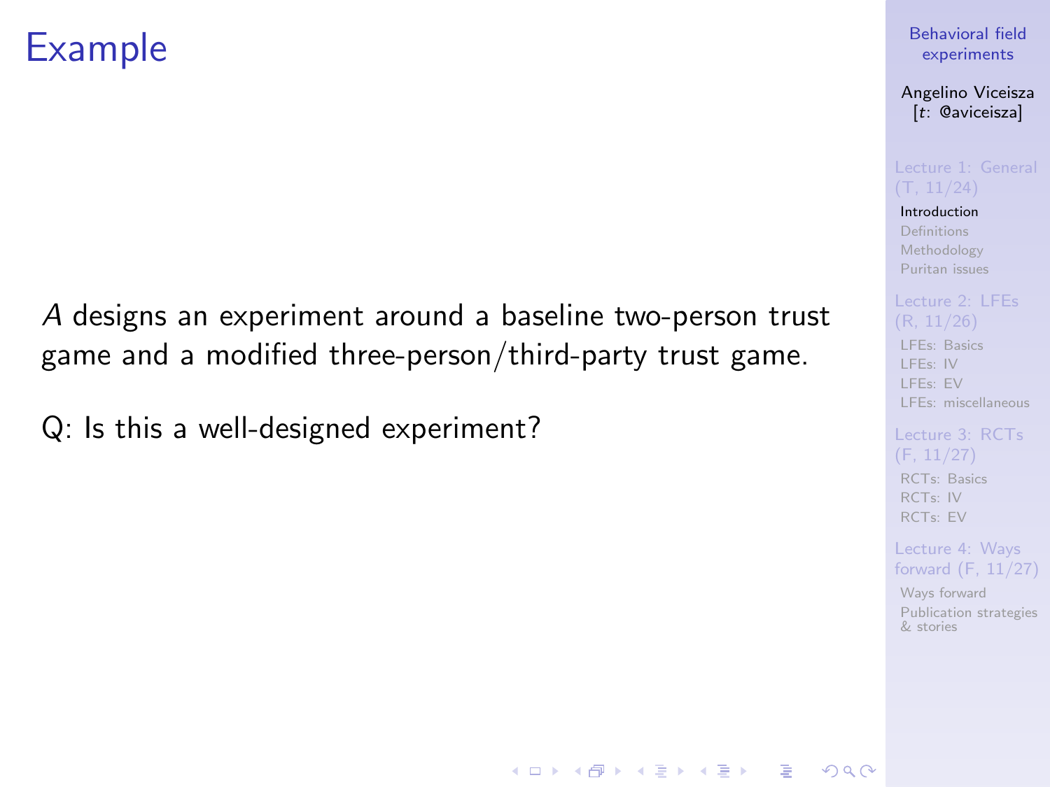# Example

*A* designs an experiment around a baseline two-person trust game and a modified three-person/third-party trust game.

Q: Is this a well-designed experiment?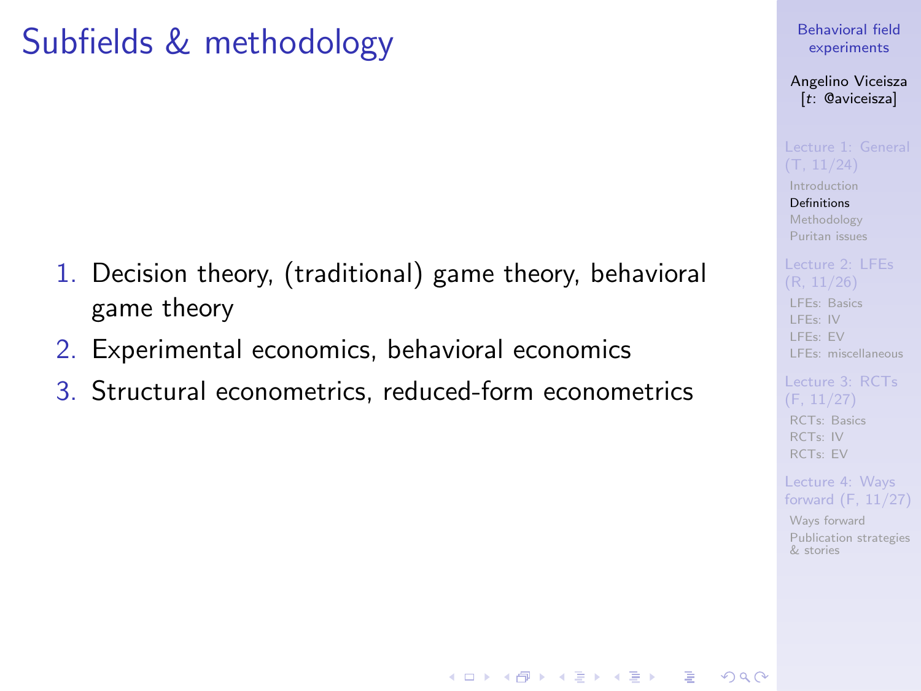# Subfields & methodology

1. Decision theory, (traditional) game theory, behavioral game theory
2. Experimental economics, behavioral economics
3. Structural econometrics, reduced-form econometrics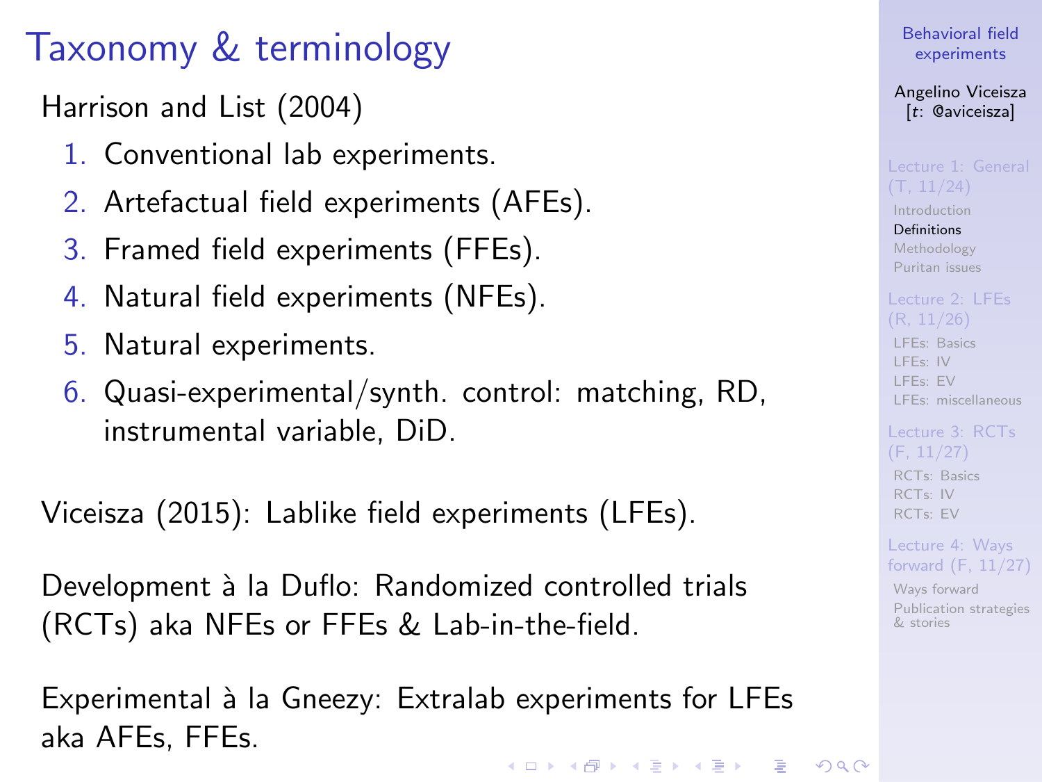# Taxonomy & terminology

Harrison and List (2004)

1. Conventional lab experiments.
2. Artefactual field experiments (AFEs).
3. Framed field experiments (FFEs).
4. Natural field experiments (NFEs).
5. Natural experiments.
6. Quasi-experimental/synth. control: matching, RD, instrumental variable, DiD.

Viceisza (2015): Lablike field experiments (LFEs).

Development à la Duflo: Randomized controlled trials (RCTs) aka NFEs or FFEs & Lab-in-the-field.

Experimental à la Gneezy: Extralab experiments for LFEs aka AFEs, FFEs.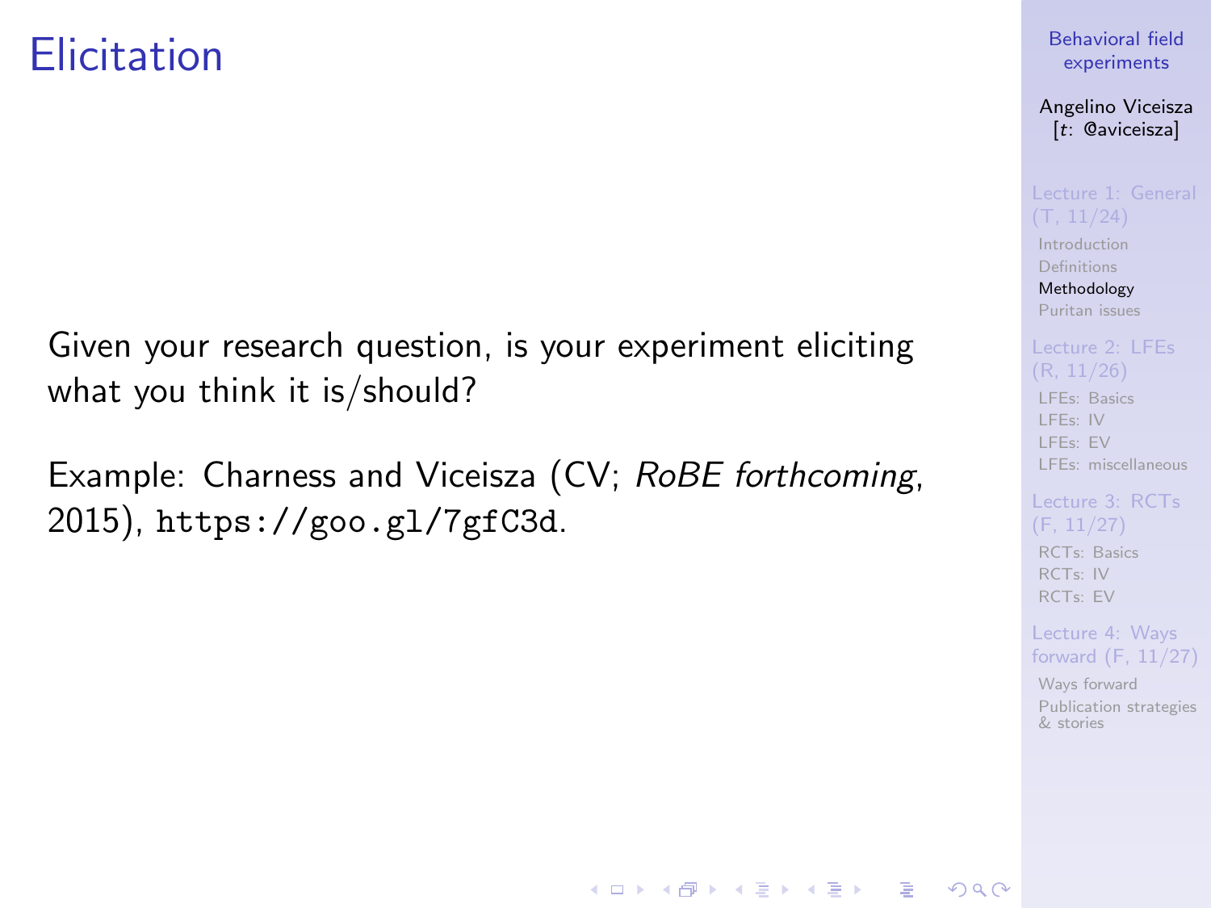# Elicitation

Given your research question, is your experiment eliciting what you think it is/should?

Example: Charness and Viceisza (CV; *RoBE forthcoming*, 2015), https://goo.gl/7gfC3d.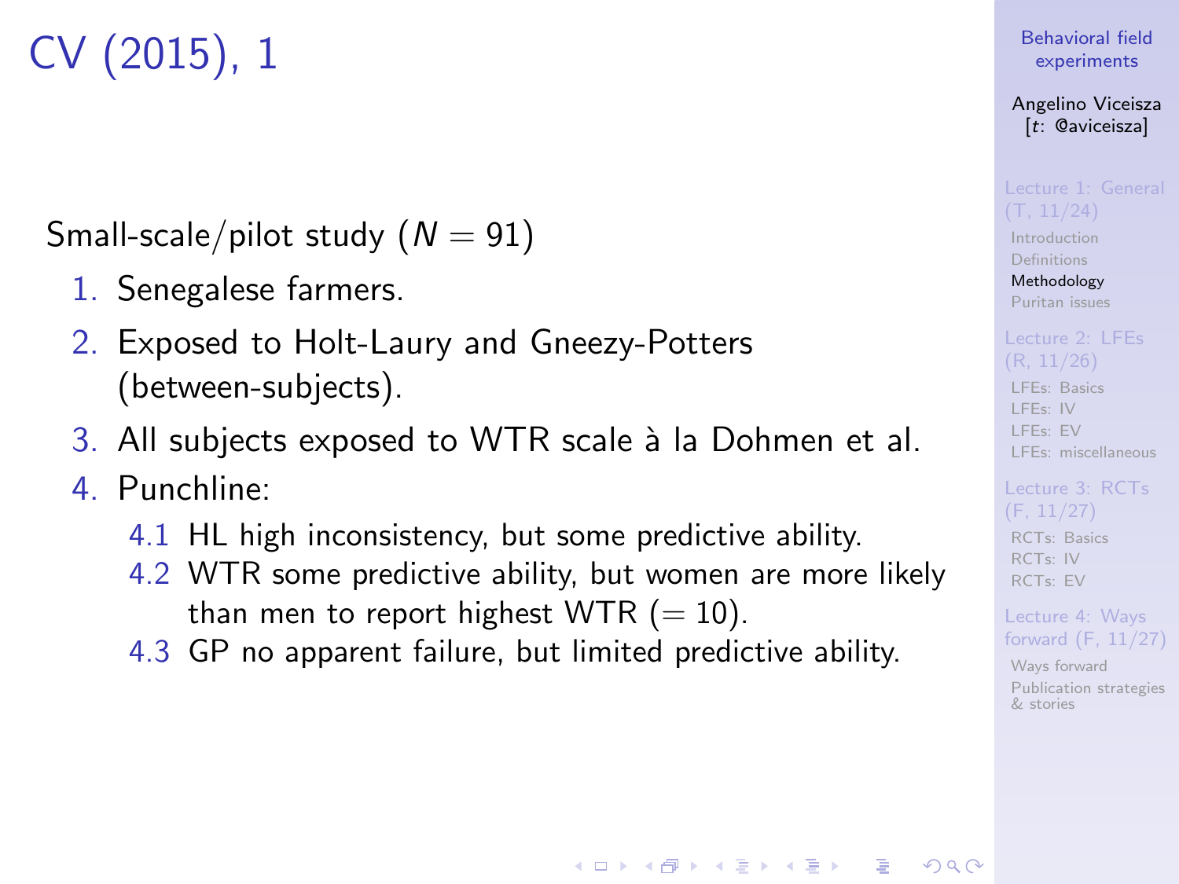# CV (2015), 1

Small-scale/pilot study ($N = 91$)

1. Senegalese farmers.
2. Exposed to Holt-Laury and Gneezy-Potters (between-subjects).
3. All subjects exposed to WTR scale à la Dohmen et al.
4. Punchline:
   - 4.1 HL high inconsistency, but some predictive ability.
   - 4.2 WTR some predictive ability, but women are more likely than men to report highest WTR ($= 10$).
   - 4.3 GP no apparent failure, but limited predictive ability.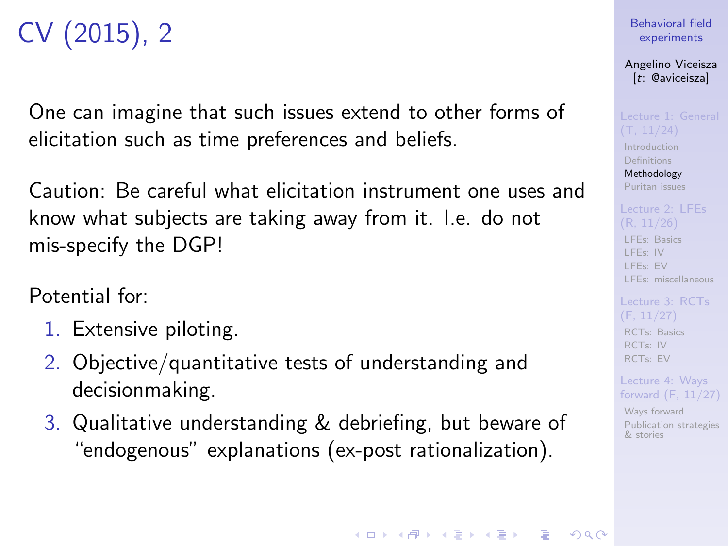# CV (2015), 2

One can imagine that such issues extend to other forms of elicitation such as time preferences and beliefs.

Caution: Be careful what elicitation instrument one uses and know what subjects are taking away from it. I.e. do not mis-specify the DGP!

Potential for:

1. Extensive piloting.
2. Objective/quantitative tests of understanding and decisionmaking.
3. Qualitative understanding & debriefing, but beware of "endogenous" explanations (ex-post rationalization).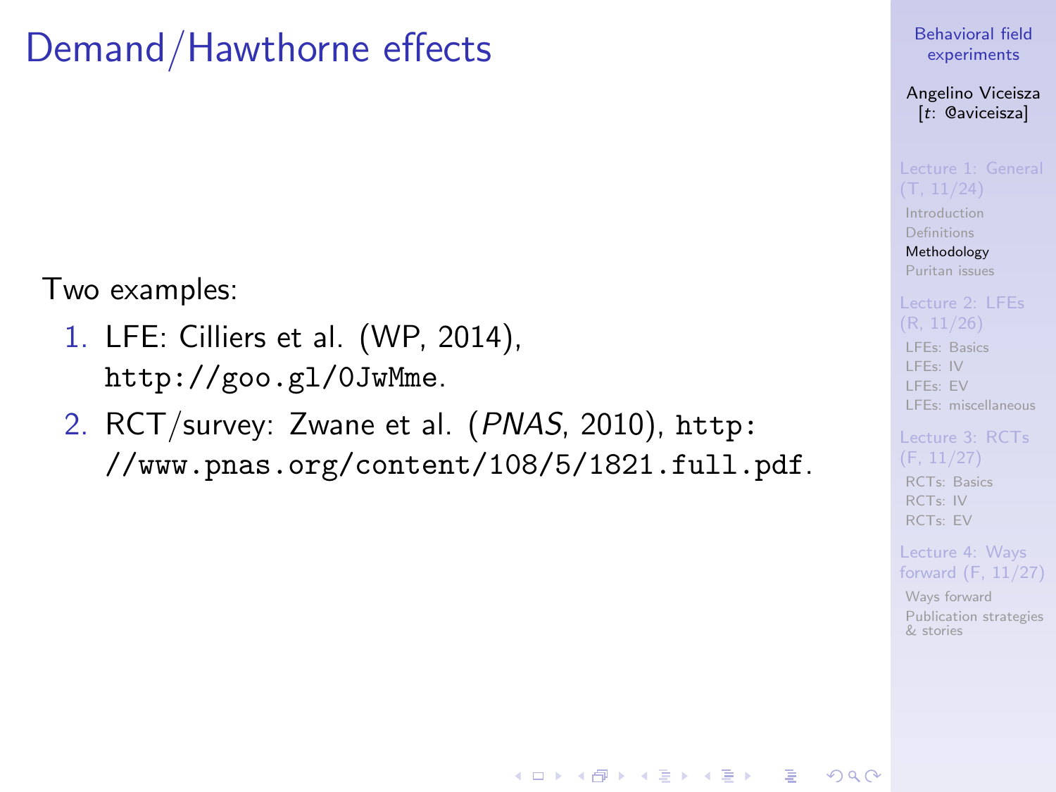# Demand/Hawthorne effects

Two examples:

1. LFE: Cilliers et al. (WP, 2014), `http://goo.gl/0JwMme`.
2. RCT/survey: Zwane et al. (*PNAS*, 2010), `http://www.pnas.org/content/108/5/1821.full.pdf`.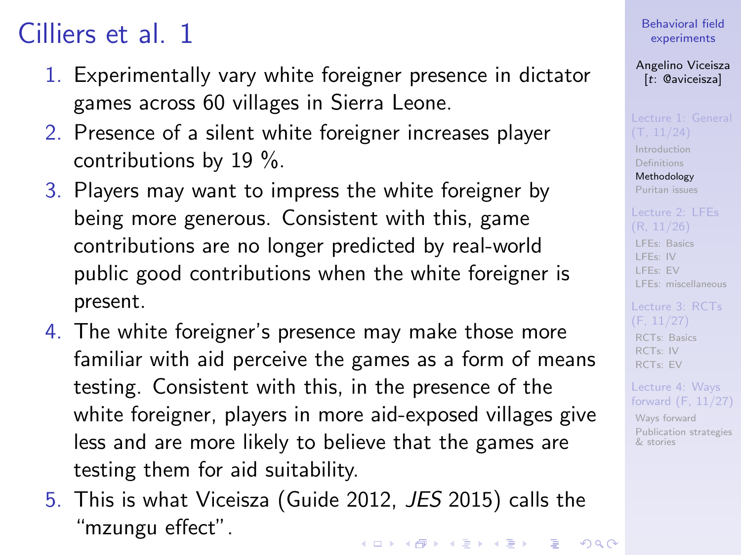# Cilliers et al. 1

1. Experimentally vary white foreigner presence in dictator games across 60 villages in Sierra Leone.
2. Presence of a silent white foreigner increases player contributions by 19 %.
3. Players may want to impress the white foreigner by being more generous. Consistent with this, game contributions are no longer predicted by real-world public good contributions when the white foreigner is present.
4. The white foreigner's presence may make those more familiar with aid perceive the games as a form of means testing. Consistent with this, in the presence of the white foreigner, players in more aid-exposed villages give less and are more likely to believe that the games are testing them for aid suitability.
5. This is what Viceisza (Guide 2012, *JES* 2015) calls the "mzungu effect".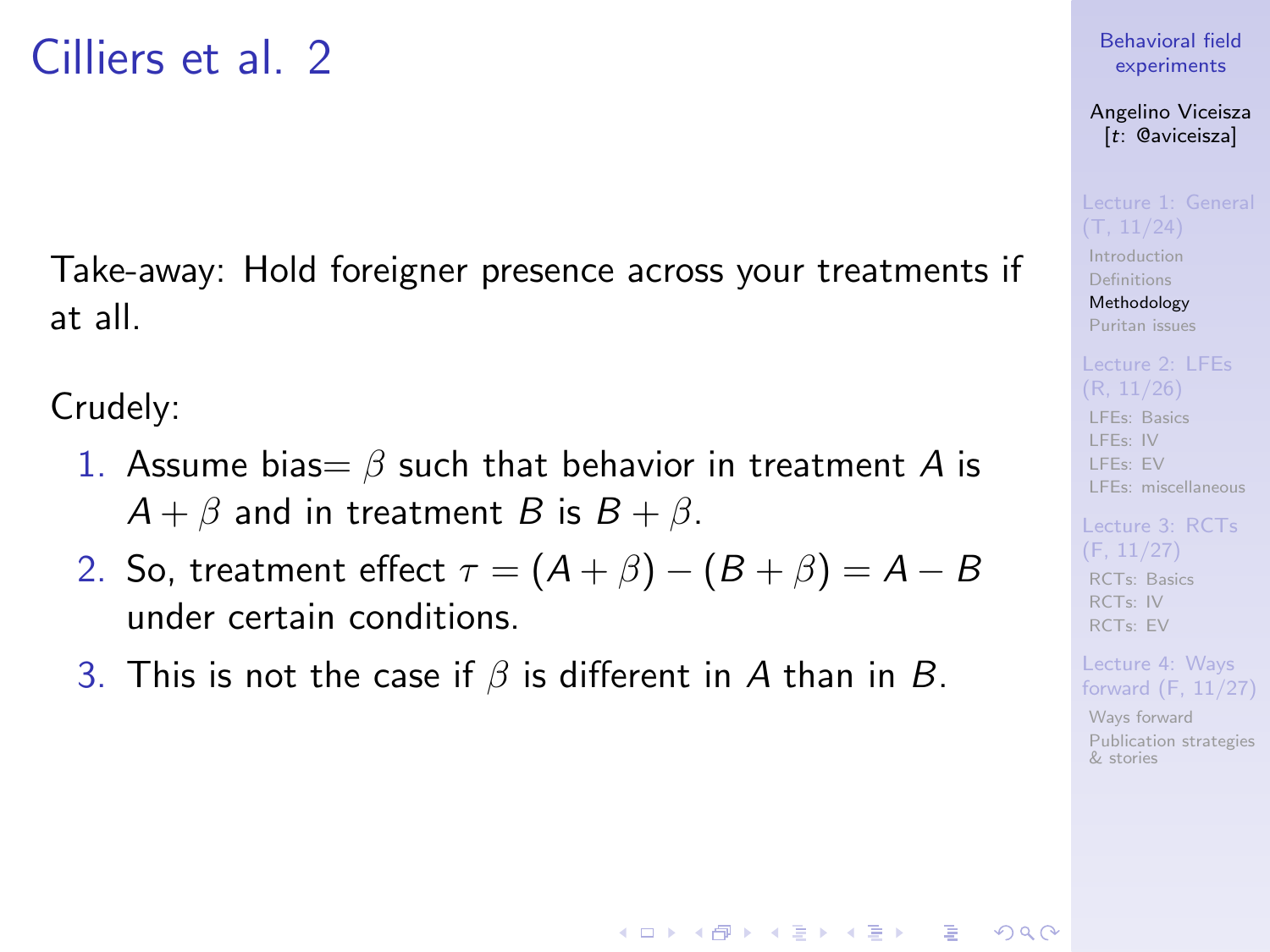# Cilliers et al. 2

Take-away: Hold foreigner presence across your treatments if at all.

Crudely:

1. Assume bias$= \beta$ such that behavior in treatment $A$ is $A + \beta$ and in treatment $B$ is $B + \beta$.
2. So, treatment effect $\tau = (A + \beta) - (B + \beta) = A - B$ under certain conditions.
3. This is not the case if $\beta$ is different in $A$ than in $B$.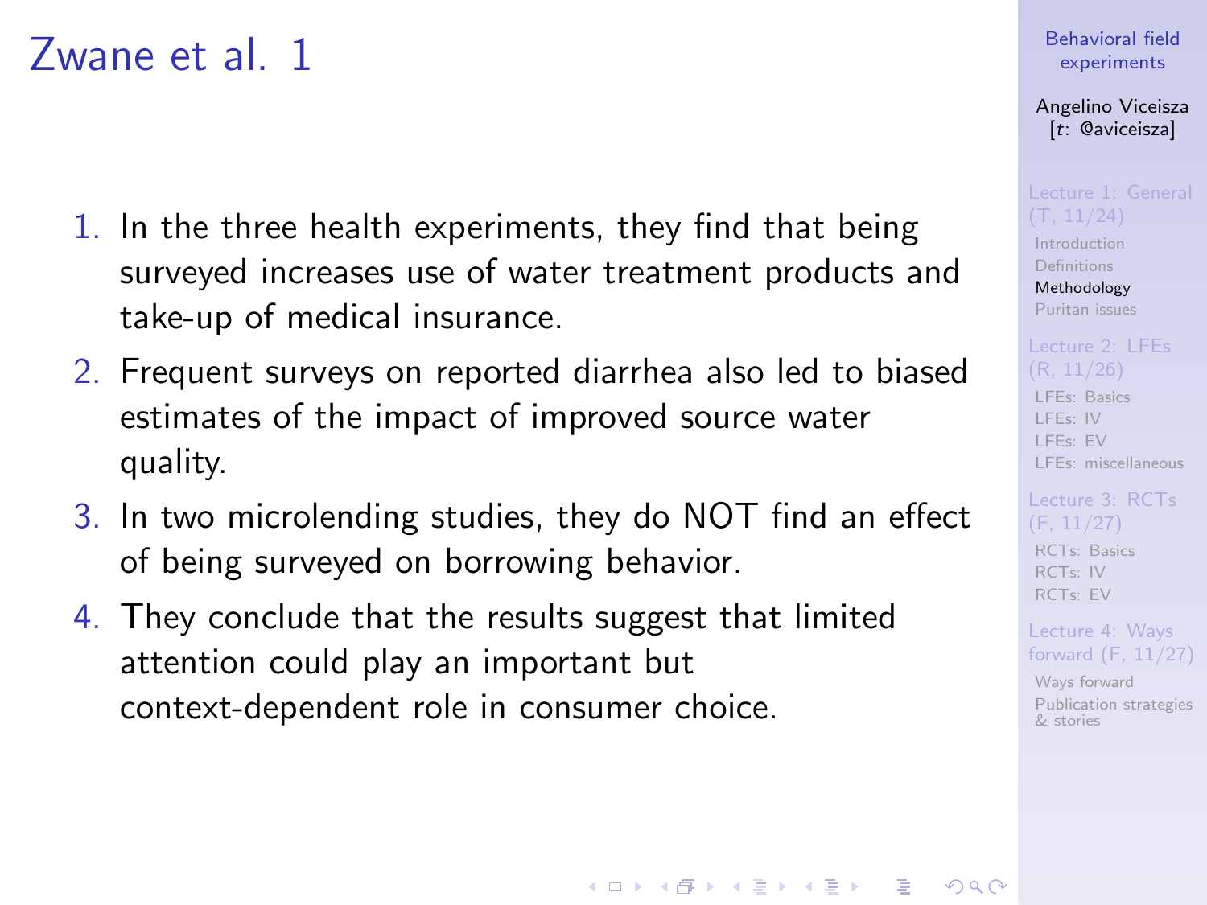# Zwane et al. 1

1. In the three health experiments, they find that being surveyed increases use of water treatment products and take-up of medical insurance.
2. Frequent surveys on reported diarrhea also led to biased estimates of the impact of improved source water quality.
3. In two microlending studies, they do NOT find an effect of being surveyed on borrowing behavior.
4. They conclude that the results suggest that limited attention could play an important but context-dependent role in consumer choice.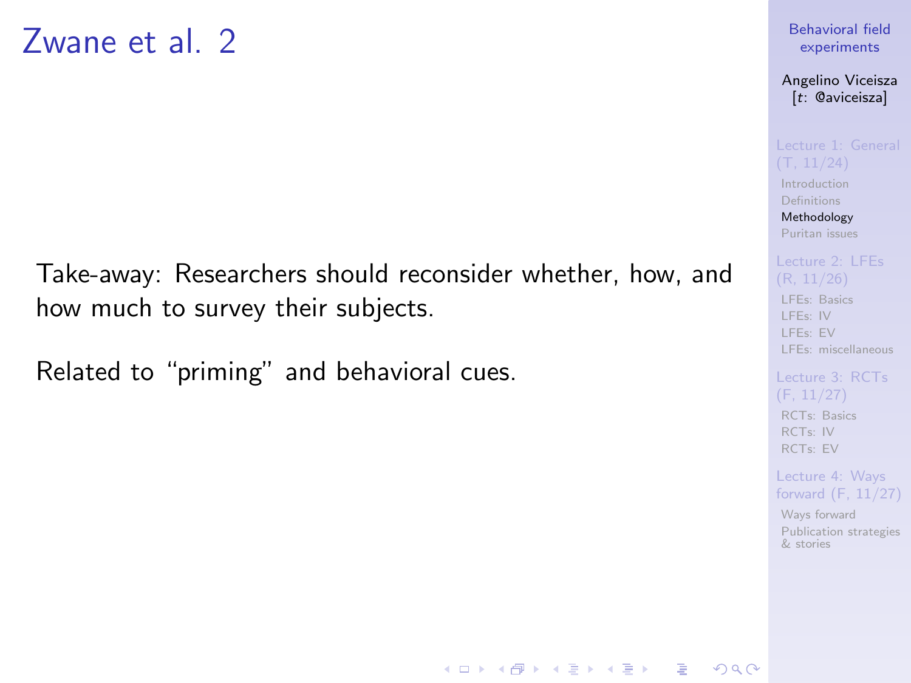# Zwane et al. 2

Take-away: Researchers should reconsider whether, how, and how much to survey their subjects.

Related to "priming" and behavioral cues.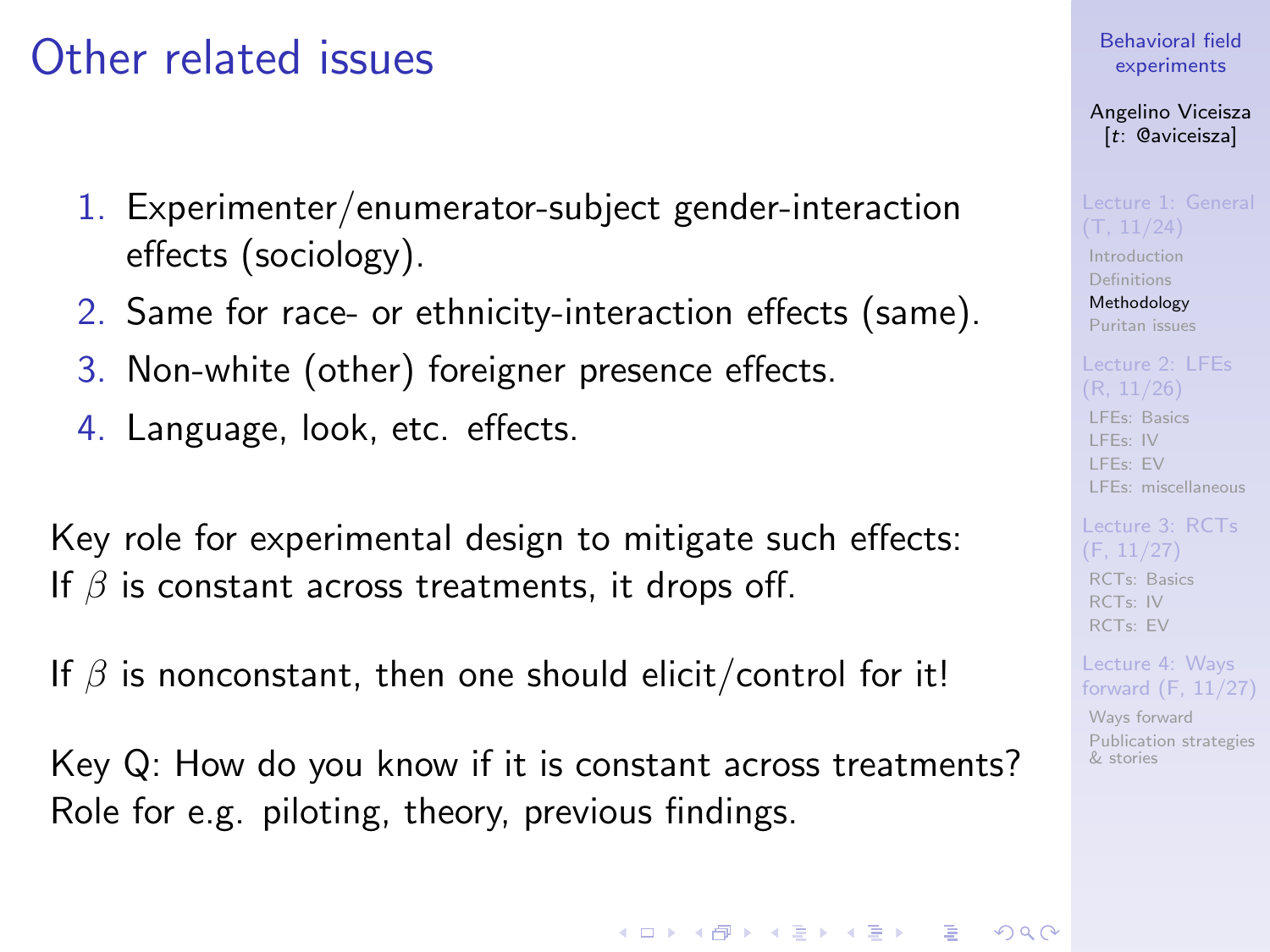# Other related issues

1. Experimenter/enumerator-subject gender-interaction effects (sociology).
2. Same for race- or ethnicity-interaction effects (same).
3. Non-white (other) foreigner presence effects.
4. Language, look, etc. effects.

Key role for experimental design to mitigate such effects: If $\beta$ is constant across treatments, it drops off.

If $\beta$ is nonconstant, then one should elicit/control for it!

Key Q: How do you know if it is constant across treatments? Role for e.g. piloting, theory, previous findings.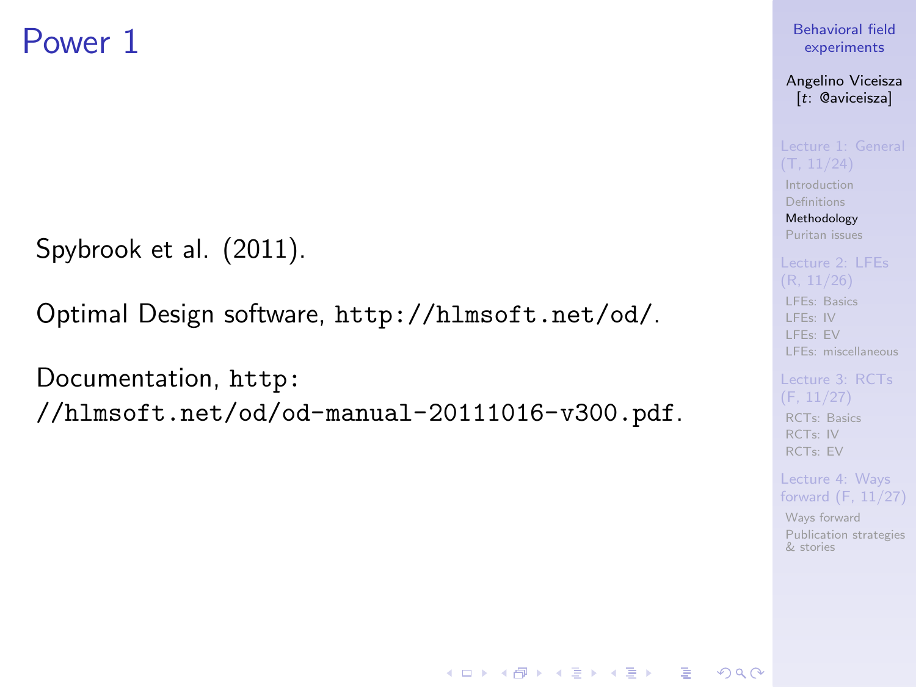# Power 1

Spybrook et al. (2011).

Optimal Design software, http://hlmsoft.net/od/.

Documentation, http://hlmsoft.net/od/od-manual-20111016-v300.pdf.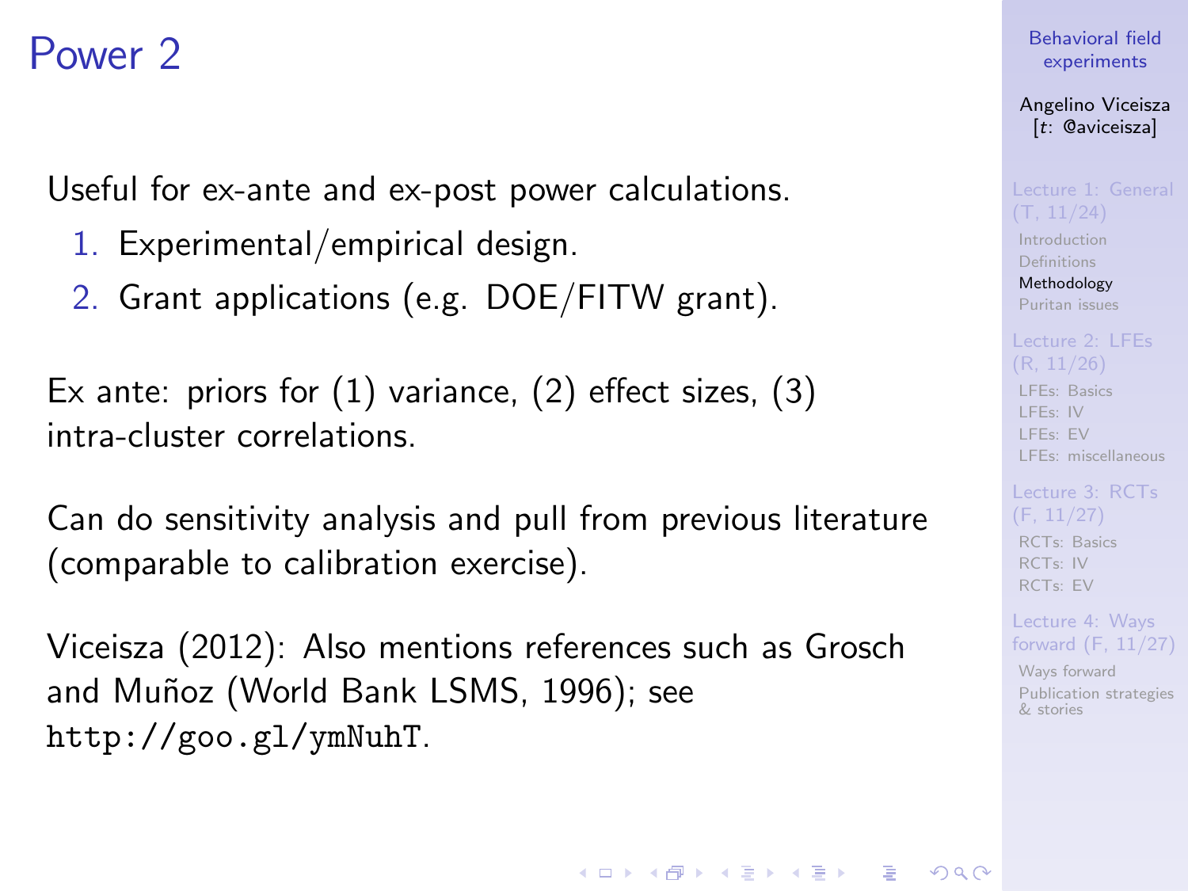# Power 2

Useful for ex-ante and ex-post power calculations.

1. Experimental/empirical design.
2. Grant applications (e.g. DOE/FITW grant).

Ex ante: priors for (1) variance, (2) effect sizes, (3) intra-cluster correlations.

Can do sensitivity analysis and pull from previous literature (comparable to calibration exercise).

Viceisza (2012): Also mentions references such as Grosch and Muñoz (World Bank LSMS, 1996); see `http://goo.gl/ymNuhT`.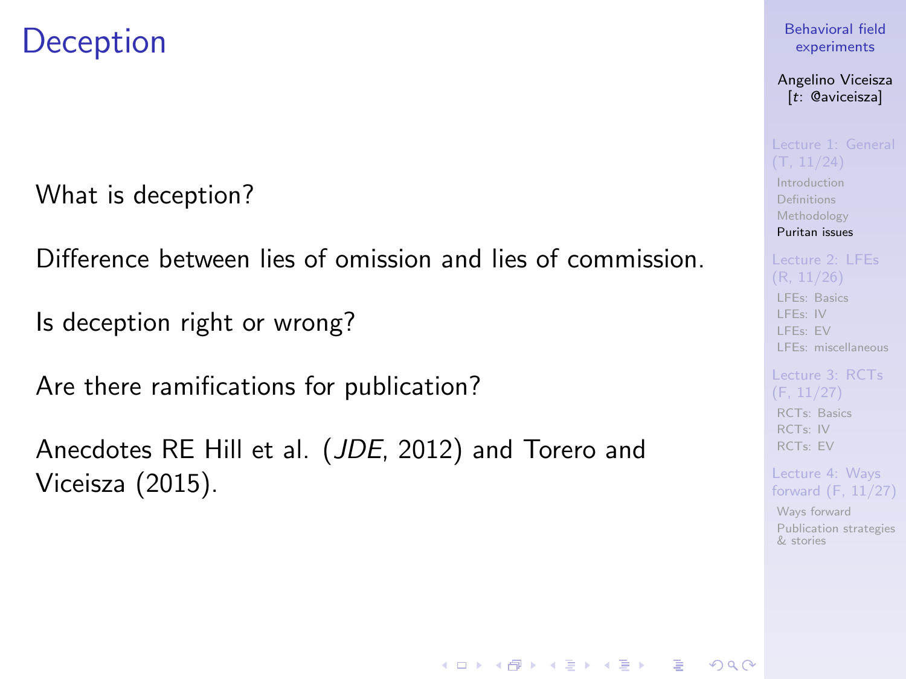# Deception

What is deception?

Difference between lies of omission and lies of commission.

Is deception right or wrong?

Are there ramifications for publication?

Anecdotes RE Hill et al. (*JDE*, 2012) and Torero and Viceisza (2015).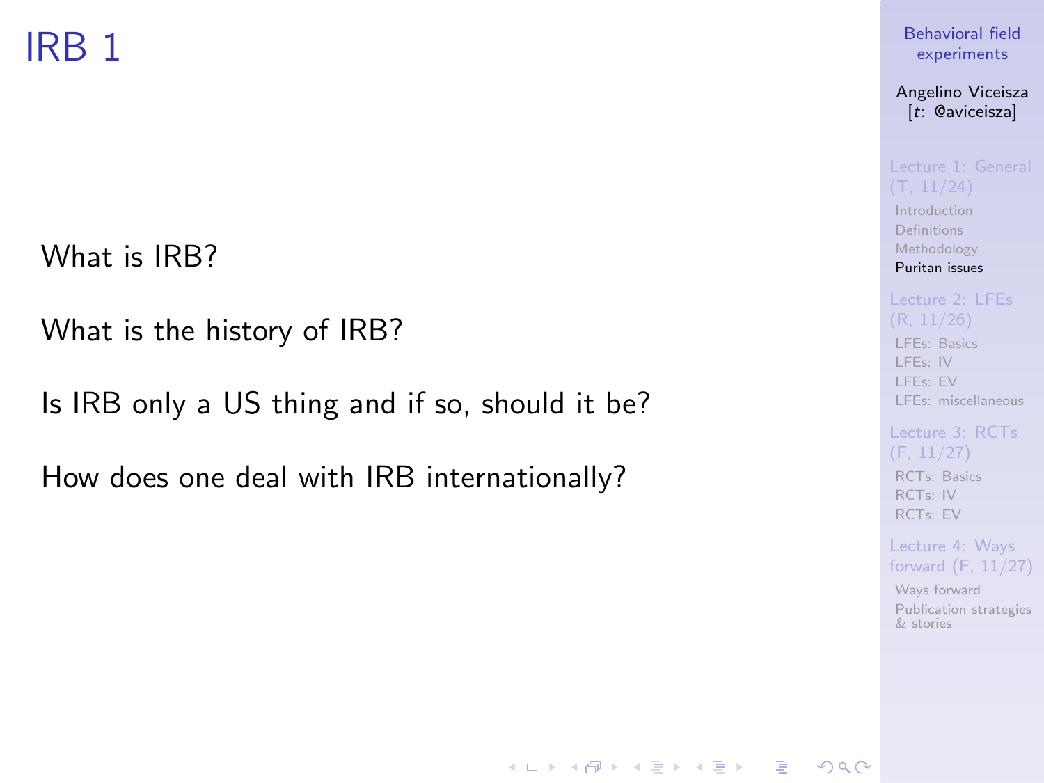# IRB 1

What is IRB?

What is the history of IRB?

Is IRB only a US thing and if so, should it be?

How does one deal with IRB internationally?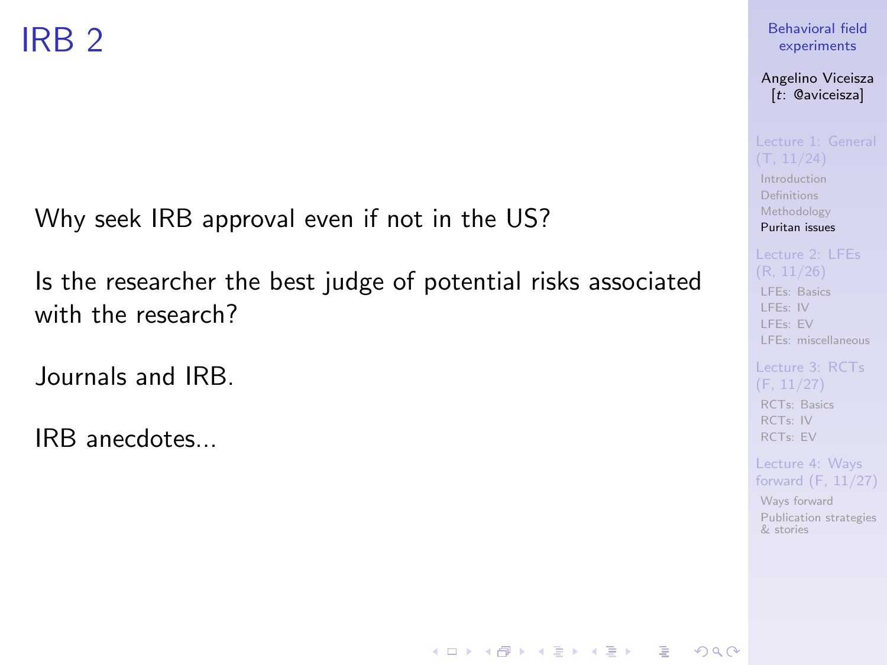# IRB 2

Why seek IRB approval even if not in the US?

Is the researcher the best judge of potential risks associated with the research?

Journals and IRB.

IRB anecdotes...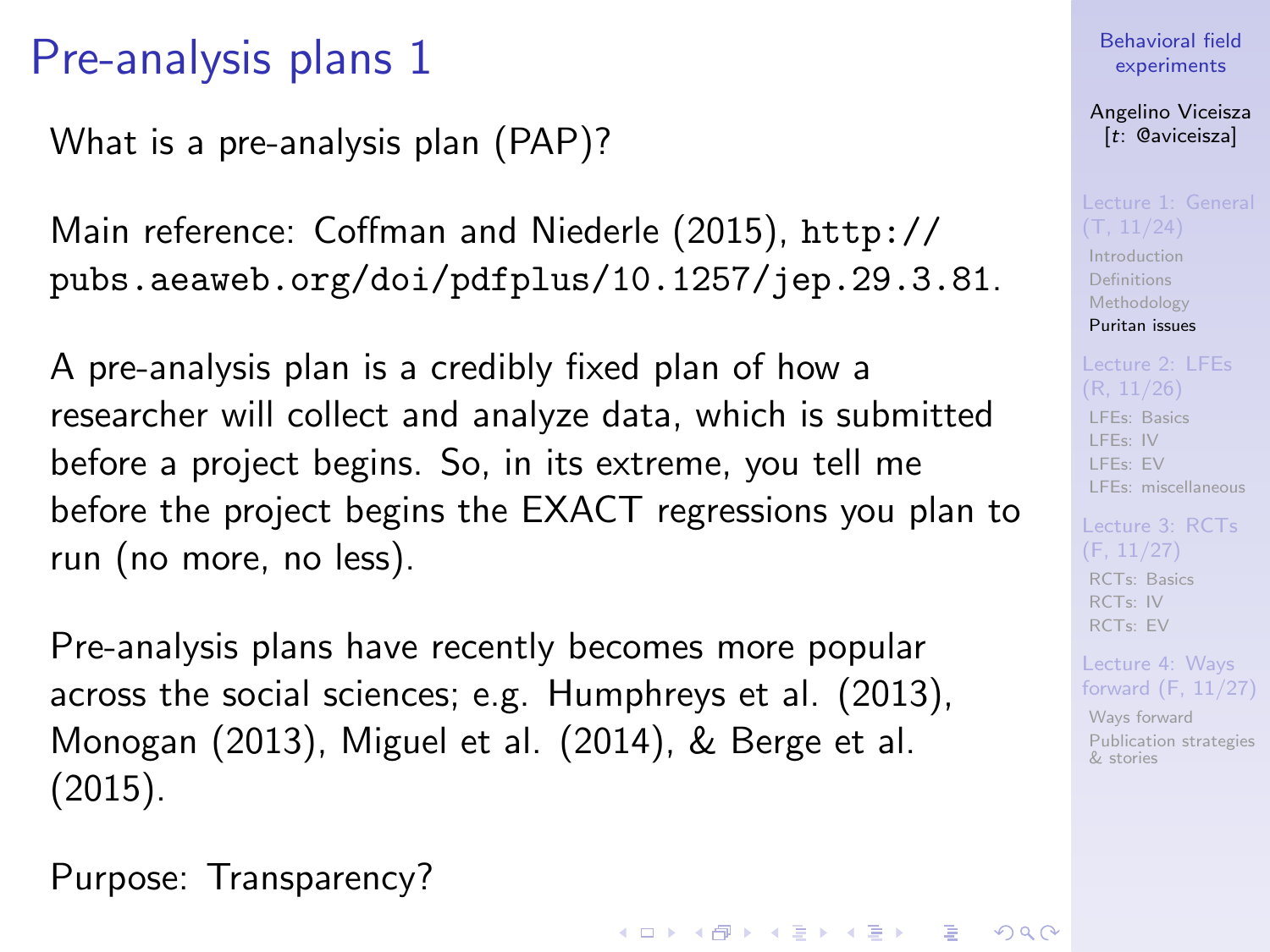# Pre-analysis plans 1

What is a pre-analysis plan (PAP)?

Main reference: Coffman and Niederle (2015), `http://pubs.aeaweb.org/doi/pdfplus/10.1257/jep.29.3.81`.

A pre-analysis plan is a credibly fixed plan of how a researcher will collect and analyze data, which is submitted before a project begins. So, in its extreme, you tell me before the project begins the EXACT regressions you plan to run (no more, no less).

Pre-analysis plans have recently becomes more popular across the social sciences; e.g. Humphreys et al. (2013), Monogan (2013), Miguel et al. (2014), & Berge et al. (2015).

Purpose: Transparency?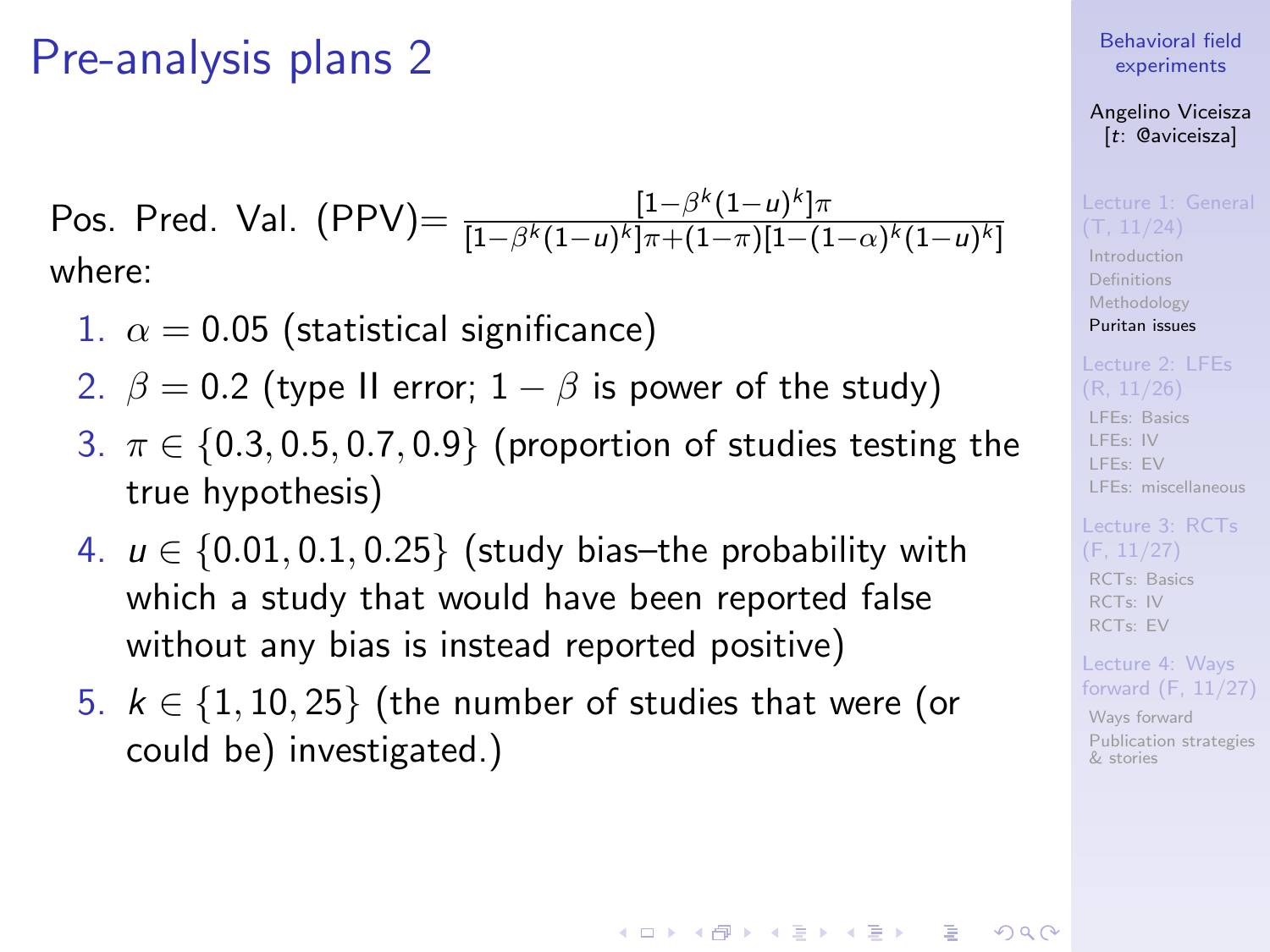# Pre-analysis plans 2

Pos. Pred. Val. (PPV)= $\frac{[1-\beta^k(1-u)^k]\pi}{[1-\beta^k(1-u)^k]\pi+(1-\pi)[1-(1-\alpha)^k(1-u)^k]}$ where:

1. $\alpha = 0.05$ (statistical significance)
2. $\beta = 0.2$ (type II error; $1-\beta$ is power of the study)
3. $\pi \in \{0.3, 0.5, 0.7, 0.9\}$ (proportion of studies testing the true hypothesis)
4. $u \in \{0.01, 0.1, 0.25\}$ (study bias–the probability with which a study that would have been reported false without any bias is instead reported positive)
5. $k \in \{1, 10, 25\}$ (the number of studies that were (or could be) investigated.)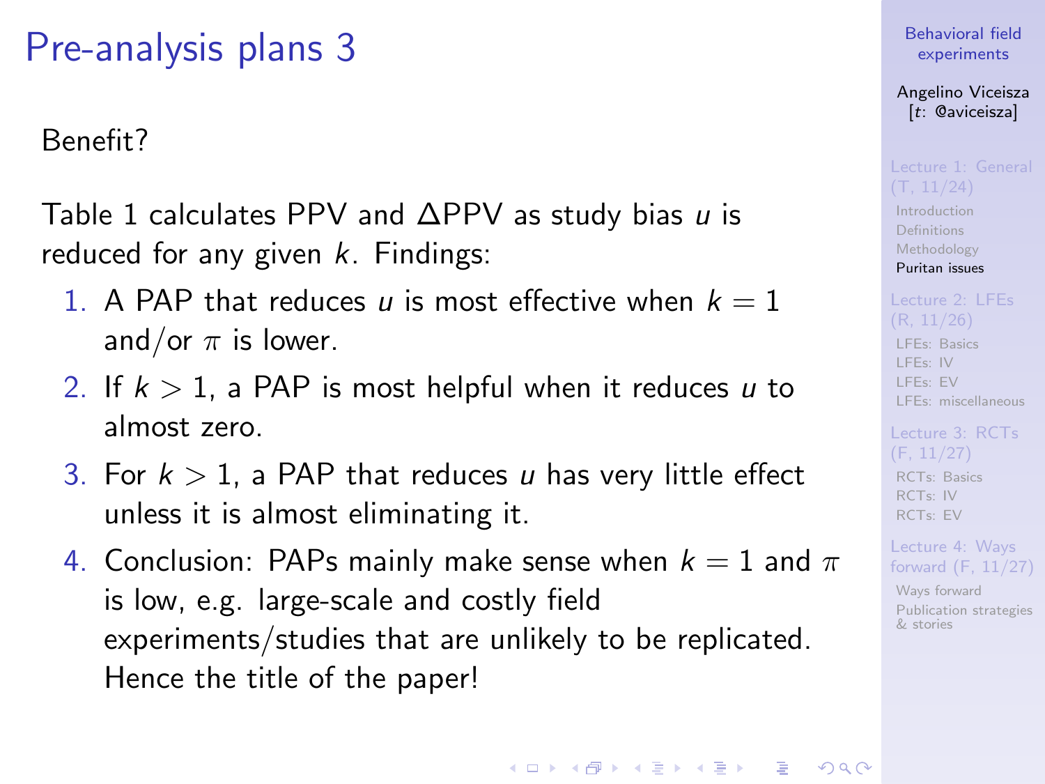# Pre-analysis plans 3

Benefit?

Table 1 calculates PPV and $\Delta$PPV as study bias $u$ is reduced for any given $k$. Findings:

1. A PAP that reduces $u$ is most effective when $k = 1$ and/or $\pi$ is lower.
2. If $k > 1$, a PAP is most helpful when it reduces $u$ to almost zero.
3. For $k > 1$, a PAP that reduces $u$ has very little effect unless it is almost eliminating it.
4. Conclusion: PAPs mainly make sense when $k = 1$ and $\pi$ is low, e.g. large-scale and costly field experiments/studies that are unlikely to be replicated. Hence the title of the paper!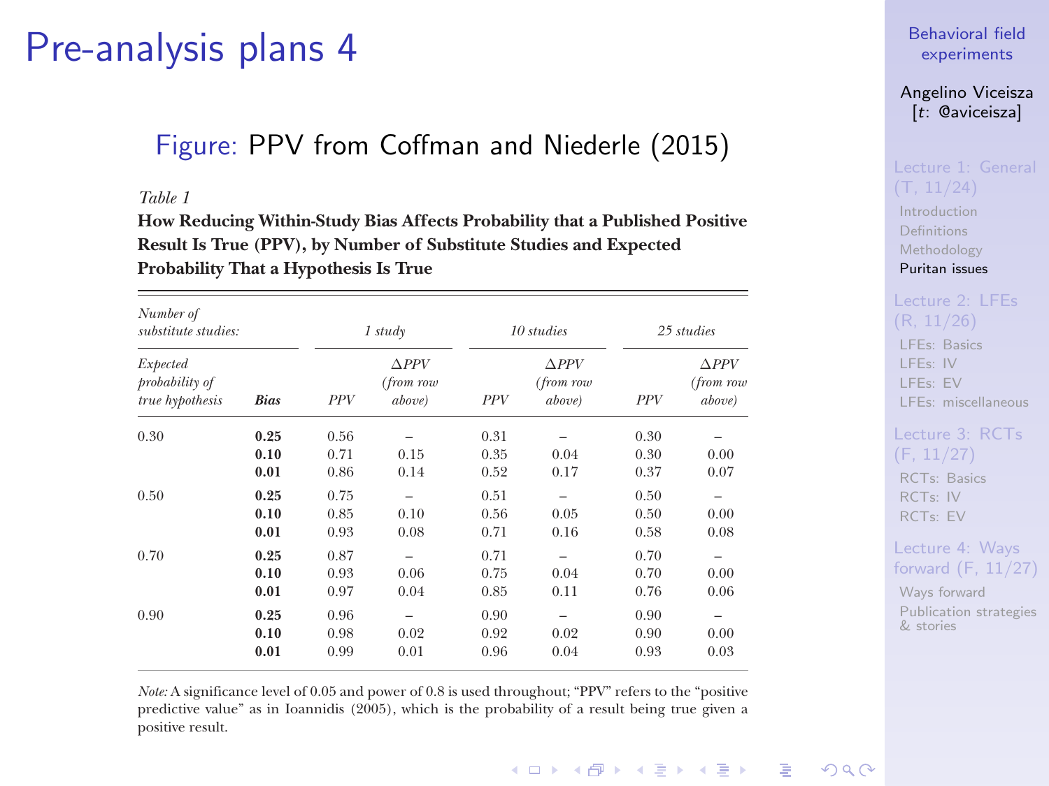# Pre-analysis plans 4

Figure: PPV from Coffman and Niederle (2015)

*Table 1*

**How Reducing Within-Study Bias Affects Probability that a Published Positive Result Is True (PPV), by Number of Substitute Studies and Expected Probability That a Hypothesis Is True**

| *Number of substitute studies:* | | *1 study* | | *10 studies* | | *25 studies* | |
|---|---|---|---|---|---|---|---|
| *Expected probability of true hypothesis* | **Bias** | *PPV* | *ΔPPV (from row above)* | *PPV* | *ΔPPV (from row above)* | *PPV* | *ΔPPV (from row above)* |
| 0.30 | **0.25** | 0.56 | – | 0.31 | – | 0.30 | – |
| | **0.10** | 0.71 | 0.15 | 0.35 | 0.04 | 0.30 | 0.00 |
| | **0.01** | 0.86 | 0.14 | 0.52 | 0.17 | 0.37 | 0.07 |
| 0.50 | **0.25** | 0.75 | – | 0.51 | – | 0.50 | – |
| | **0.10** | 0.85 | 0.10 | 0.56 | 0.05 | 0.50 | 0.00 |
| | **0.01** | 0.93 | 0.08 | 0.71 | 0.16 | 0.58 | 0.08 |
| 0.70 | **0.25** | 0.87 | – | 0.71 | – | 0.70 | – |
| | **0.10** | 0.93 | 0.06 | 0.75 | 0.04 | 0.70 | 0.00 |
| | **0.01** | 0.97 | 0.04 | 0.85 | 0.11 | 0.76 | 0.06 |
| 0.90 | **0.25** | 0.96 | – | 0.90 | – | 0.90 | – |
| | **0.10** | 0.98 | 0.02 | 0.92 | 0.02 | 0.90 | 0.00 |
| | **0.01** | 0.99 | 0.01 | 0.96 | 0.04 | 0.93 | 0.03 |

*Note:* A significance level of 0.05 and power of 0.8 is used throughout; "PPV" refers to the "positive predictive value" as in Ioannidis (2005), which is the probability of a result being true given a positive result.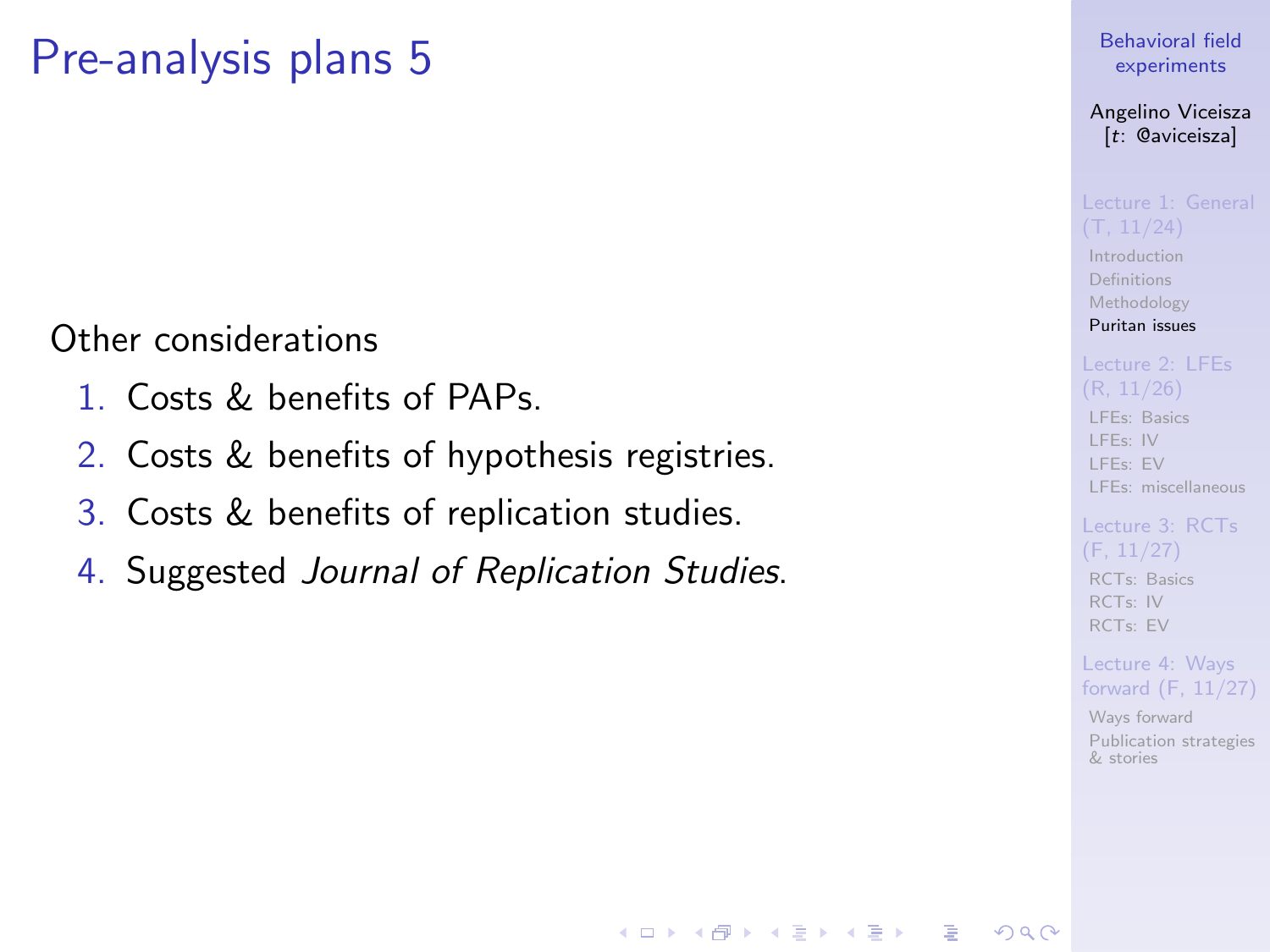# Pre-analysis plans 5

Other considerations

1. Costs & benefits of PAPs.
2. Costs & benefits of hypothesis registries.
3. Costs & benefits of replication studies.
4. Suggested *Journal of Replication Studies*.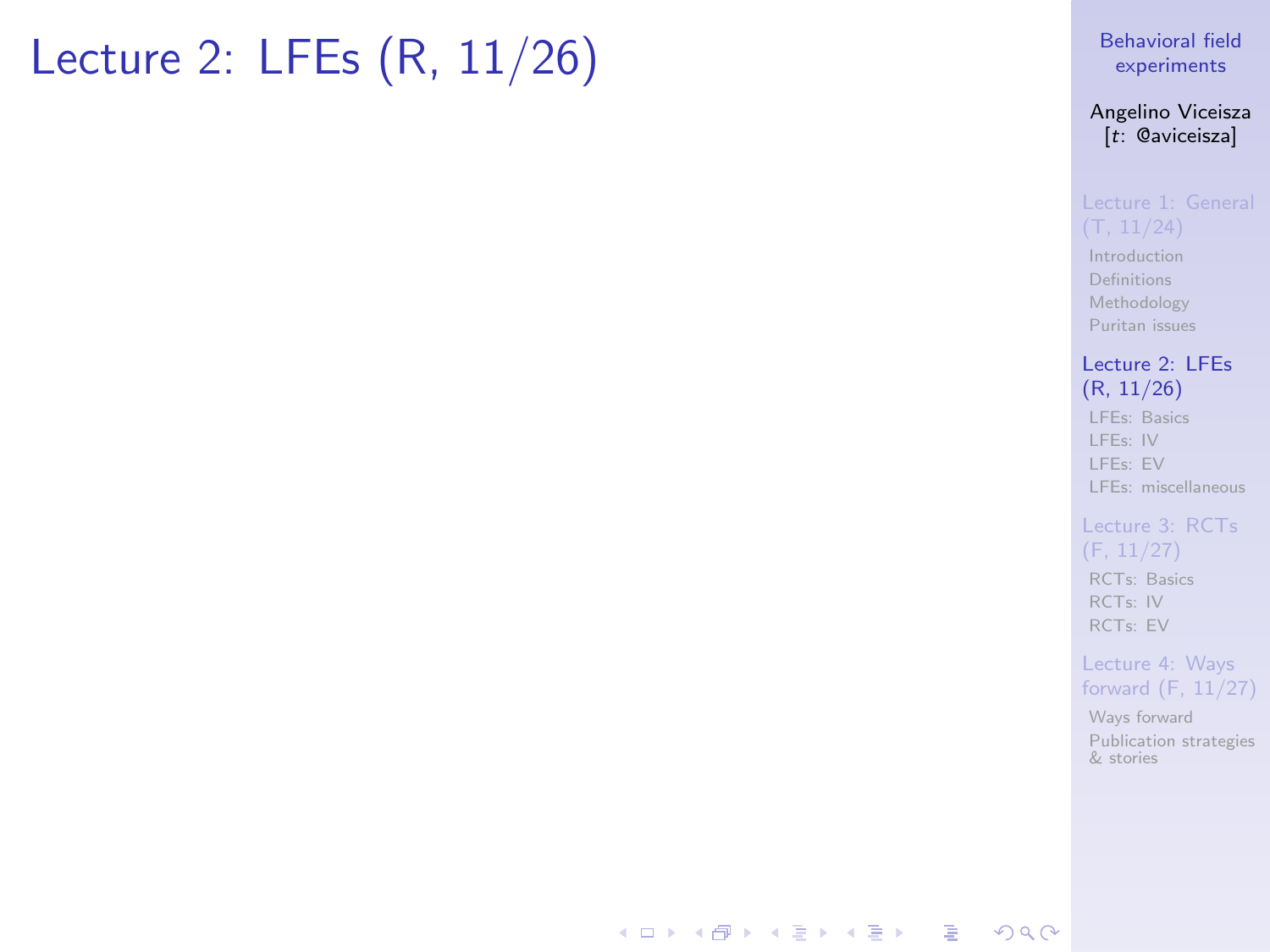# Lecture 2: LFEs (R, 11/26)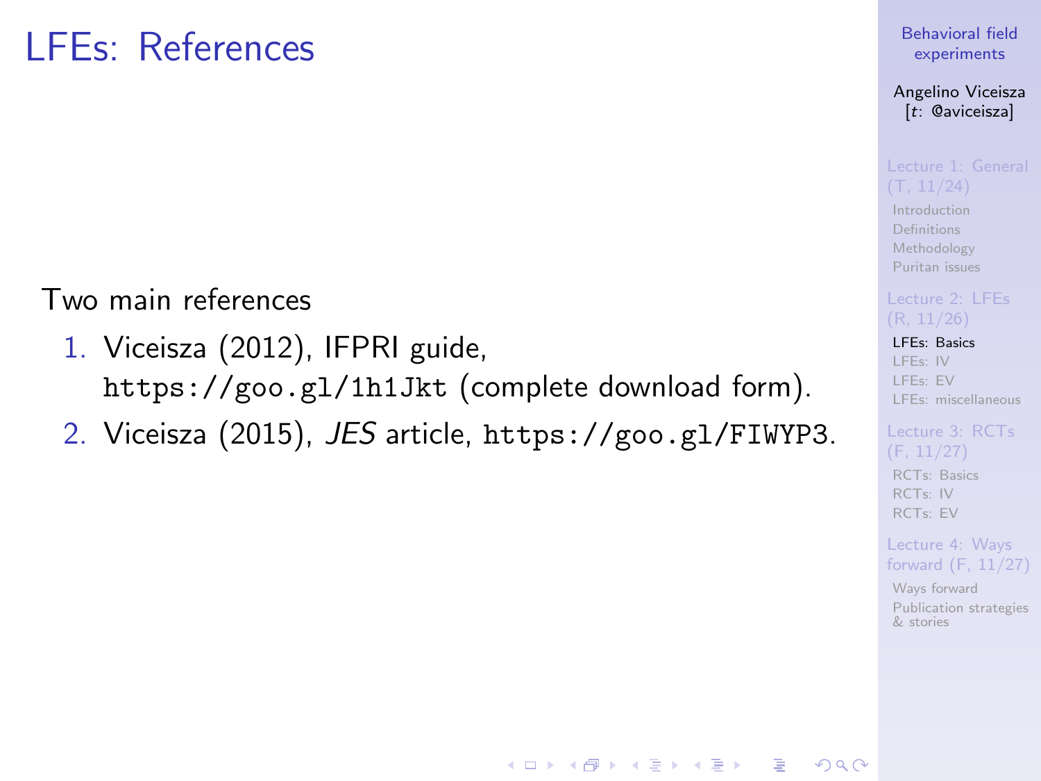# LFEs: References

Two main references

1. Viceisza (2012), IFPRI guide, `https://goo.gl/1h1Jkt` (complete download form).
2. Viceisza (2015), *JES* article, `https://goo.gl/FIWYP3`.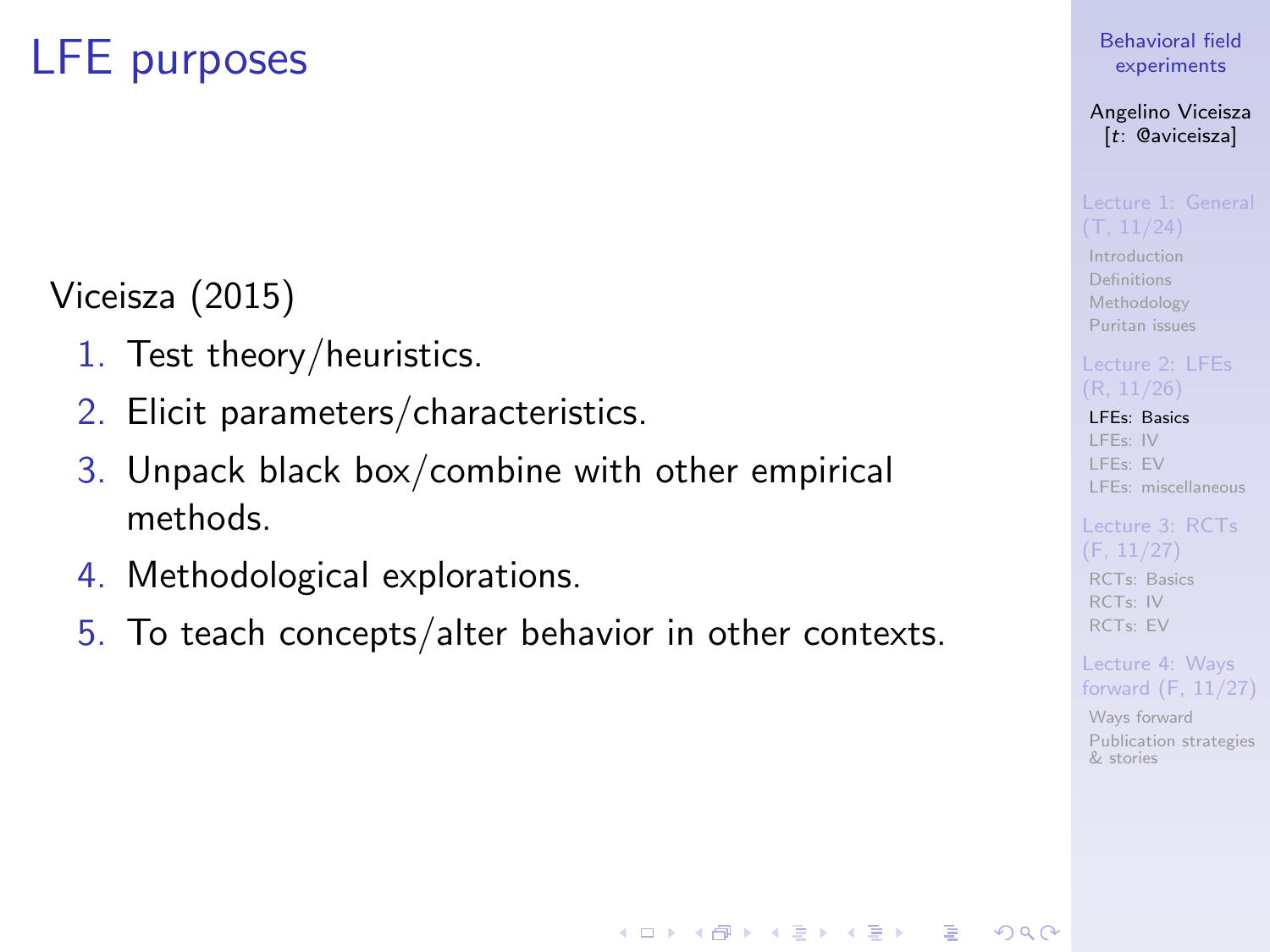# LFE purposes

Viceisza (2015)

1. Test theory/heuristics.
2. Elicit parameters/characteristics.
3. Unpack black box/combine with other empirical methods.
4. Methodological explorations.
5. To teach concepts/alter behavior in other contexts.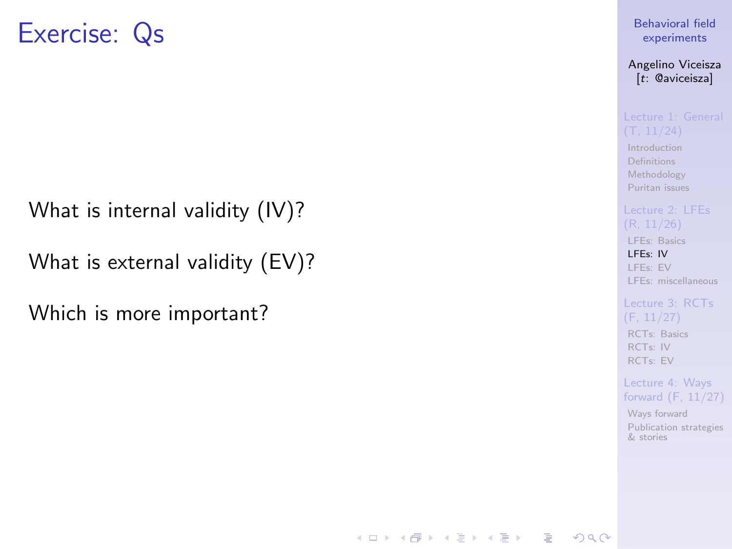# Exercise: Qs

What is internal validity (IV)?

What is external validity (EV)?

Which is more important?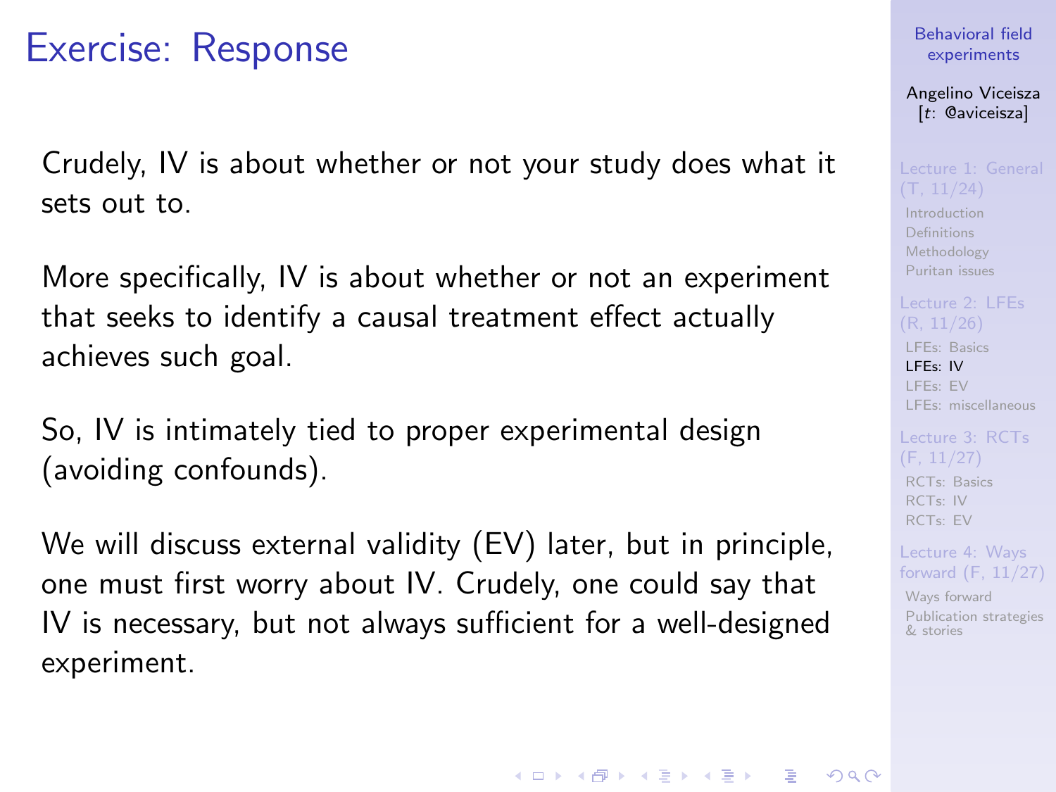# Exercise: Response

Crudely, IV is about whether or not your study does what it sets out to.

More specifically, IV is about whether or not an experiment that seeks to identify a causal treatment effect actually achieves such goal.

So, IV is intimately tied to proper experimental design (avoiding confounds).

We will discuss external validity (EV) later, but in principle, one must first worry about IV. Crudely, one could say that IV is necessary, but not always sufficient for a well-designed experiment.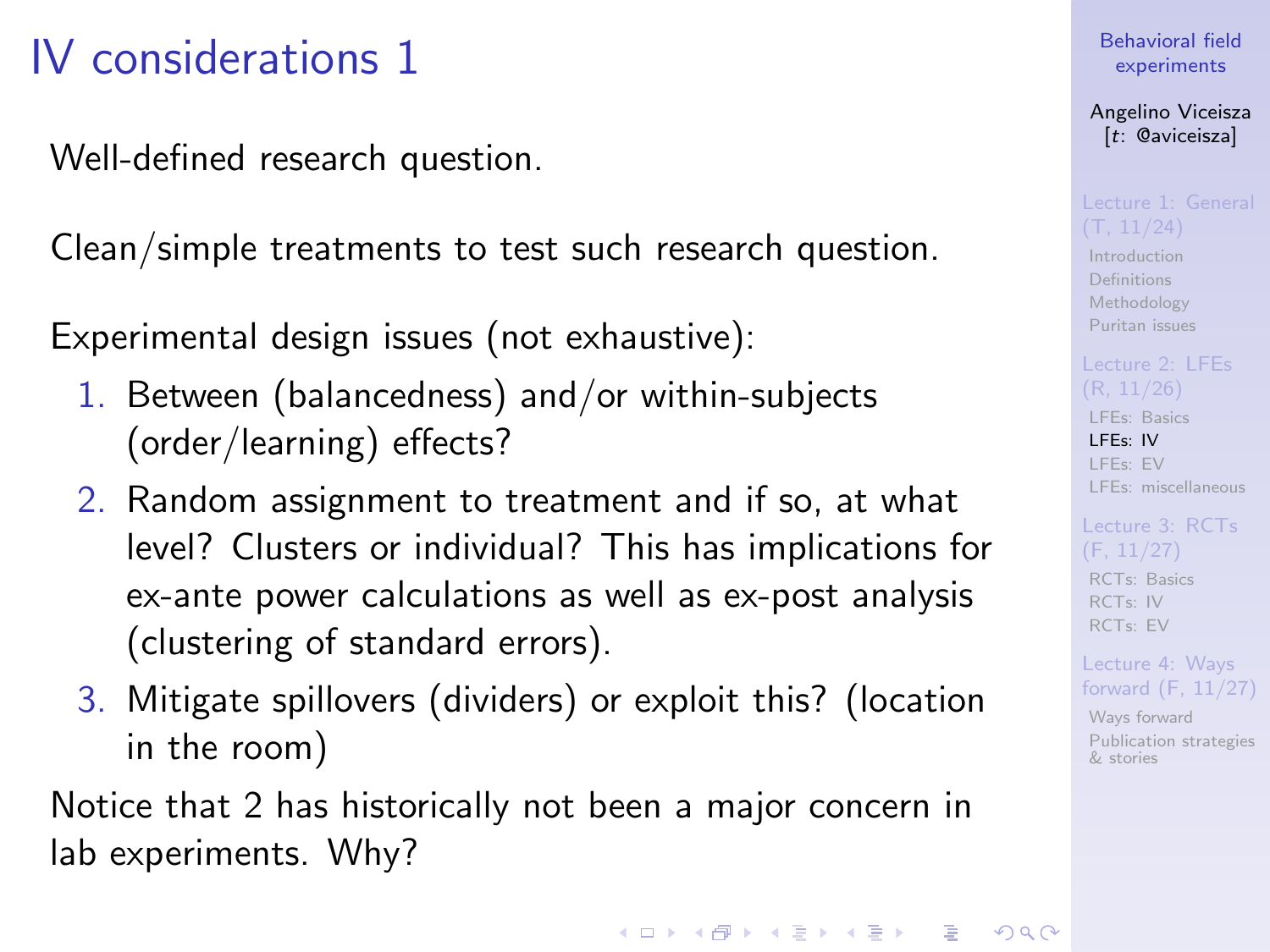# IV considerations 1

Well-defined research question.

Clean/simple treatments to test such research question.

Experimental design issues (not exhaustive):

1. Between (balancedness) and/or within-subjects (order/learning) effects?
2. Random assignment to treatment and if so, at what level? Clusters or individual? This has implications for ex-ante power calculations as well as ex-post analysis (clustering of standard errors).
3. Mitigate spillovers (dividers) or exploit this? (location in the room)

Notice that 2 has historically not been a major concern in lab experiments. Why?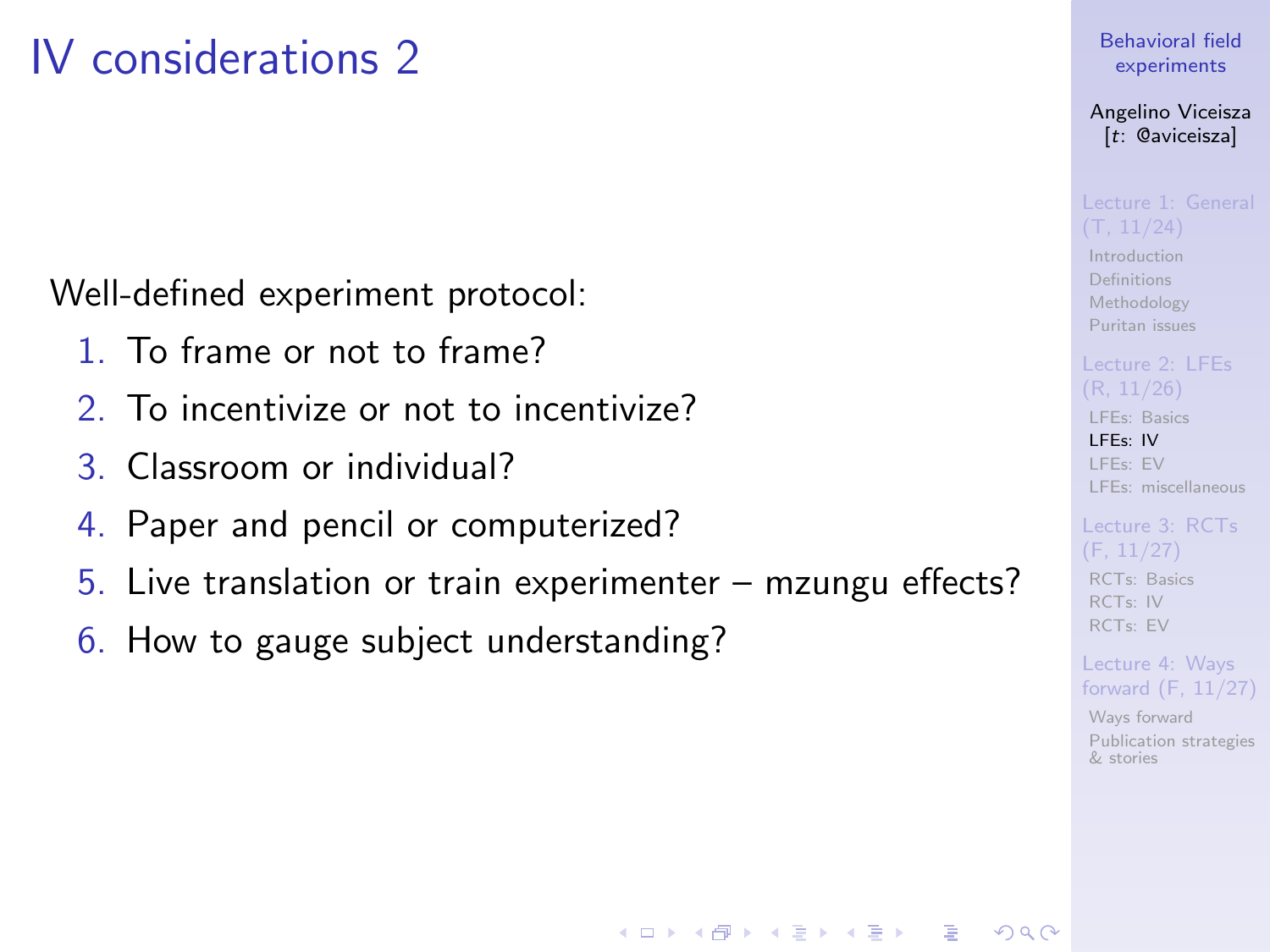# IV considerations 2

Well-defined experiment protocol:

1. To frame or not to frame?
2. To incentivize or not to incentivize?
3. Classroom or individual?
4. Paper and pencil or computerized?
5. Live translation or train experimenter – mzungu effects?
6. How to gauge subject understanding?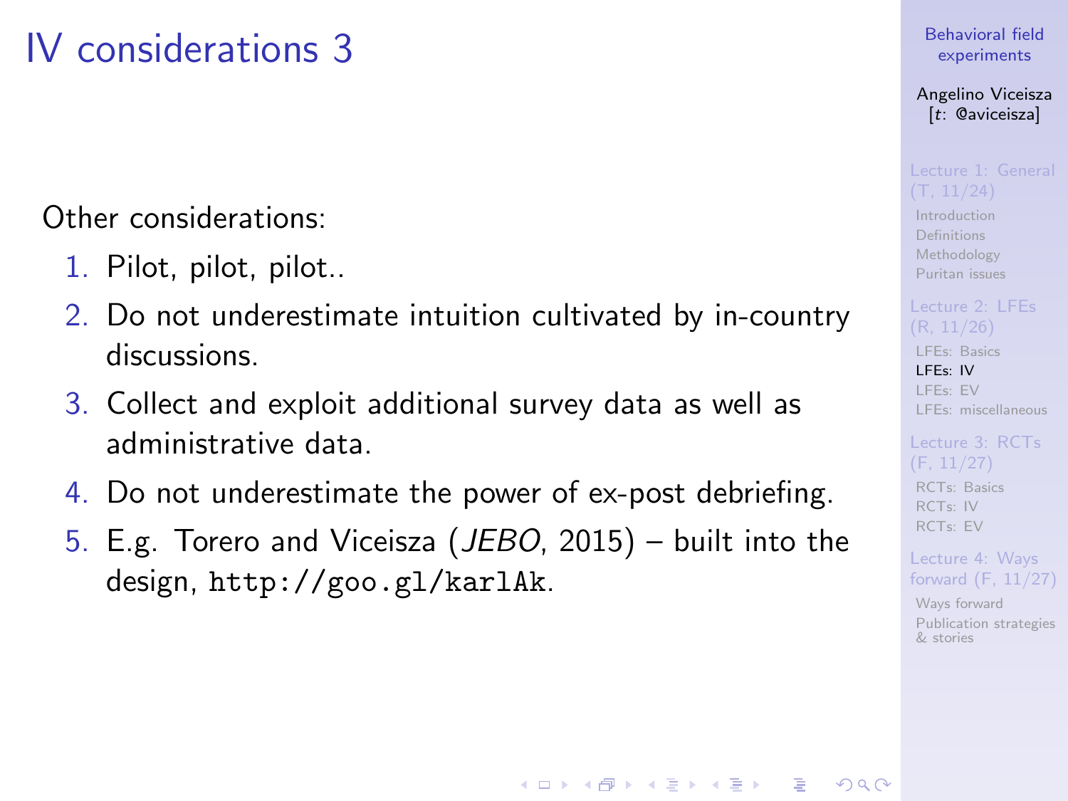# IV considerations 3

Other considerations:

1. Pilot, pilot, pilot..
2. Do not underestimate intuition cultivated by in-country discussions.
3. Collect and exploit additional survey data as well as administrative data.
4. Do not underestimate the power of ex-post debriefing.
5. E.g. Torero and Viceisza (*JEBO*, 2015) – built into the design, `http://goo.gl/karlAk`.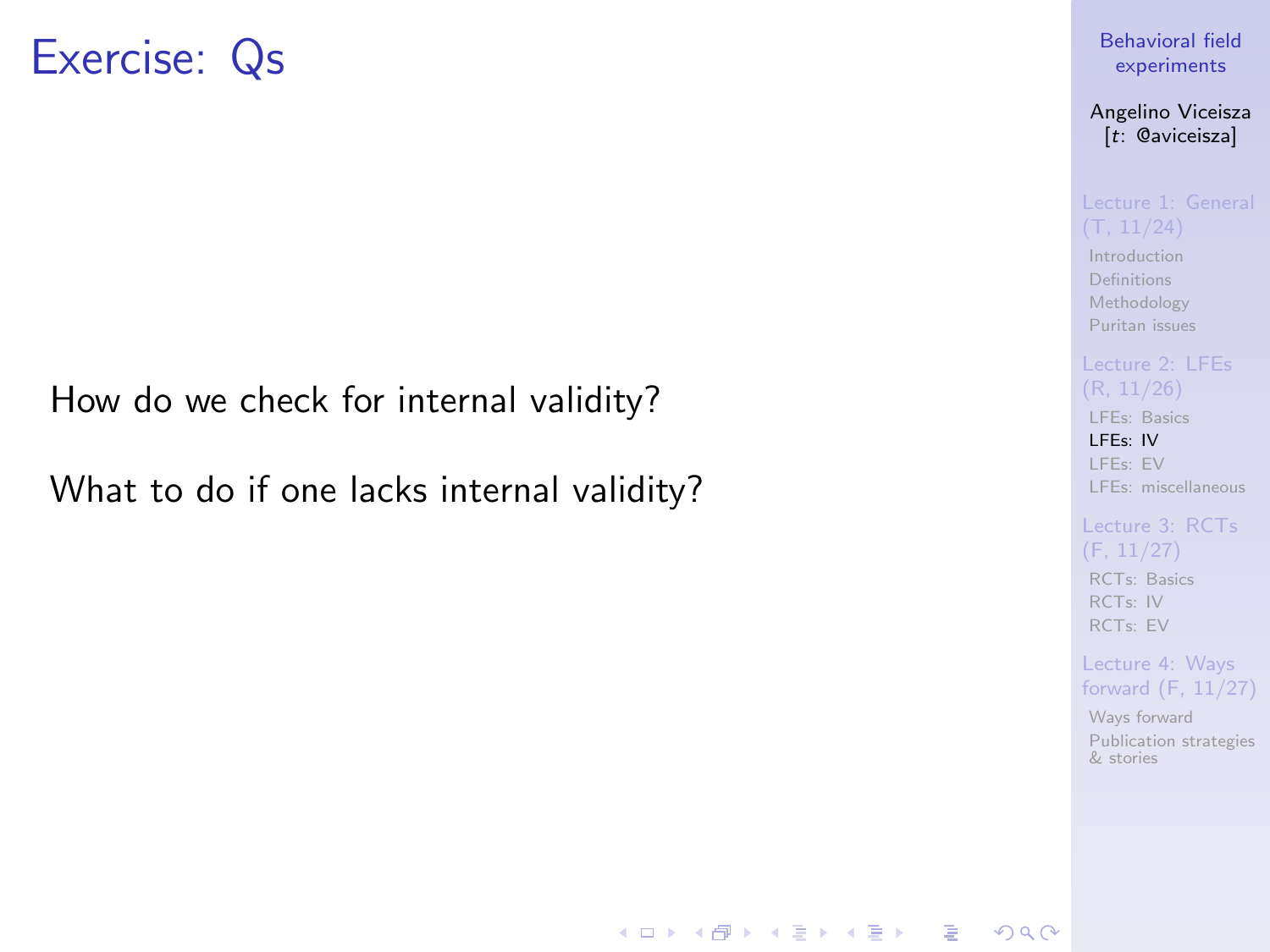# Exercise: Qs

How do we check for internal validity?

What to do if one lacks internal validity?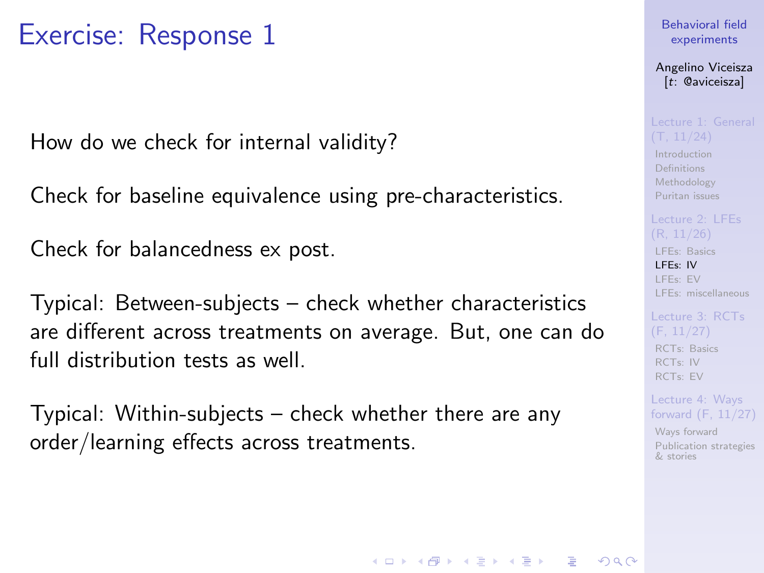# Exercise: Response 1

How do we check for internal validity?

Check for baseline equivalence using pre-characteristics.

Check for balancedness ex post.

Typical: Between-subjects – check whether characteristics are different across treatments on average. But, one can do full distribution tests as well.

Typical: Within-subjects – check whether there are any order/learning effects across treatments.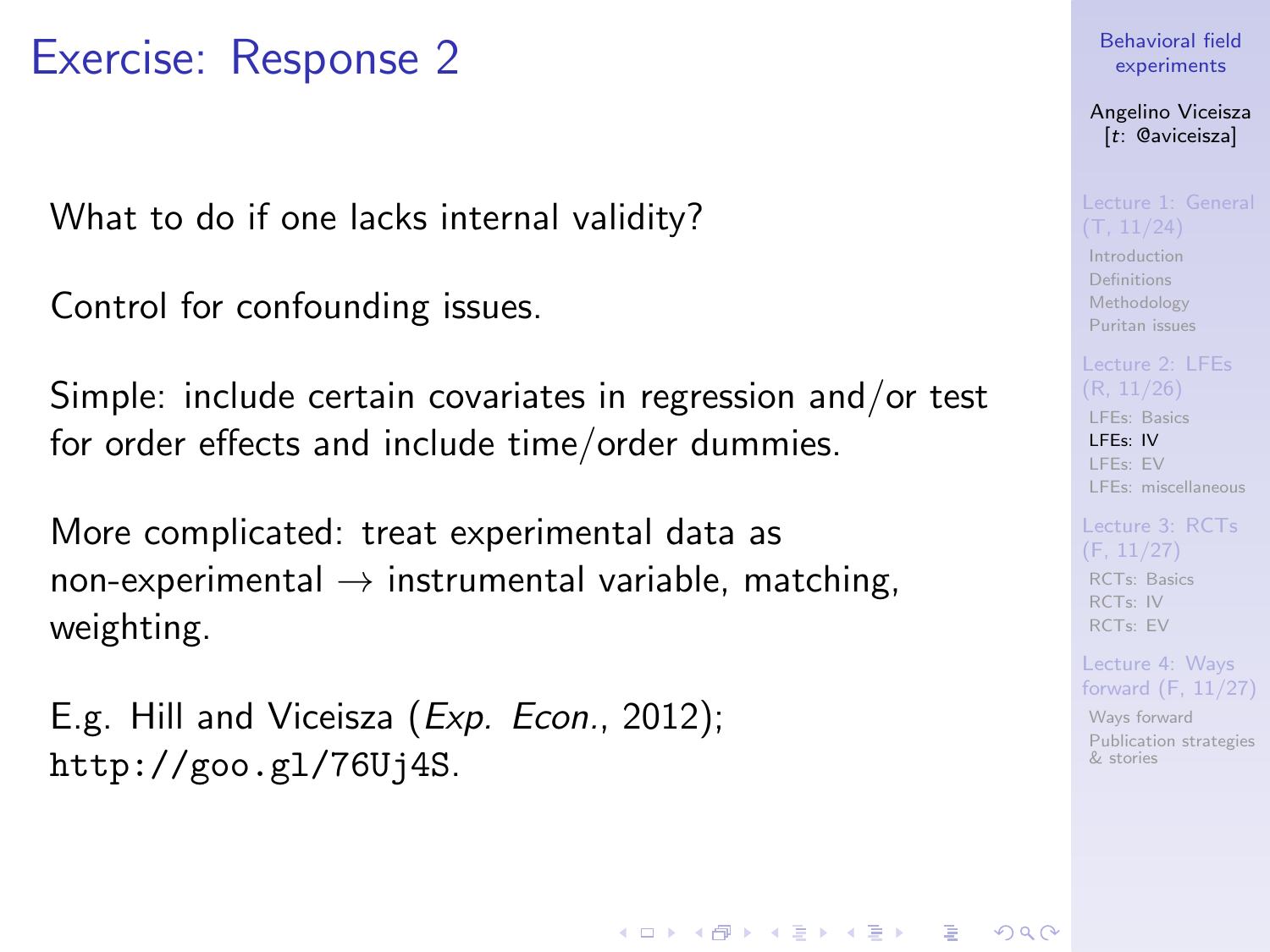# Exercise: Response 2

What to do if one lacks internal validity?

Control for confounding issues.

Simple: include certain covariates in regression and/or test for order effects and include time/order dummies.

More complicated: treat experimental data as non-experimental $\rightarrow$ instrumental variable, matching, weighting.

E.g. Hill and Viceisza (*Exp. Econ.*, 2012); `http://goo.gl/76Uj4S`.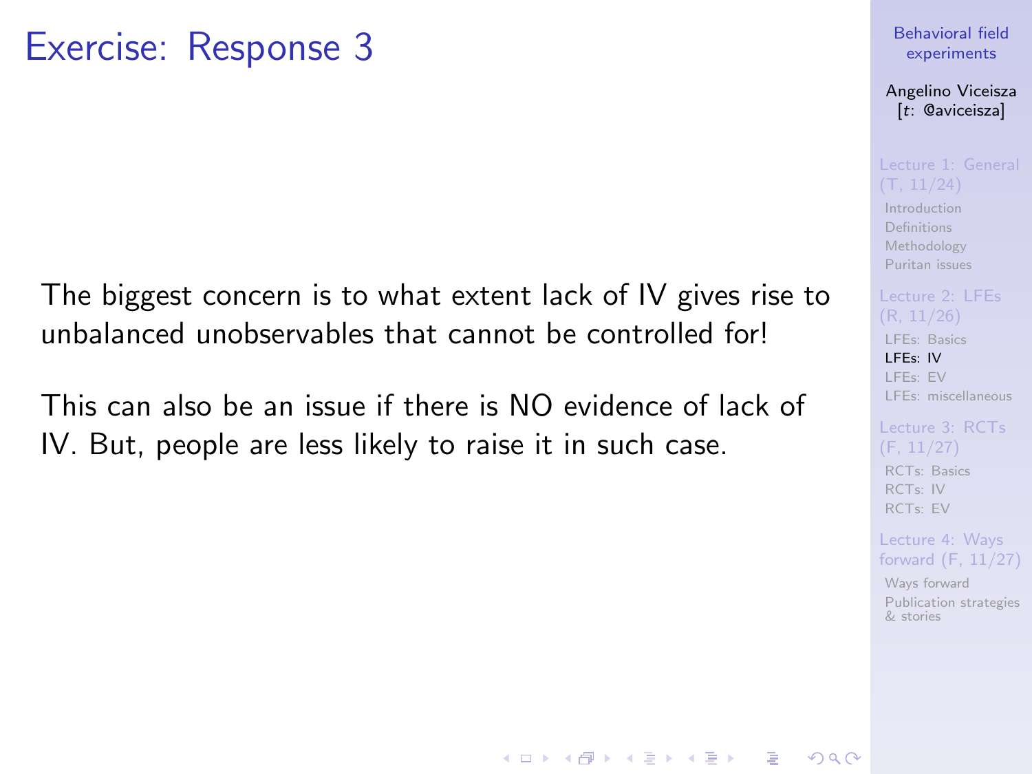# Exercise: Response 3

The biggest concern is to what extent lack of IV gives rise to unbalanced unobservables that cannot be controlled for!

This can also be an issue if there is NO evidence of lack of IV. But, people are less likely to raise it in such case.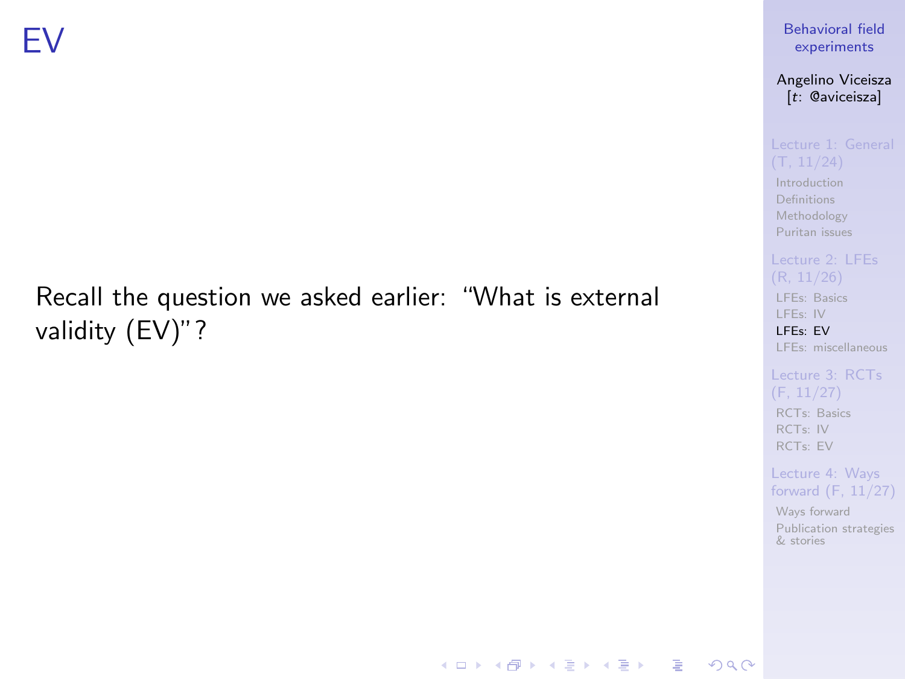# EV

Recall the question we asked earlier: "What is external validity (EV)"?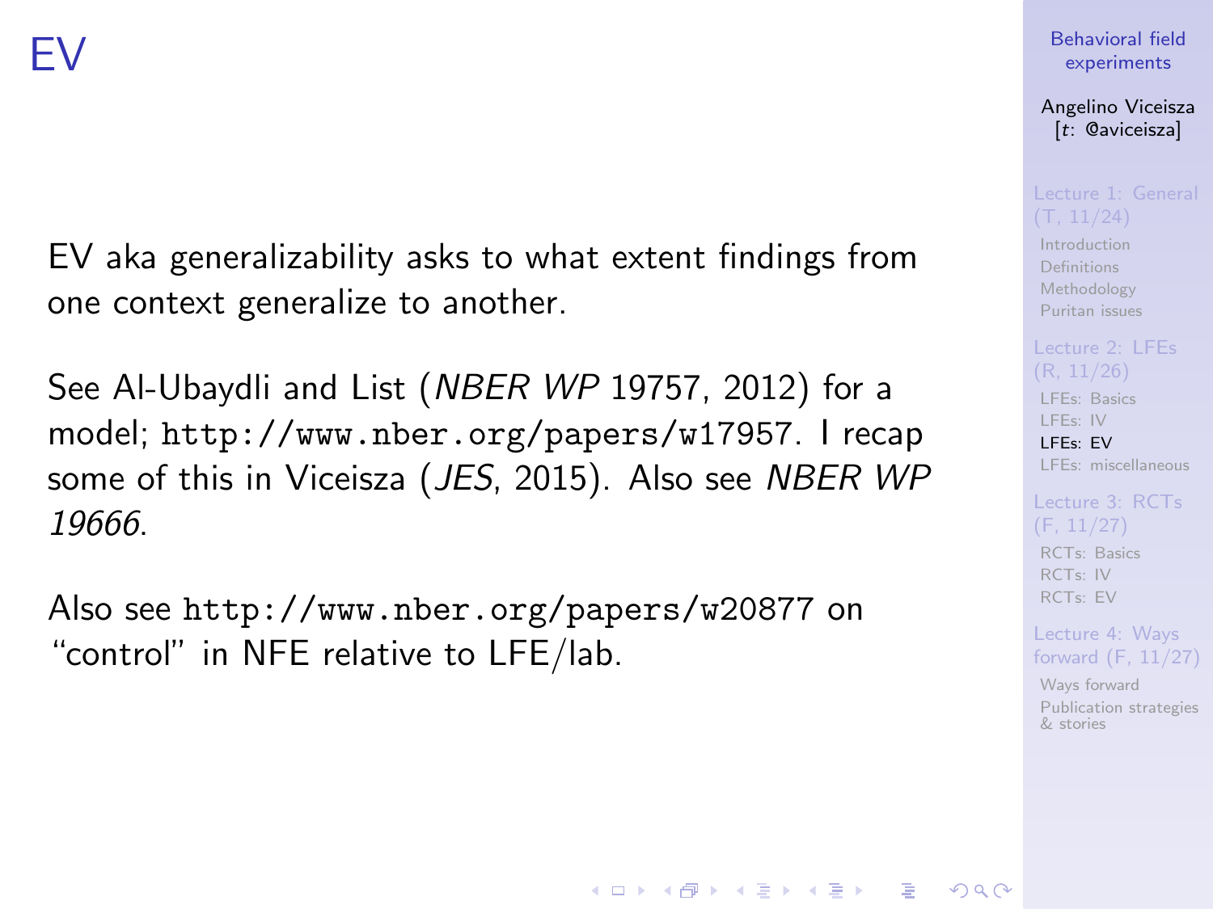# EV

EV aka generalizability asks to what extent findings from one context generalize to another.

See Al-Ubaydli and List (*NBER WP* 19757, 2012) for a model; `http://www.nber.org/papers/w17957`. I recap some of this in Viceisza (*JES*, 2015). Also see *NBER WP 19666*.

Also see `http://www.nber.org/papers/w20877` on "control" in NFE relative to LFE/lab.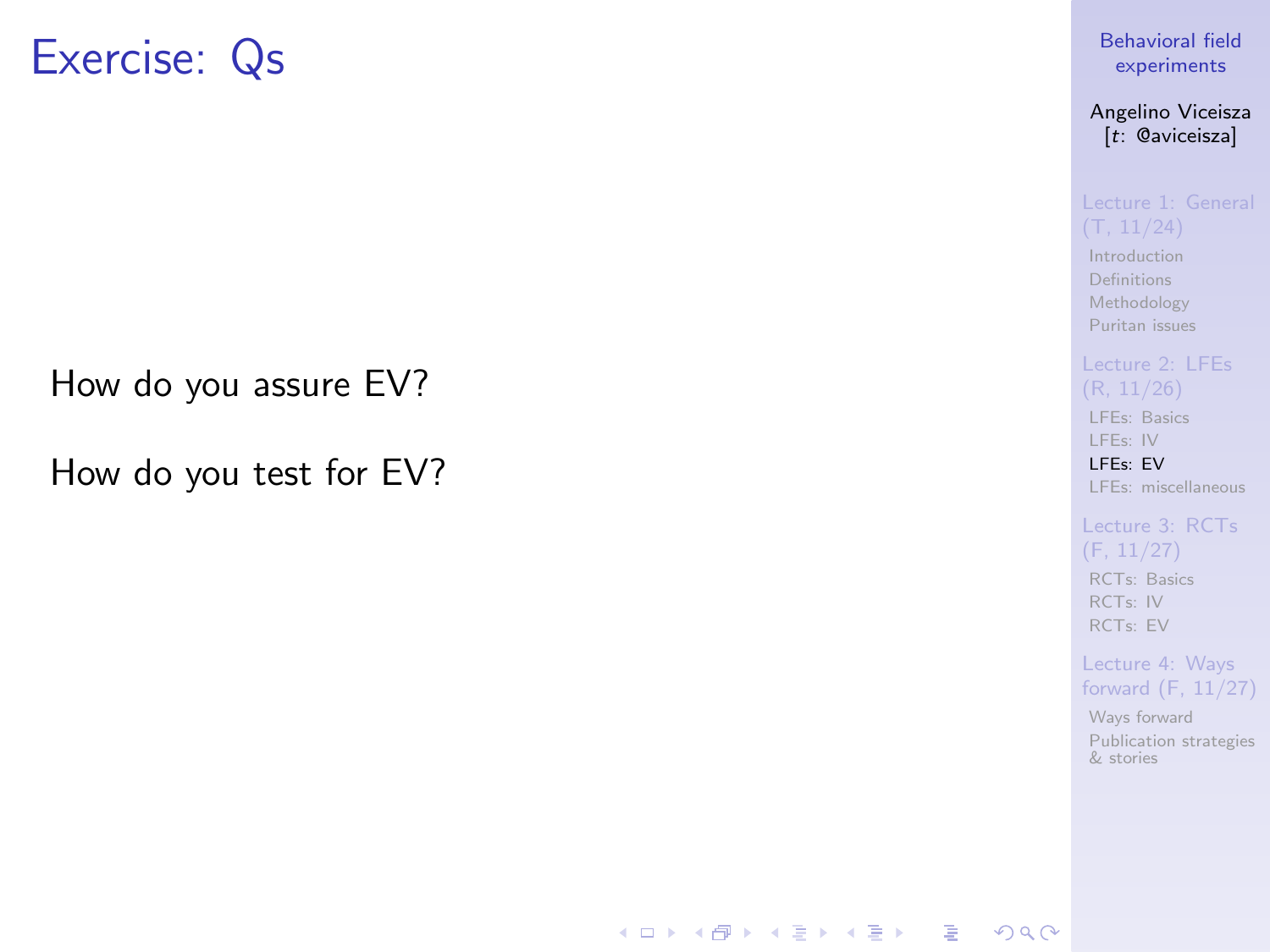# Exercise: Qs

How do you assure EV?

How do you test for EV?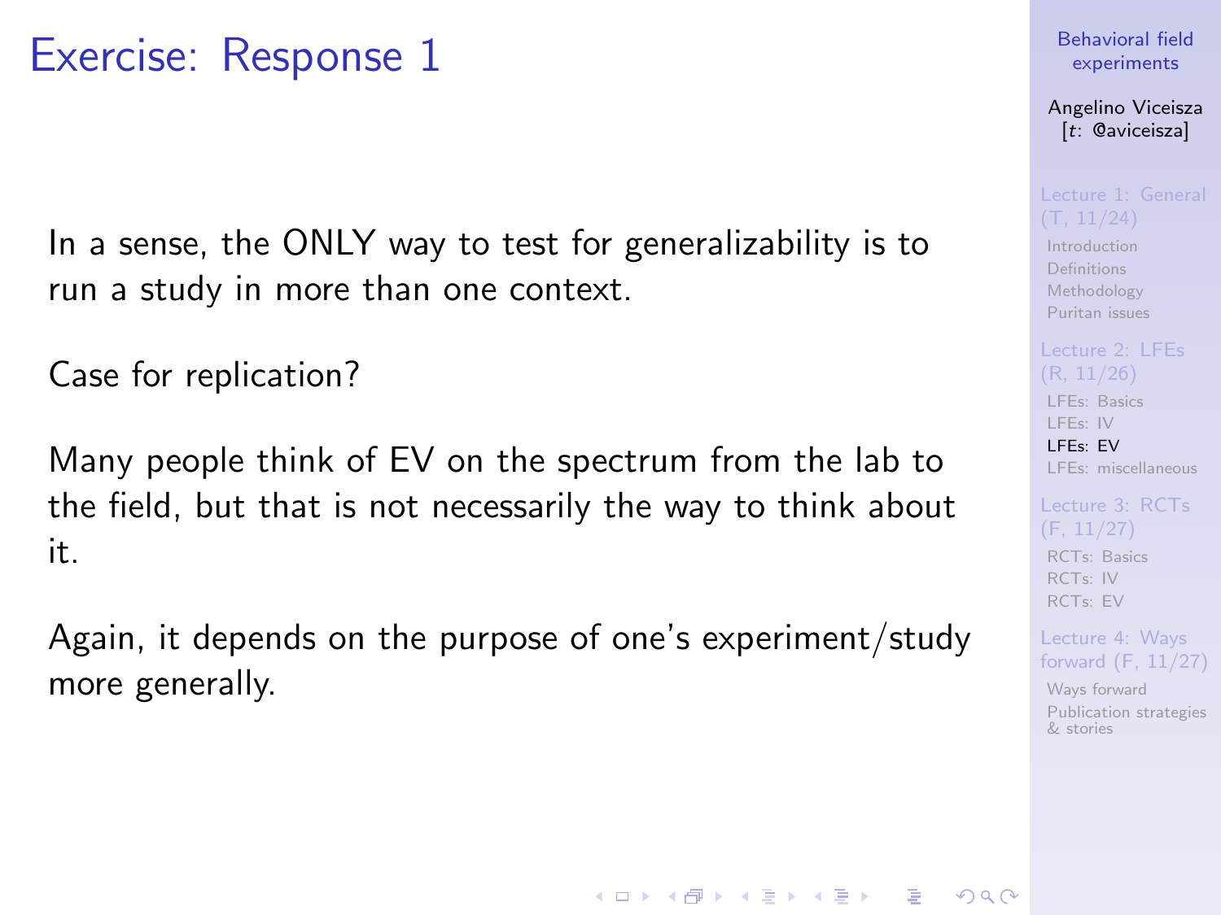# Exercise: Response 1

In a sense, the ONLY way to test for generalizability is to run a study in more than one context.

Case for replication?

Many people think of EV on the spectrum from the lab to the field, but that is not necessarily the way to think about it.

Again, it depends on the purpose of one's experiment/study more generally.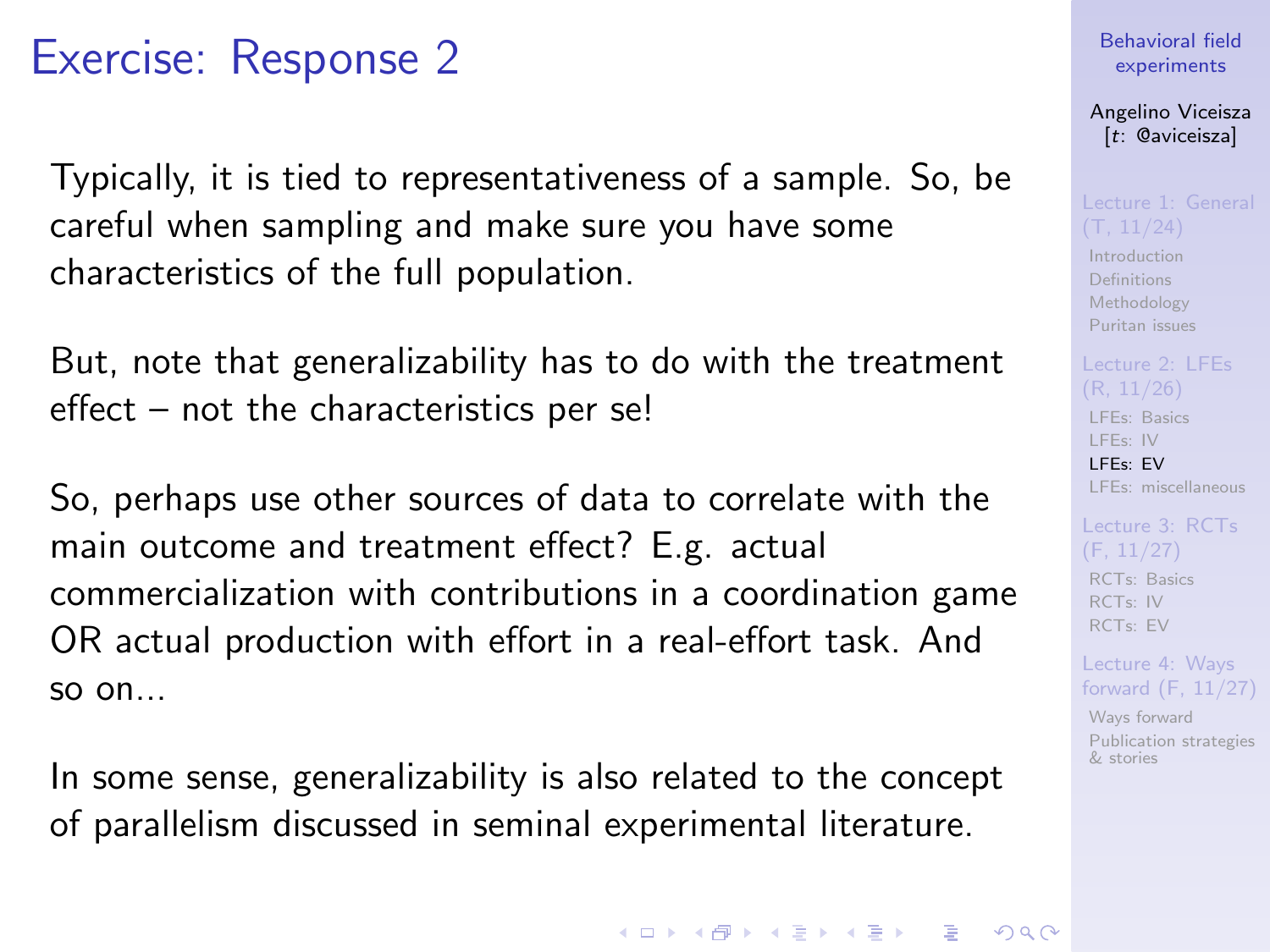# Exercise: Response 2

Typically, it is tied to representativeness of a sample. So, be careful when sampling and make sure you have some characteristics of the full population.

But, note that generalizability has to do with the treatment effect – not the characteristics per se!

So, perhaps use other sources of data to correlate with the main outcome and treatment effect? E.g. actual commercialization with contributions in a coordination game OR actual production with effort in a real-effort task. And so on...

In some sense, generalizability is also related to the concept of parallelism discussed in seminal experimental literature.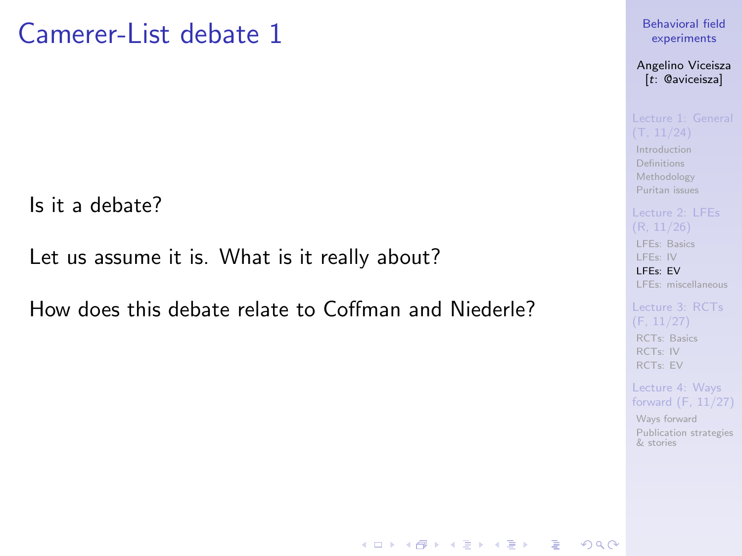# Camerer-List debate 1

Is it a debate?

Let us assume it is. What is it really about?

How does this debate relate to Coffman and Niederle?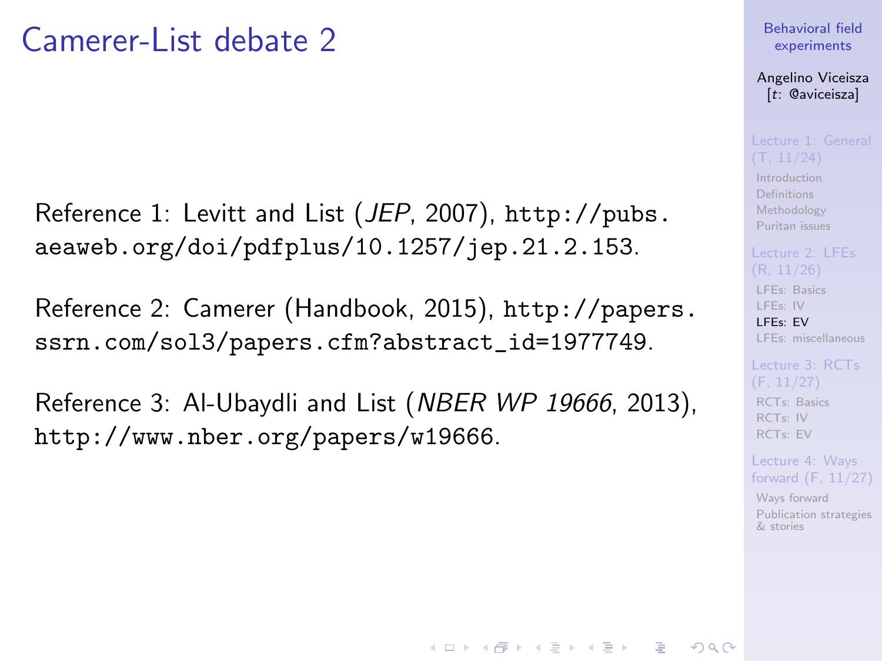# Camerer-List debate 2

Reference 1: Levitt and List (*JEP*, 2007), http://pubs.aeaweb.org/doi/pdfplus/10.1257/jep.21.2.153.

Reference 2: Camerer (Handbook, 2015), http://papers.ssrn.com/sol3/papers.cfm?abstract_id=1977749.

Reference 3: Al-Ubaydli and List (*NBER WP 19666*, 2013), http://www.nber.org/papers/w19666.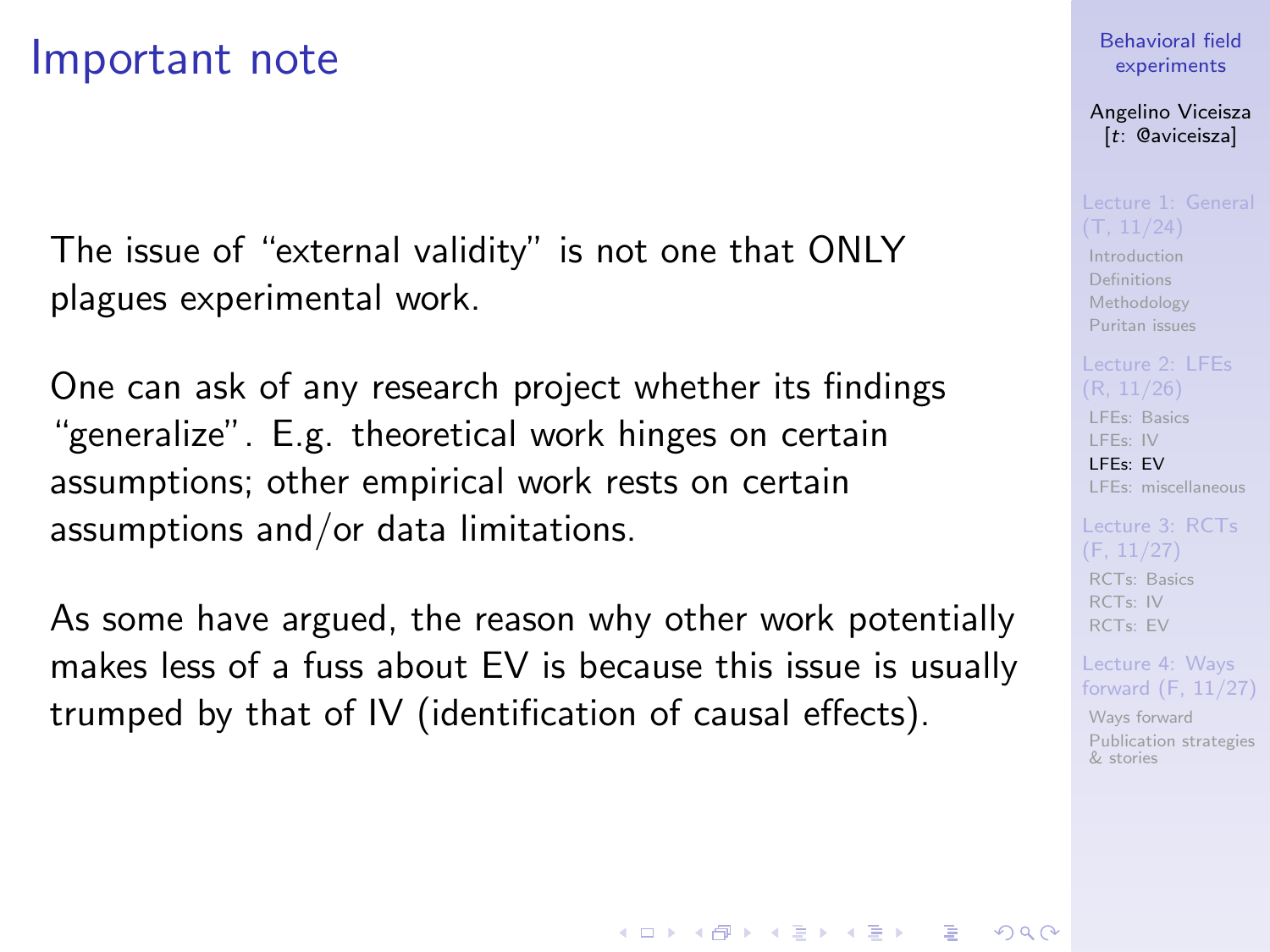# Important note

The issue of “external validity” is not one that ONLY plagues experimental work.

One can ask of any research project whether its findings “generalize”. E.g. theoretical work hinges on certain assumptions; other empirical work rests on certain assumptions and/or data limitations.

As some have argued, the reason why other work potentially makes less of a fuss about EV is because this issue is usually trumped by that of IV (identification of causal effects).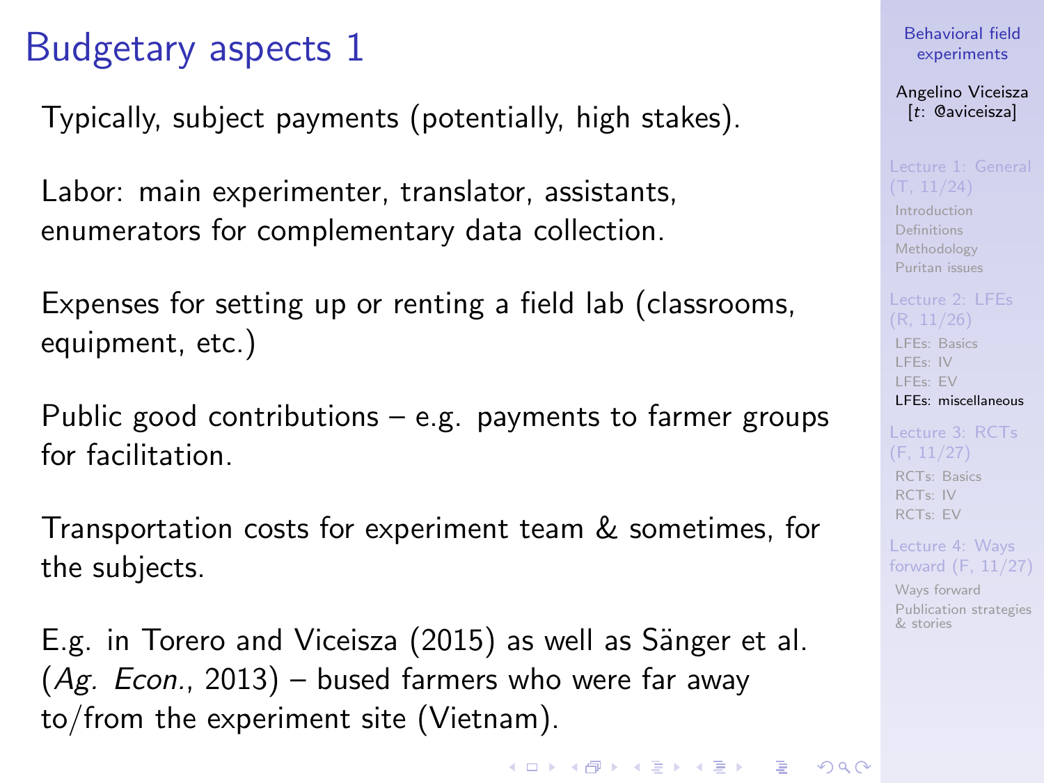# Budgetary aspects 1

Typically, subject payments (potentially, high stakes).

Labor: main experimenter, translator, assistants, enumerators for complementary data collection.

Expenses for setting up or renting a field lab (classrooms, equipment, etc.)

Public good contributions – e.g. payments to farmer groups for facilitation.

Transportation costs for experiment team & sometimes, for the subjects.

E.g. in Torero and Viceisza (2015) as well as Sänger et al. (*Ag. Econ.*, 2013) – bused farmers who were far away to/from the experiment site (Vietnam).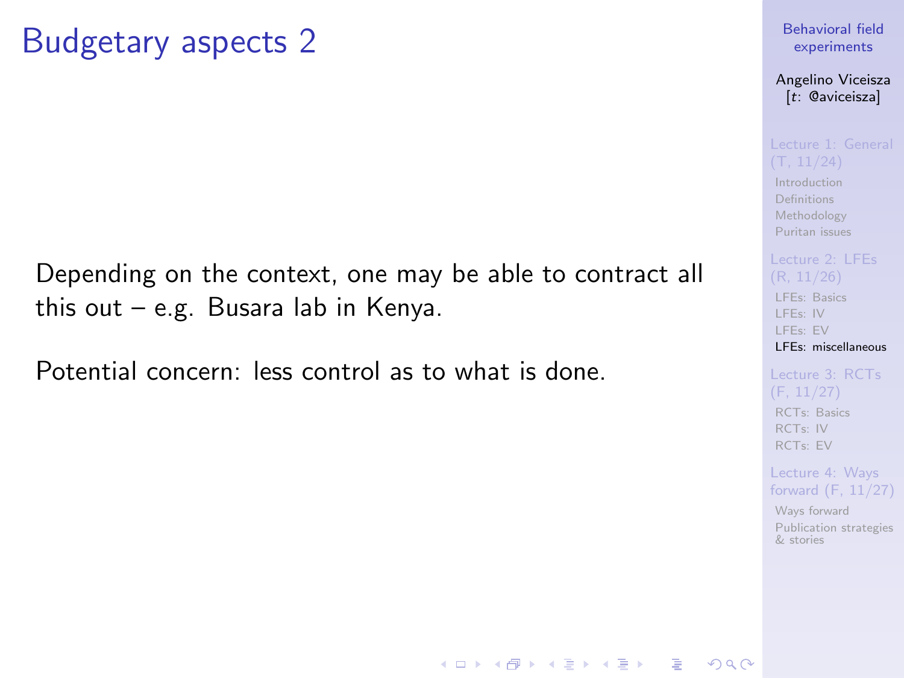# Budgetary aspects 2

Depending on the context, one may be able to contract all this out – e.g. Busara lab in Kenya.

Potential concern: less control as to what is done.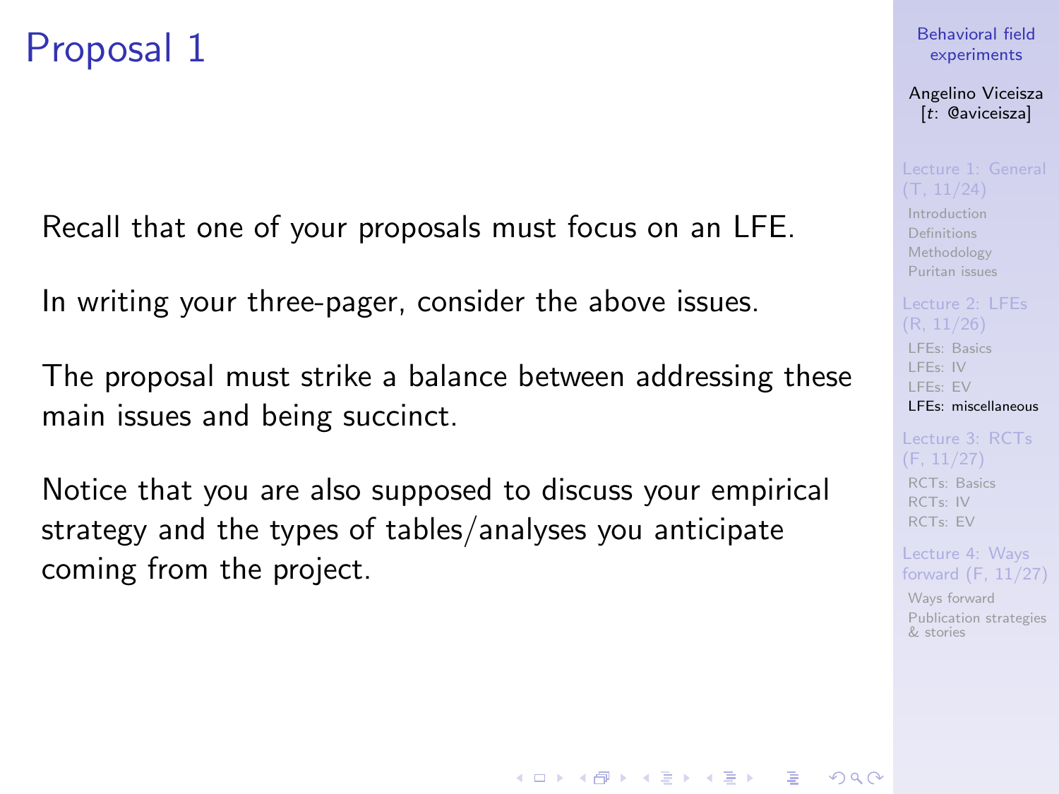# Proposal 1

Recall that one of your proposals must focus on an LFE.

In writing your three-pager, consider the above issues.

The proposal must strike a balance between addressing these main issues and being succinct.

Notice that you are also supposed to discuss your empirical strategy and the types of tables/analyses you anticipate coming from the project.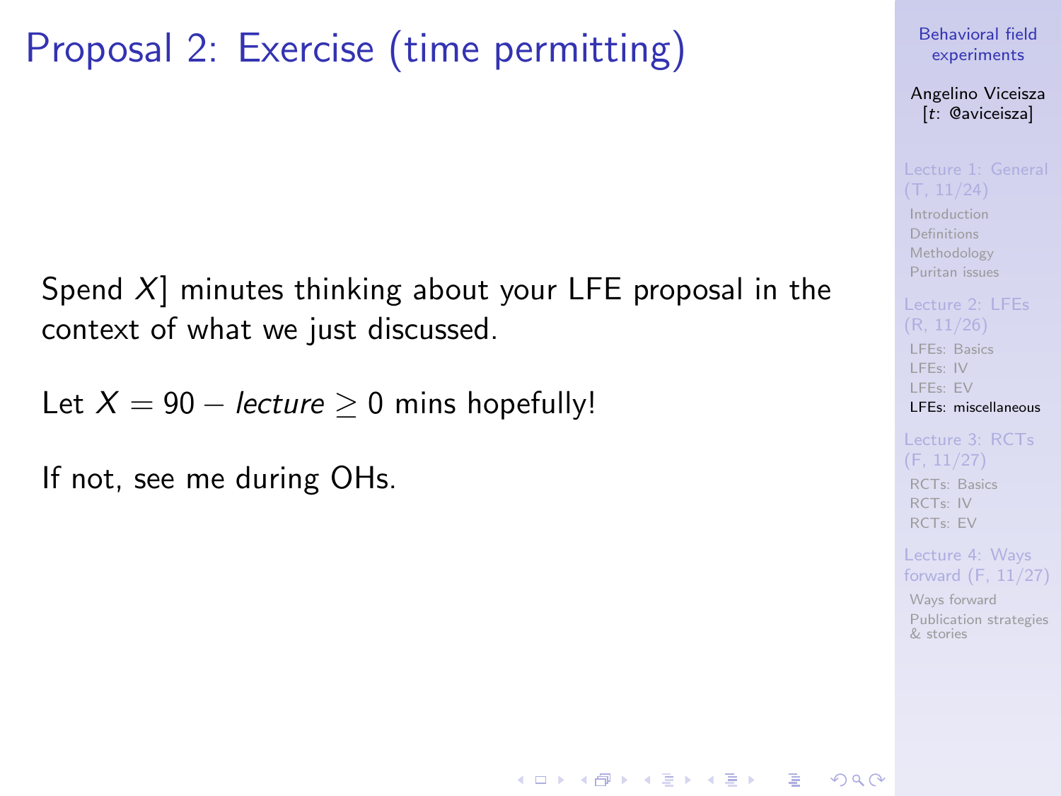# Proposal 2: Exercise (time permitting)

Spend $X$] minutes thinking about your LFE proposal in the context of what we just discussed.

Let $X = 90 - \textit{lecture} \geq 0$ mins hopefully!

If not, see me during OHs.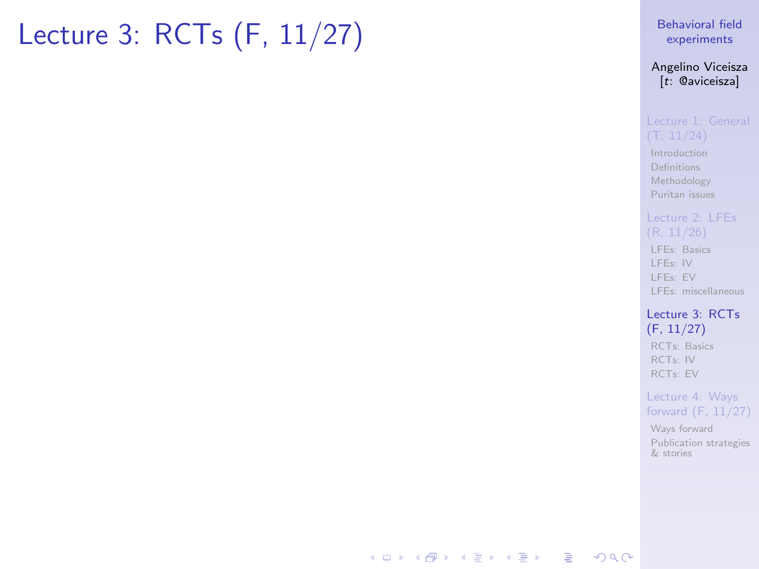# Lecture 3: RCTs (F, 11/27)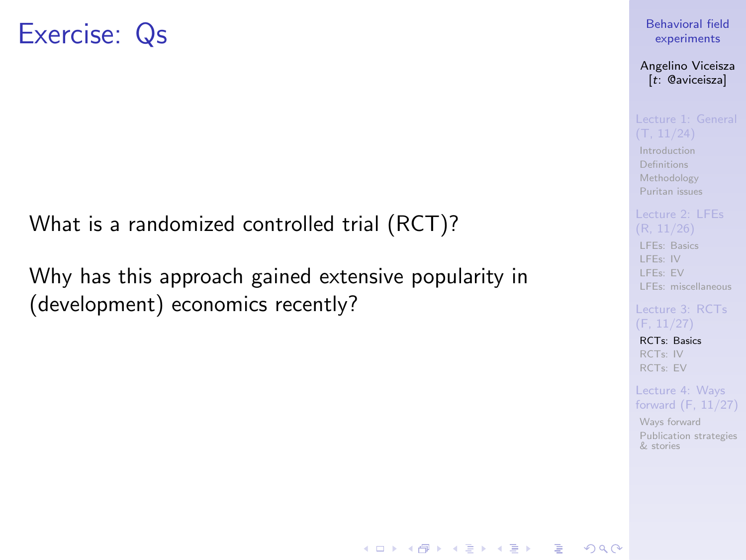# Exercise: Qs

What is a randomized controlled trial (RCT)?

Why has this approach gained extensive popularity in (development) economics recently?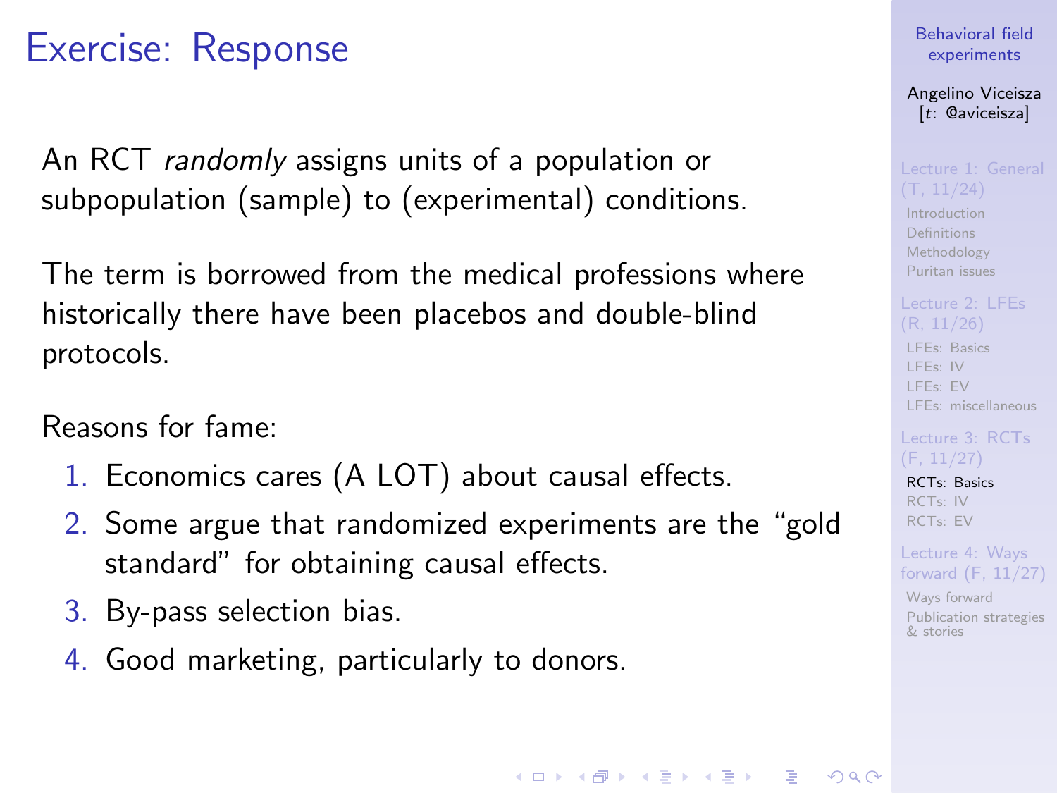# Exercise: Response

An RCT *randomly* assigns units of a population or subpopulation (sample) to (experimental) conditions.

The term is borrowed from the medical professions where historically there have been placebos and double-blind protocols.

Reasons for fame:

1. Economics cares (A LOT) about causal effects.
2. Some argue that randomized experiments are the "gold standard" for obtaining causal effects.
3. By-pass selection bias.
4. Good marketing, particularly to donors.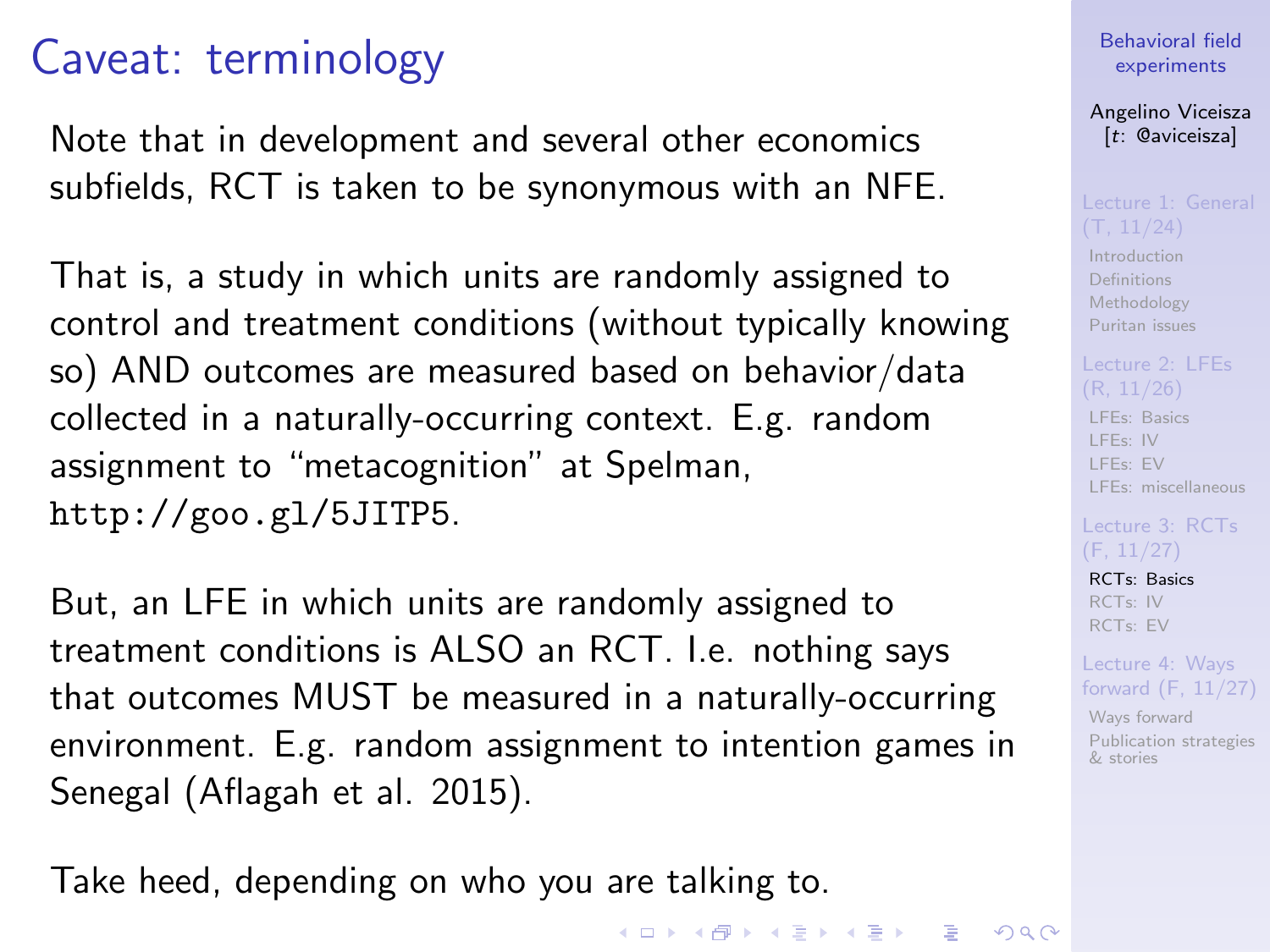# Caveat: terminology

Note that in development and several other economics subfields, RCT is taken to be synonymous with an NFE.

That is, a study in which units are randomly assigned to control and treatment conditions (without typically knowing so) AND outcomes are measured based on behavior/data collected in a naturally-occurring context. E.g. random assignment to "metacognition" at Spelman, `http://goo.gl/5JITP5`.

But, an LFE in which units are randomly assigned to treatment conditions is ALSO an RCT. I.e. nothing says that outcomes MUST be measured in a naturally-occurring environment. E.g. random assignment to intention games in Senegal (Aflagah et al. 2015).

Take heed, depending on who you are talking to.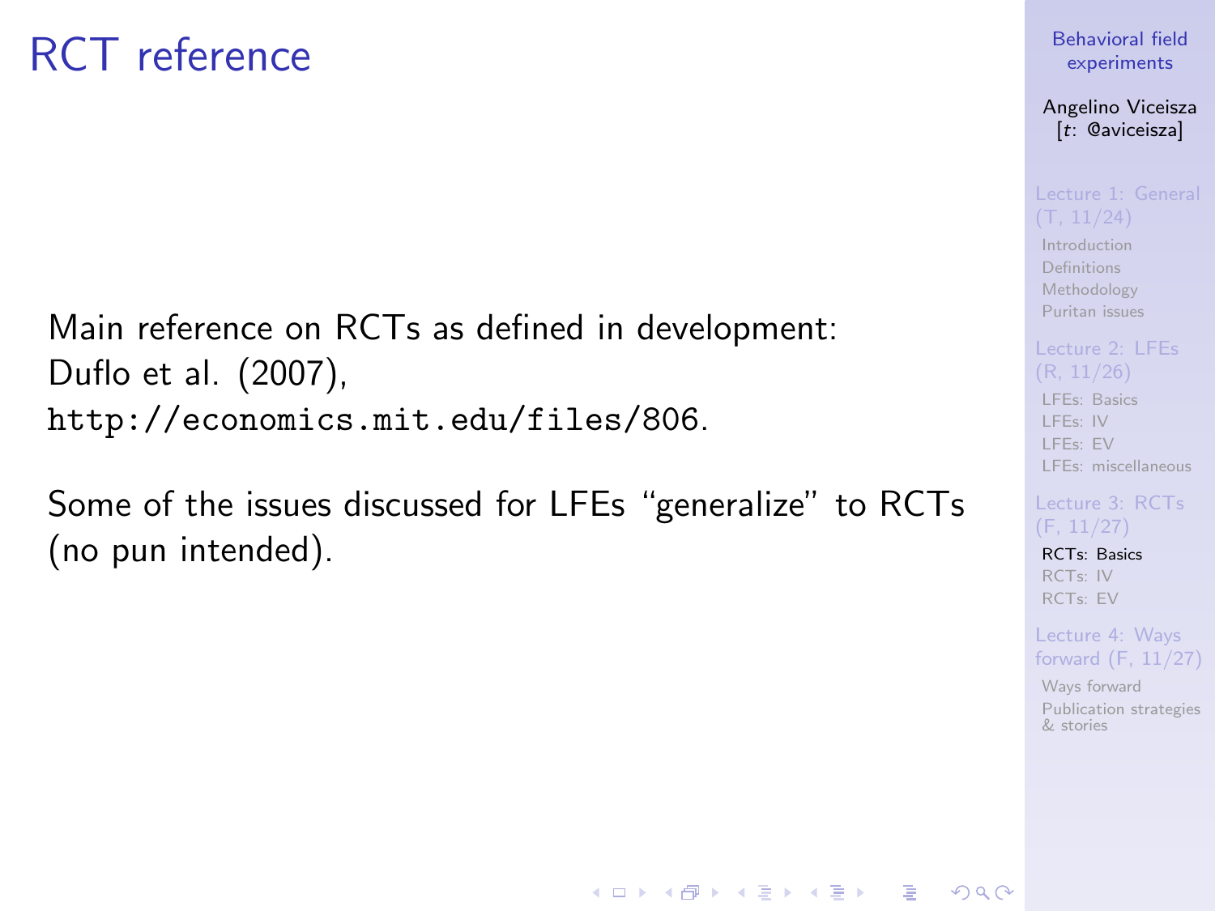# RCT reference

Main reference on RCTs as defined in development: Duflo et al. (2007), `http://economics.mit.edu/files/806`.

Some of the issues discussed for LFEs "generalize" to RCTs (no pun intended).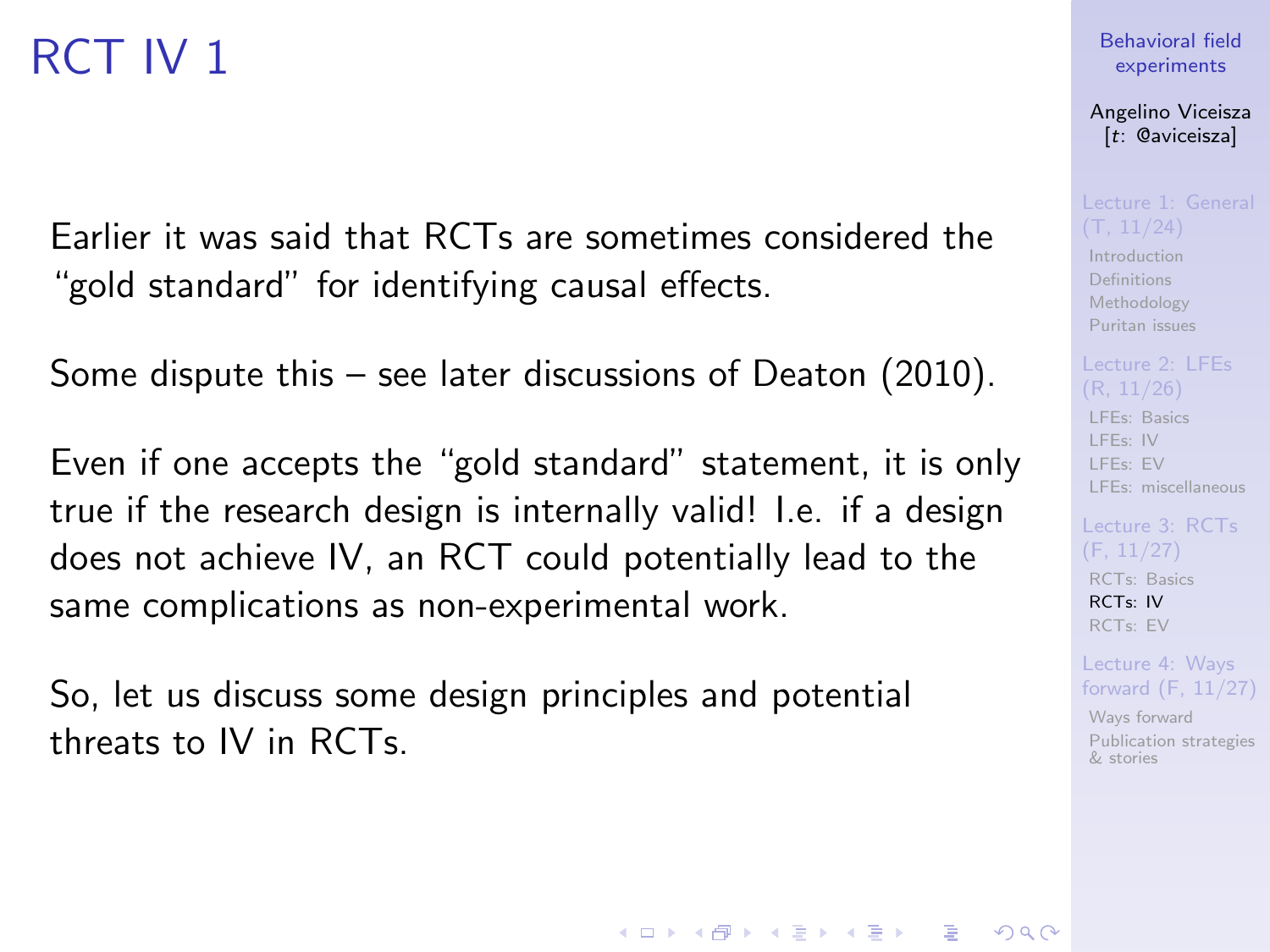# RCT IV 1

Earlier it was said that RCTs are sometimes considered the “gold standard” for identifying causal effects.

Some dispute this – see later discussions of Deaton (2010).

Even if one accepts the “gold standard” statement, it is only true if the research design is internally valid! I.e. if a design does not achieve IV, an RCT could potentially lead to the same complications as non-experimental work.

So, let us discuss some design principles and potential threats to IV in RCTs.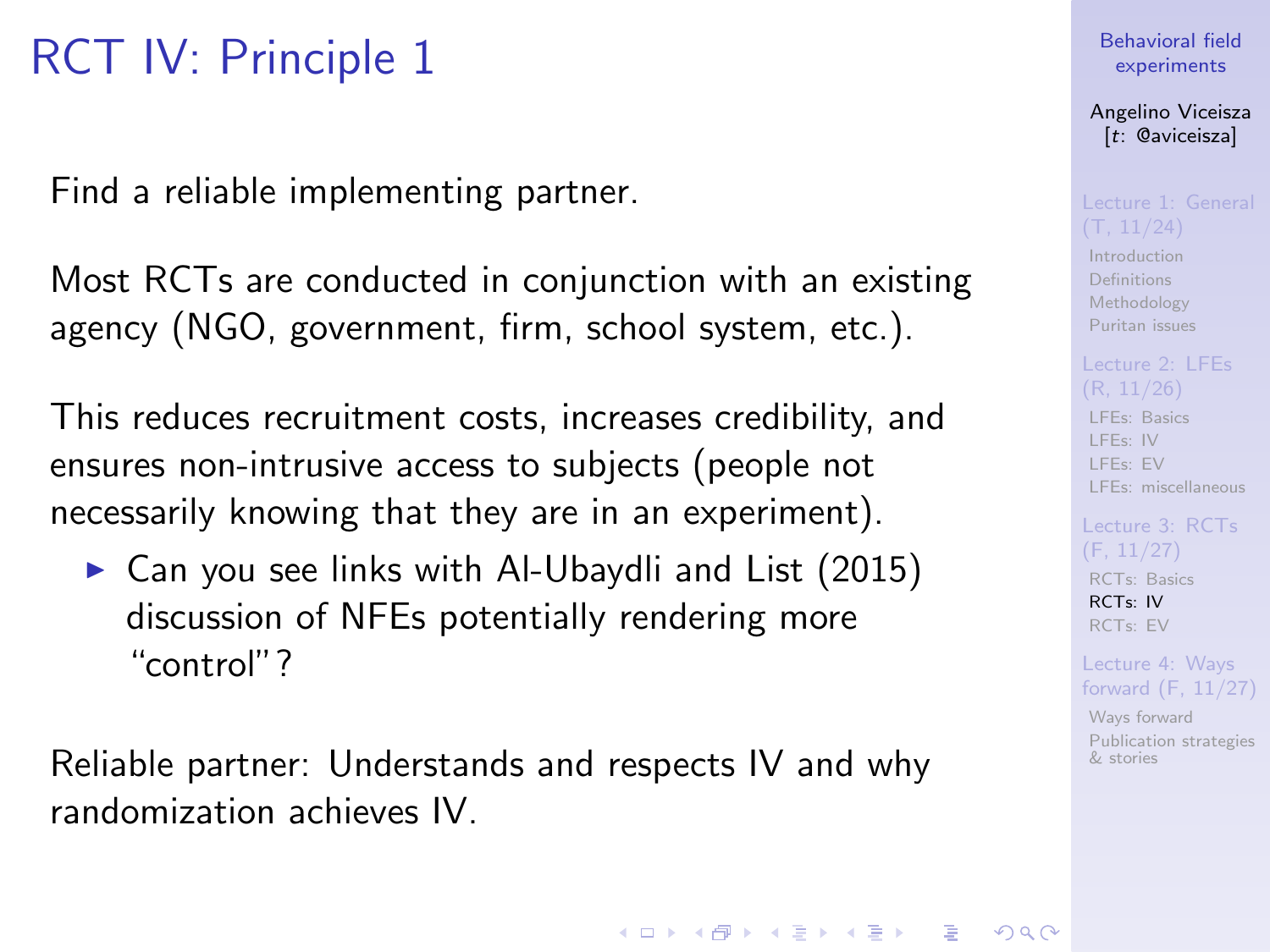# RCT IV: Principle 1

Find a reliable implementing partner.

Most RCTs are conducted in conjunction with an existing agency (NGO, government, firm, school system, etc.).

This reduces recruitment costs, increases credibility, and ensures non-intrusive access to subjects (people not necessarily knowing that they are in an experiment).

- Can you see links with Al-Ubaydli and List (2015) discussion of NFEs potentially rendering more "control"?

Reliable partner: Understands and respects IV and why randomization achieves IV.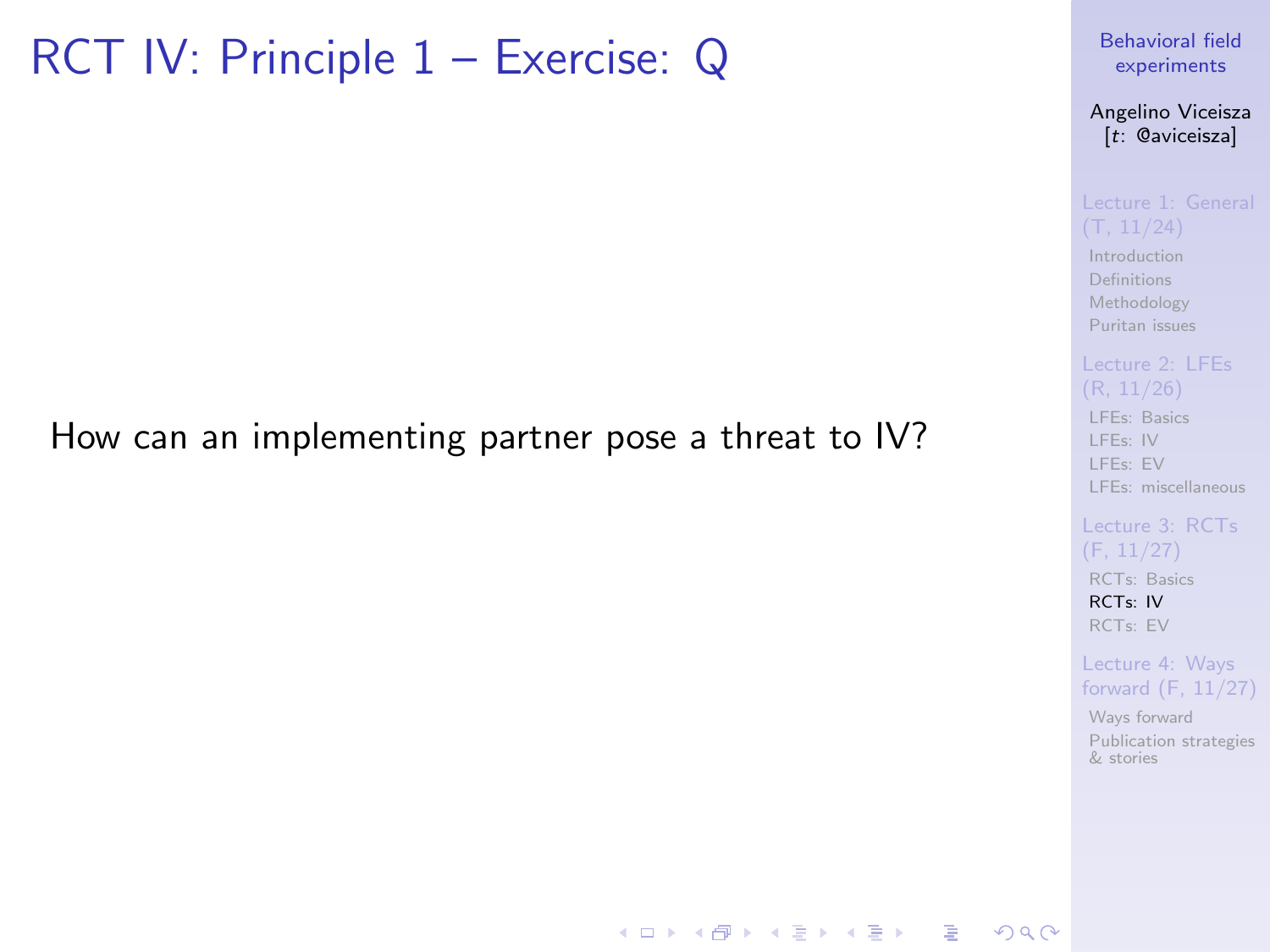# RCT IV: Principle 1 – Exercise: Q

How can an implementing partner pose a threat to IV?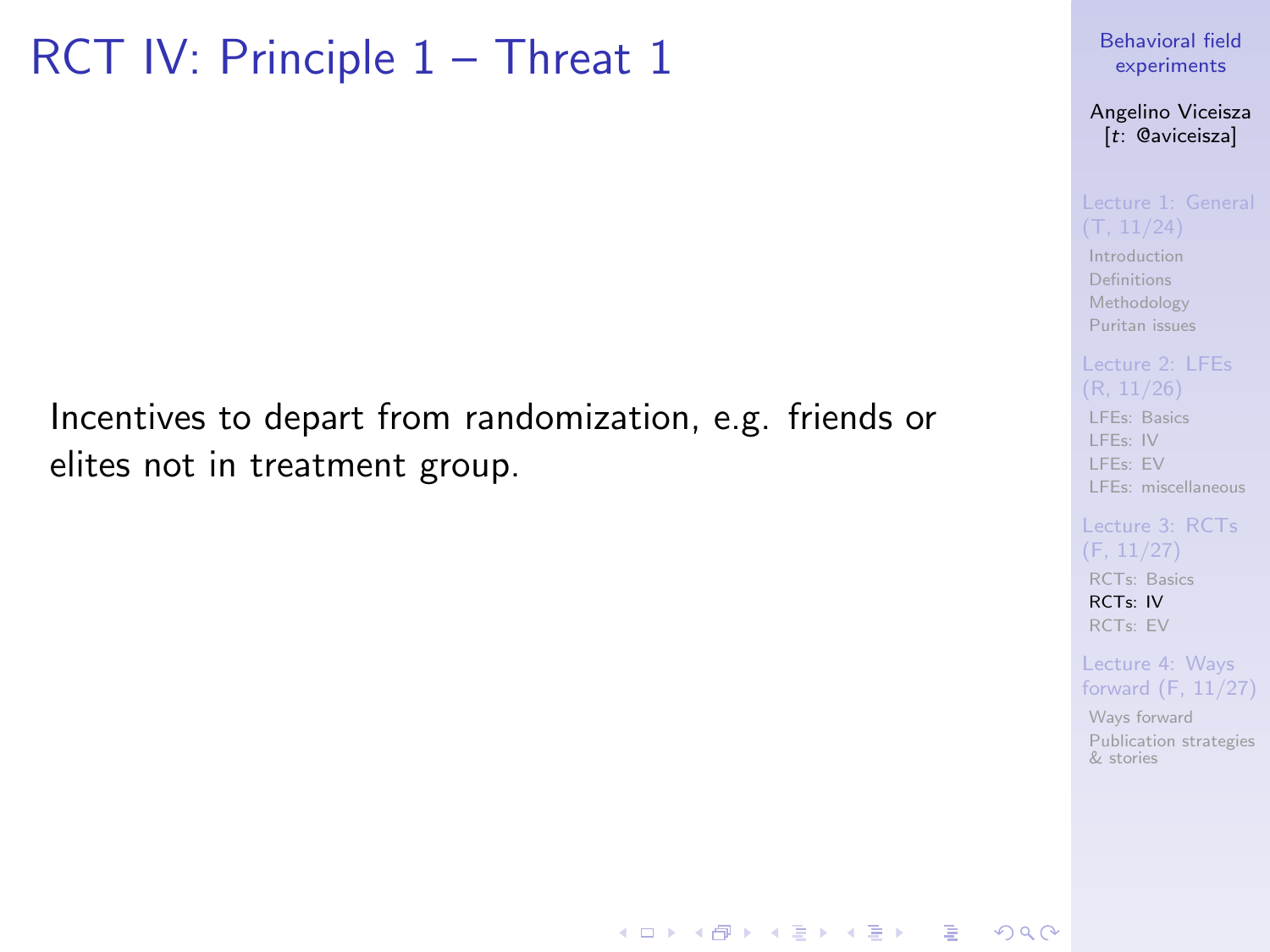# RCT IV: Principle 1 – Threat 1

Incentives to depart from randomization, e.g. friends or elites not in treatment group.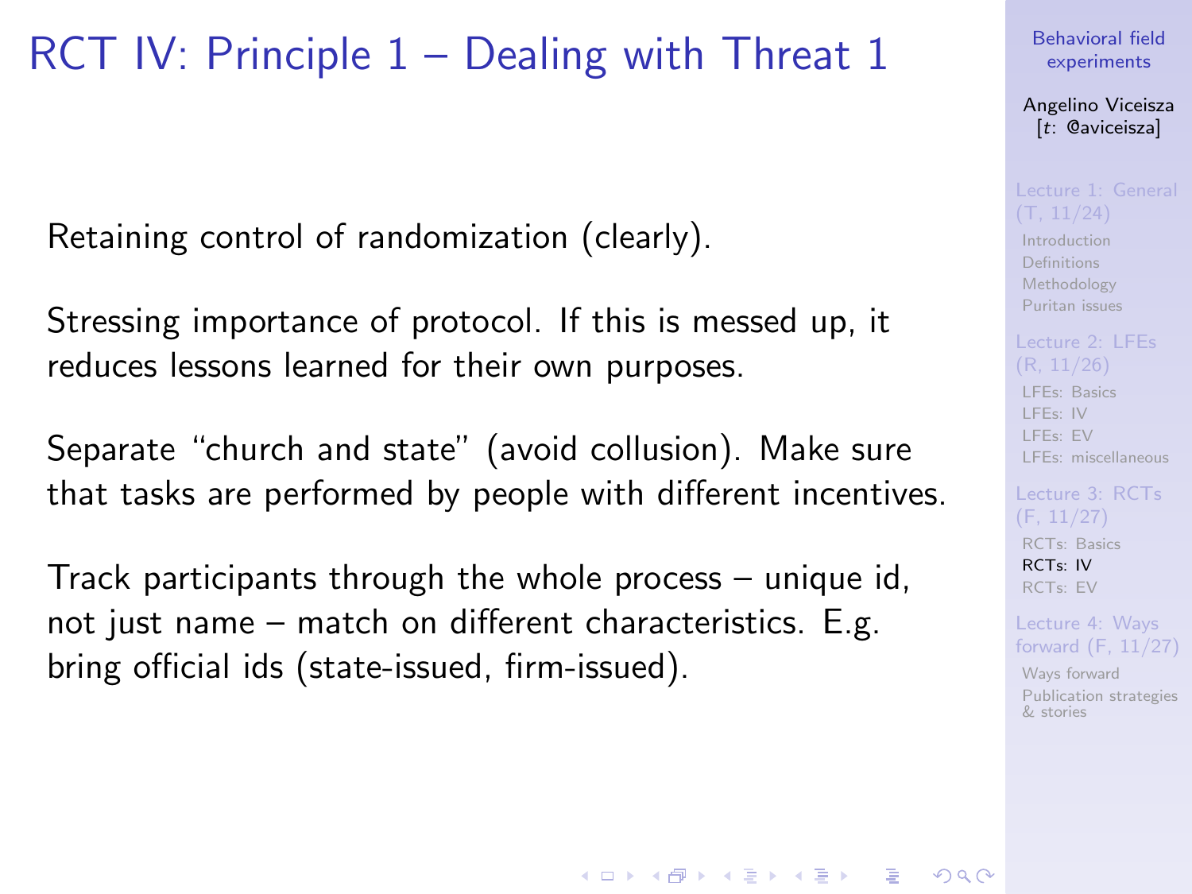# RCT IV: Principle 1 – Dealing with Threat 1

Retaining control of randomization (clearly).

Stressing importance of protocol. If this is messed up, it reduces lessons learned for their own purposes.

Separate "church and state" (avoid collusion). Make sure that tasks are performed by people with different incentives.

Track participants through the whole process – unique id, not just name – match on different characteristics. E.g. bring official ids (state-issued, firm-issued).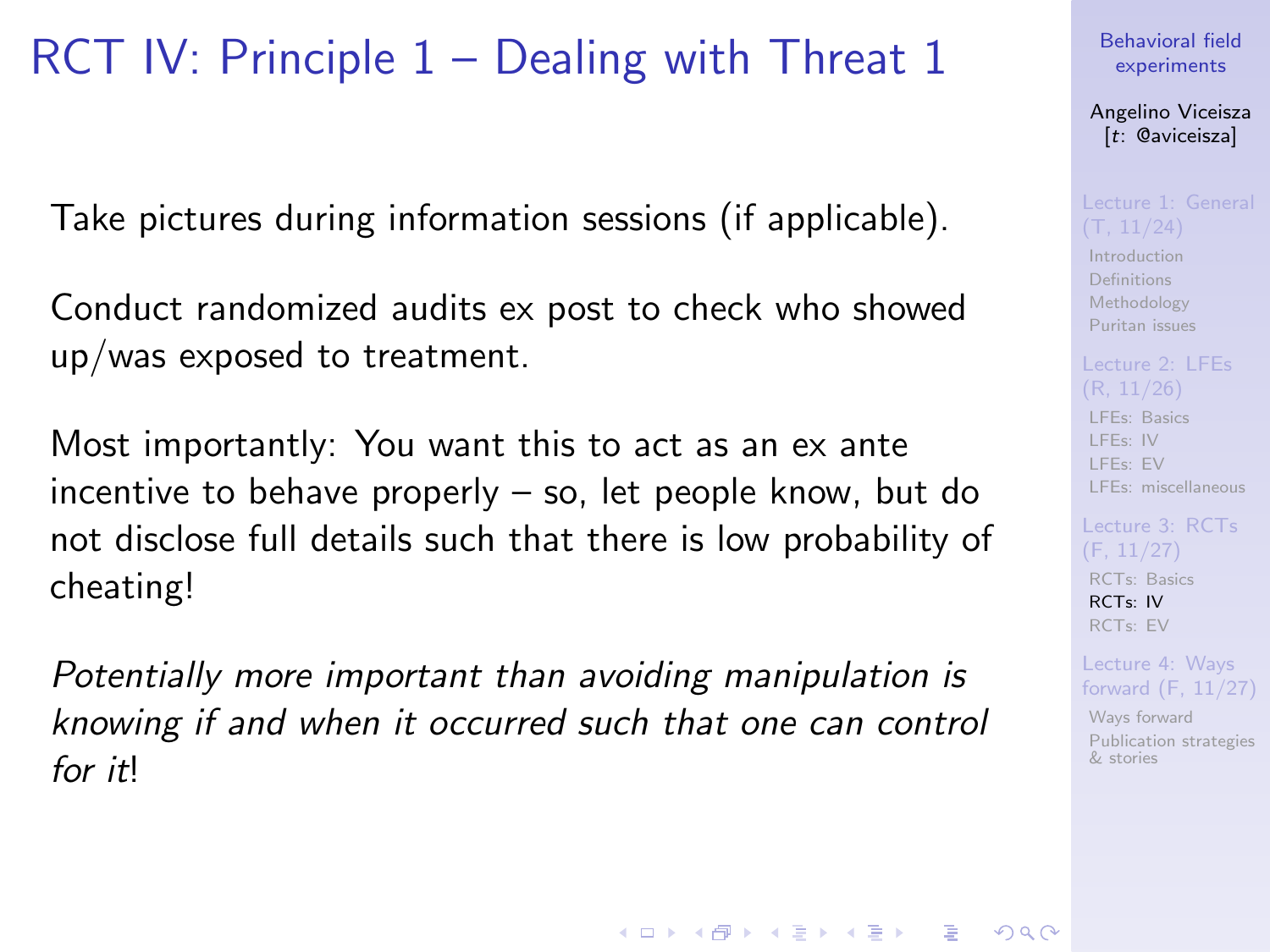# RCT IV: Principle 1 – Dealing with Threat 1

Take pictures during information sessions (if applicable).

Conduct randomized audits ex post to check who showed up/was exposed to treatment.

Most importantly: You want this to act as an ex ante incentive to behave properly – so, let people know, but do not disclose full details such that there is low probability of cheating!

*Potentially more important than avoiding manipulation is knowing if and when it occurred such that one can control for it*!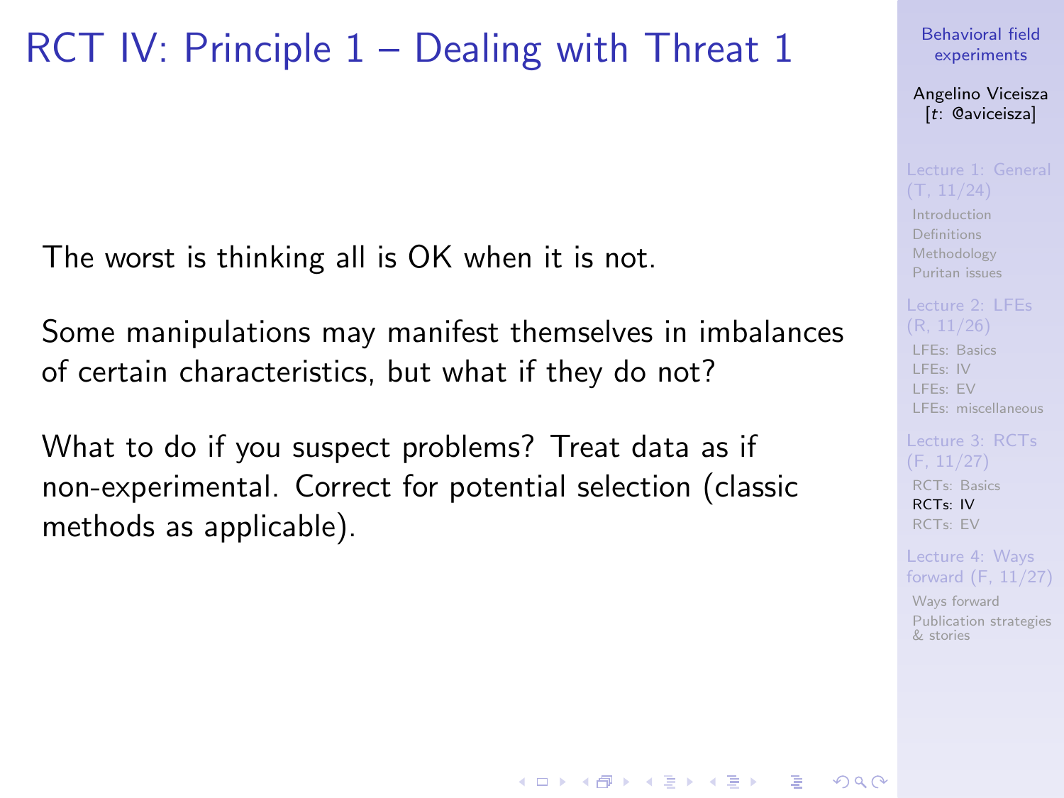# RCT IV: Principle 1 – Dealing with Threat 1

The worst is thinking all is OK when it is not.

Some manipulations may manifest themselves in imbalances of certain characteristics, but what if they do not?

What to do if you suspect problems? Treat data as if non-experimental. Correct for potential selection (classic methods as applicable).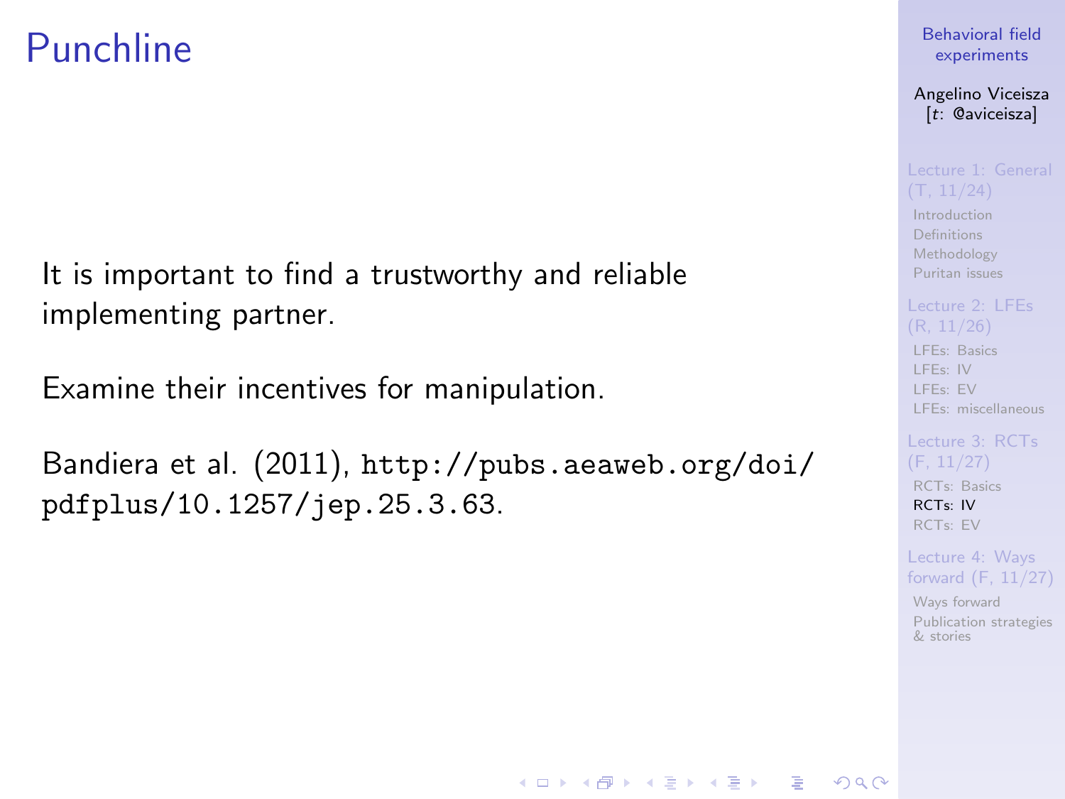# Punchline

It is important to find a trustworthy and reliable implementing partner.

Examine their incentives for manipulation.

Bandiera et al. (2011), `http://pubs.aeaweb.org/doi/pdfplus/10.1257/jep.25.3.63`.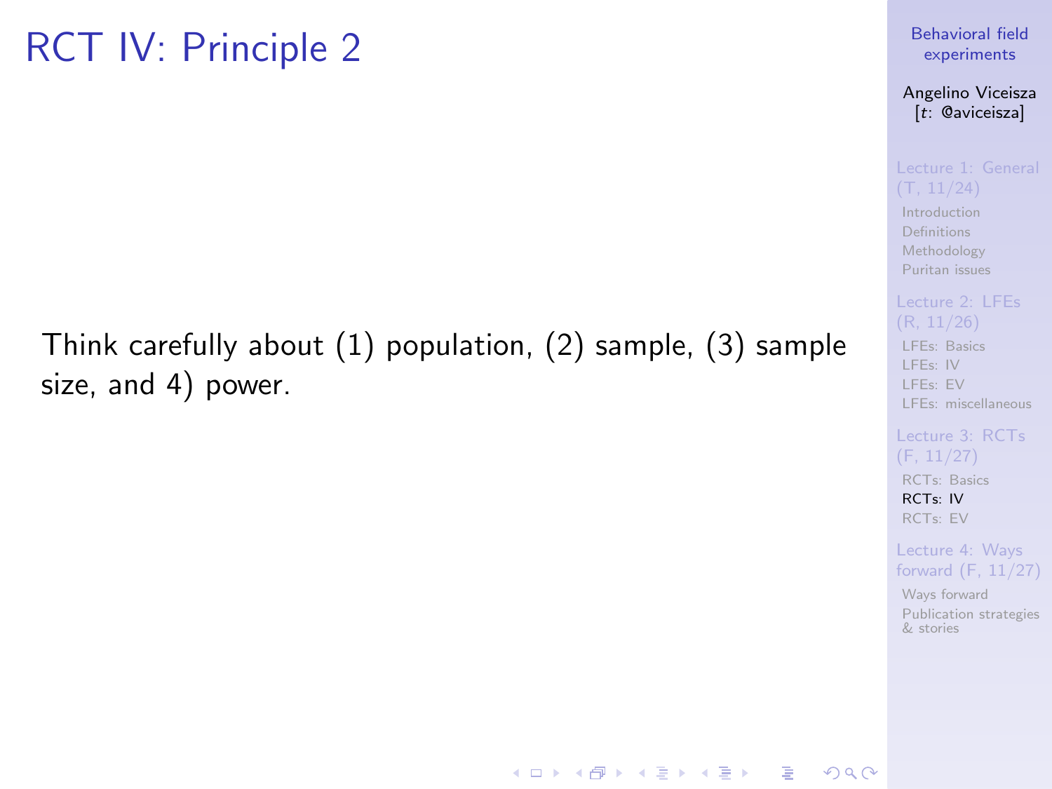# RCT IV: Principle 2

Think carefully about (1) population, (2) sample, (3) sample size, and 4) power.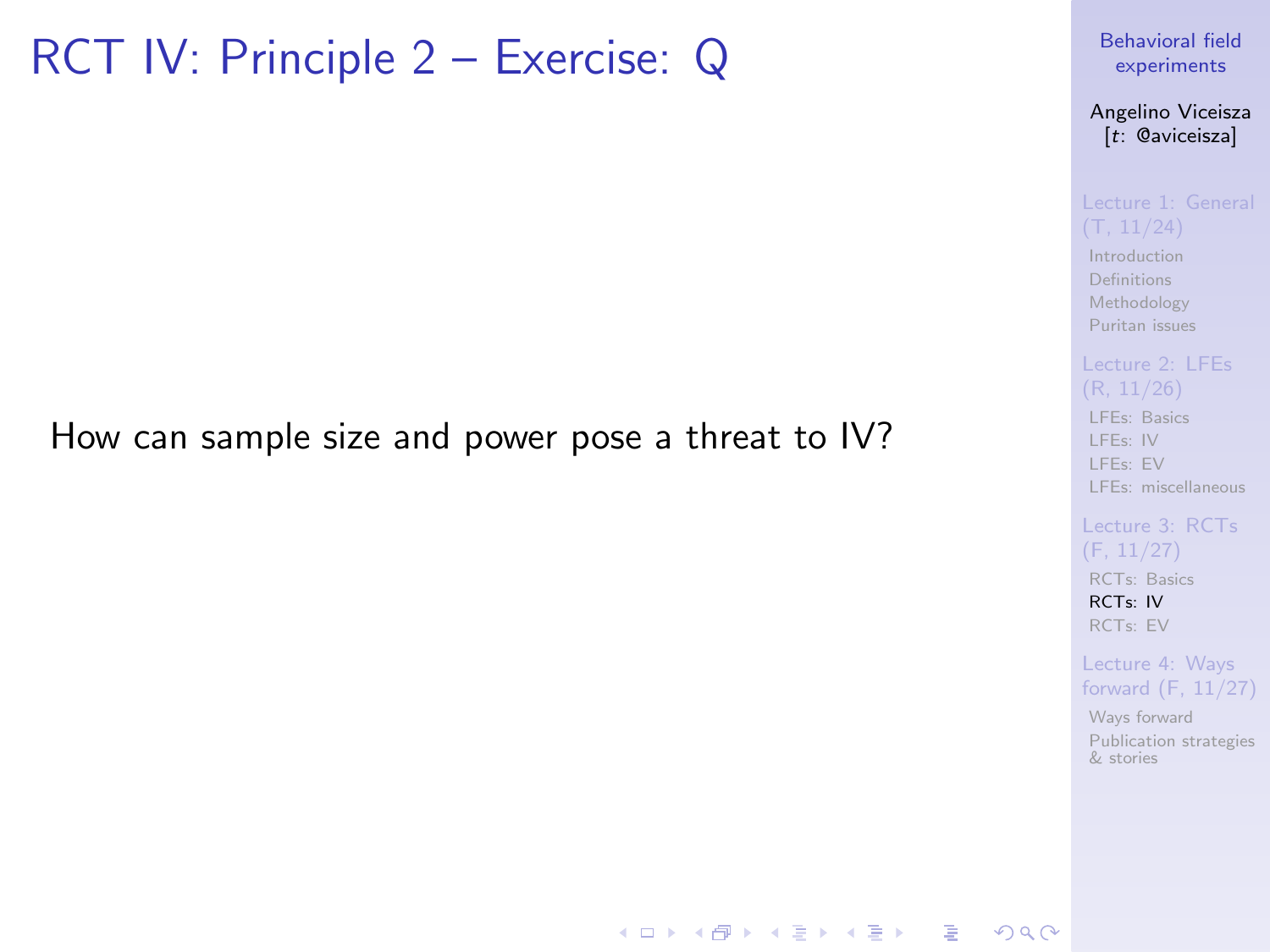# RCT IV: Principle 2 – Exercise: Q

How can sample size and power pose a threat to IV?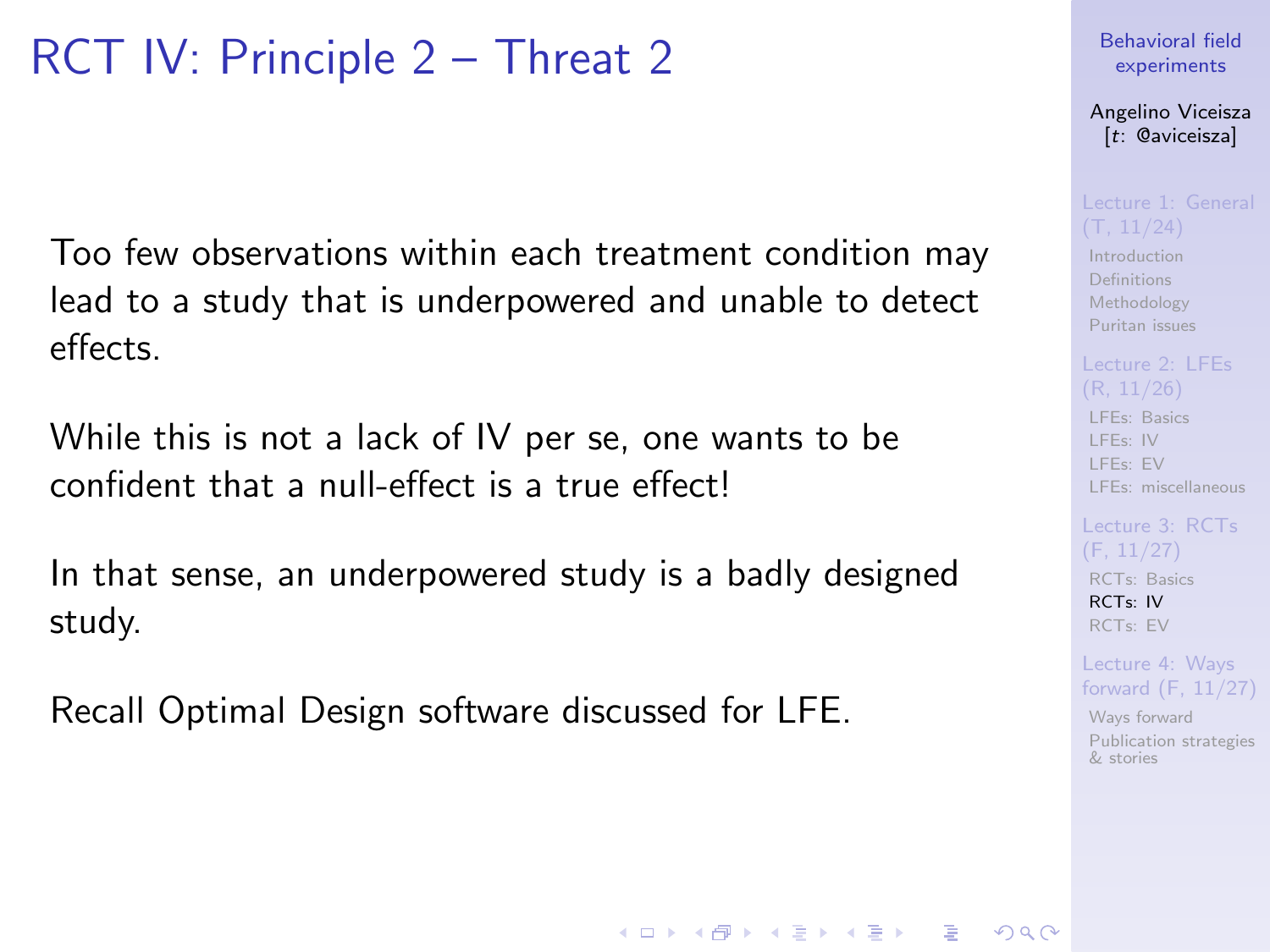# RCT IV: Principle 2 – Threat 2

Too few observations within each treatment condition may lead to a study that is underpowered and unable to detect effects.

While this is not a lack of IV per se, one wants to be confident that a null-effect is a true effect!

In that sense, an underpowered study is a badly designed study.

Recall Optimal Design software discussed for LFE.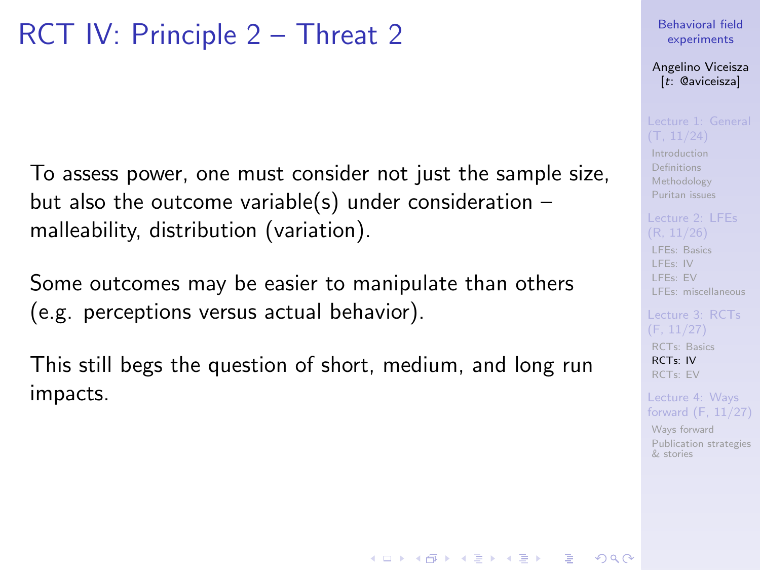# RCT IV: Principle 2 – Threat 2

To assess power, one must consider not just the sample size, but also the outcome variable(s) under consideration – malleability, distribution (variation).

Some outcomes may be easier to manipulate than others (e.g. perceptions versus actual behavior).

This still begs the question of short, medium, and long run impacts.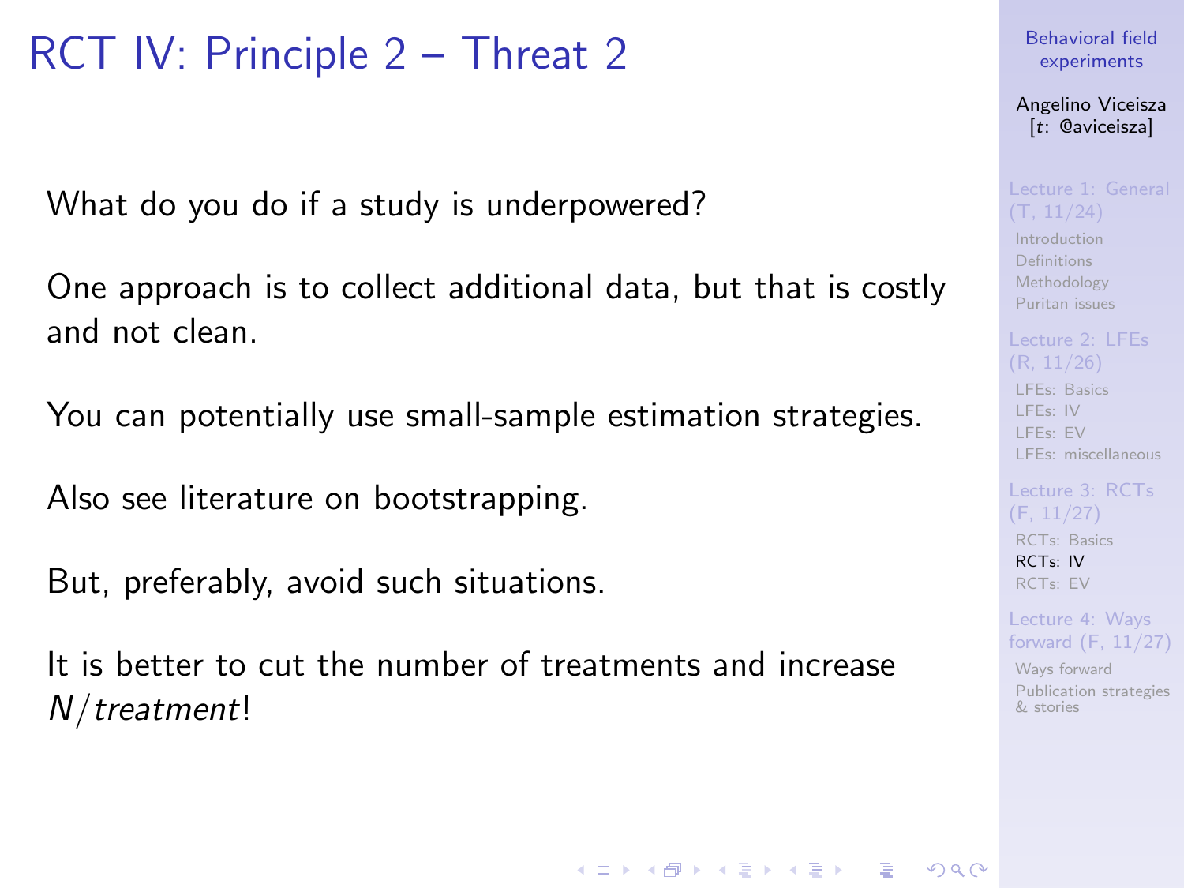# RCT IV: Principle 2 – Threat 2

What do you do if a study is underpowered?

One approach is to collect additional data, but that is costly and not clean.

You can potentially use small-sample estimation strategies.

Also see literature on bootstrapping.

But, preferably, avoid such situations.

It is better to cut the number of treatments and increase $N/\textit{treatment}$!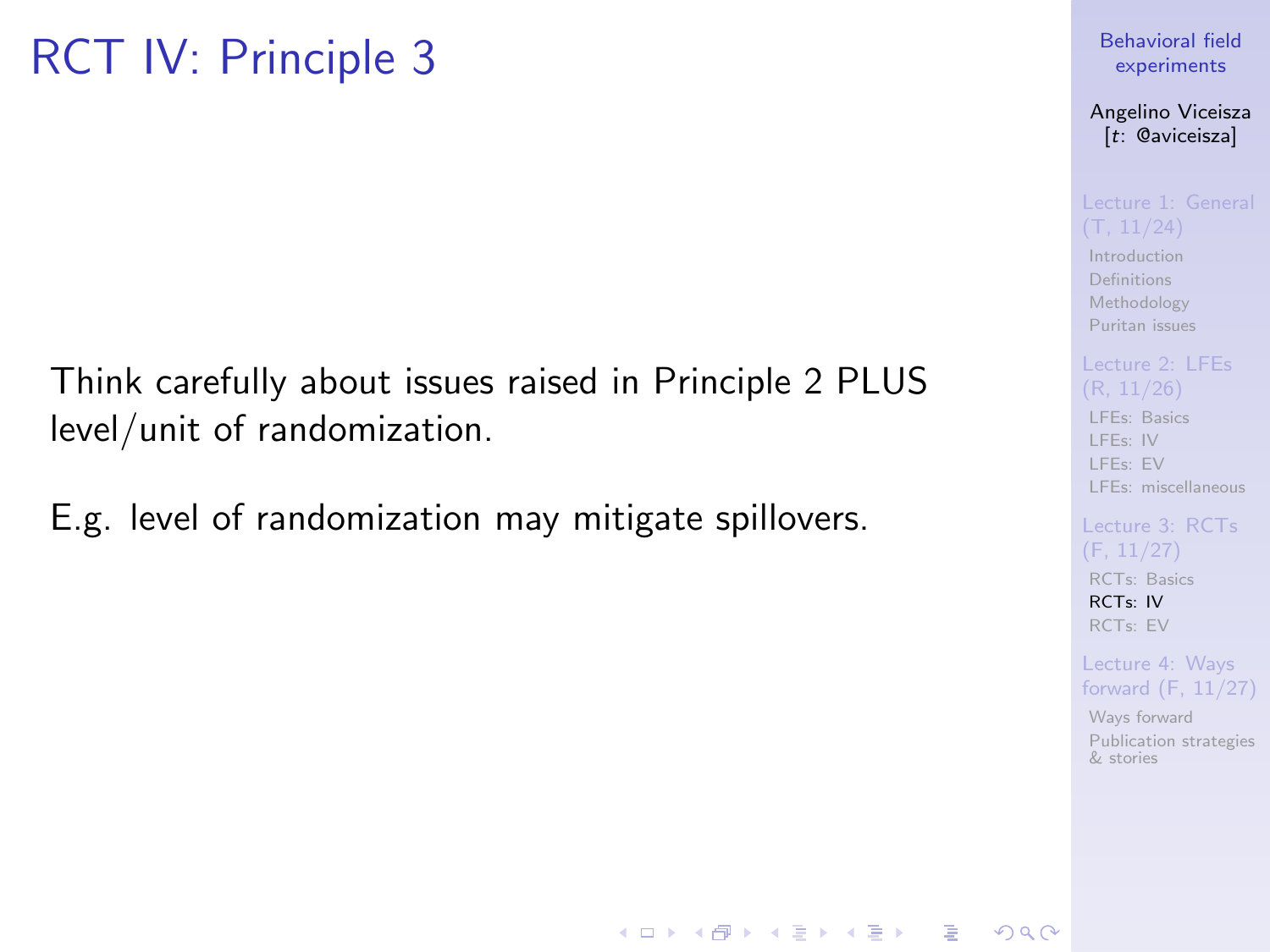# RCT IV: Principle 3

Think carefully about issues raised in Principle 2 PLUS level/unit of randomization.

E.g. level of randomization may mitigate spillovers.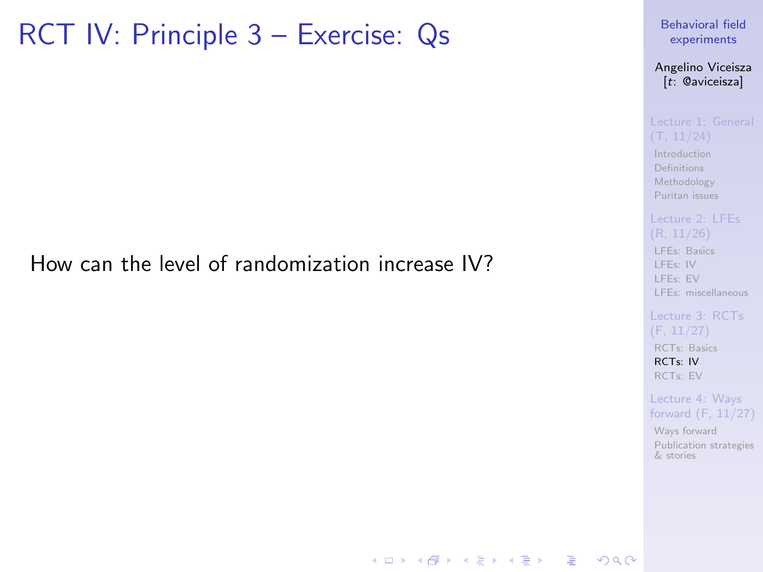# RCT IV: Principle 3 – Exercise: Qs

How can the level of randomization increase IV?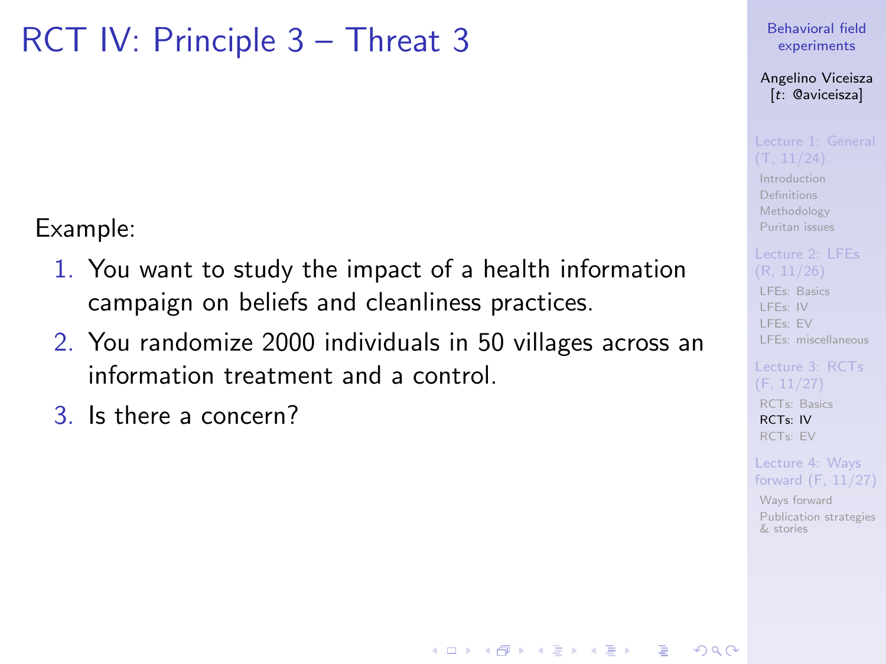# RCT IV: Principle 3 – Threat 3

Example:

1. You want to study the impact of a health information campaign on beliefs and cleanliness practices.
2. You randomize 2000 individuals in 50 villages across an information treatment and a control.
3. Is there a concern?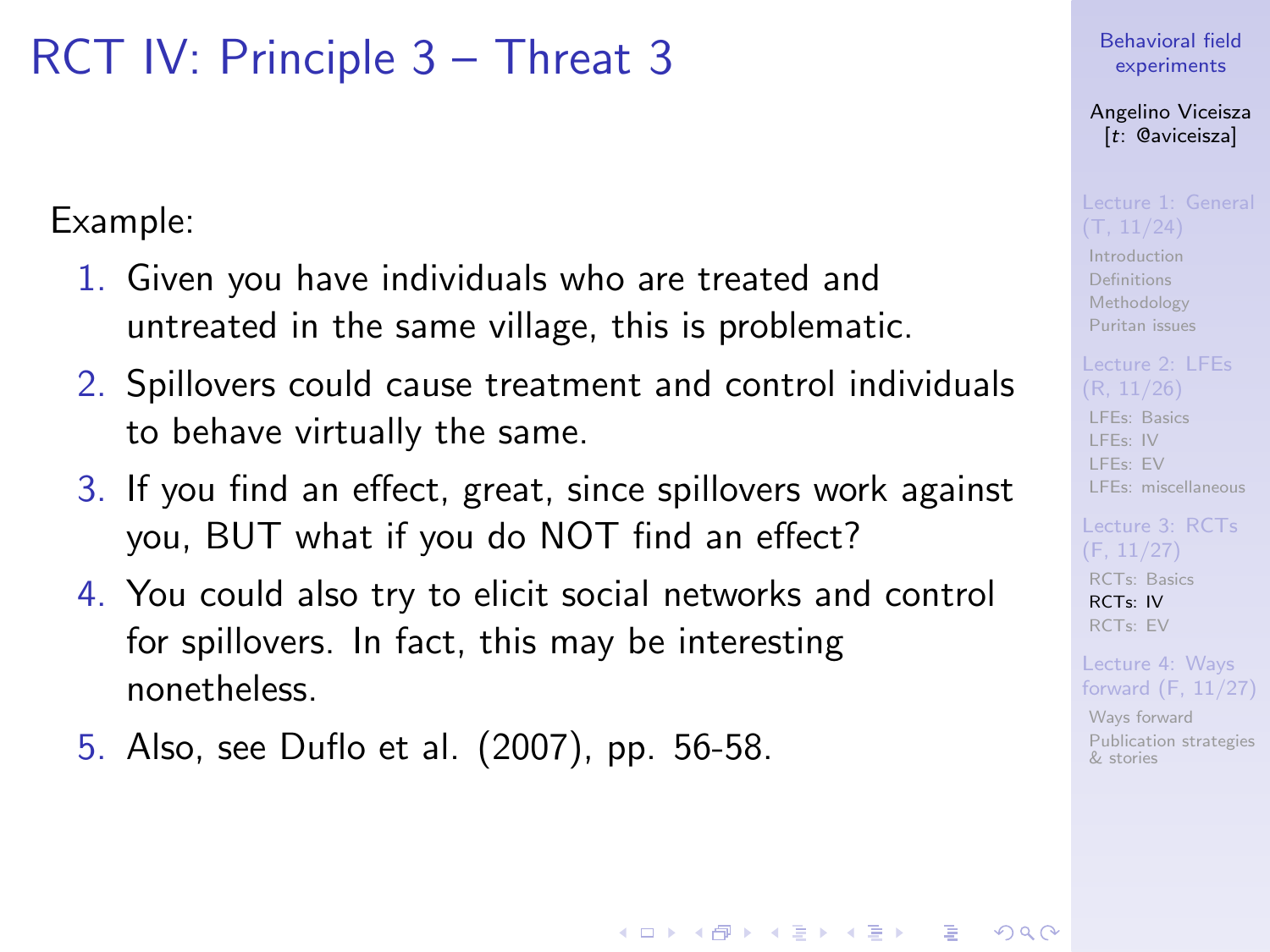# RCT IV: Principle 3 – Threat 3

Example:

1. Given you have individuals who are treated and untreated in the same village, this is problematic.
2. Spillovers could cause treatment and control individuals to behave virtually the same.
3. If you find an effect, great, since spillovers work against you, BUT what if you do NOT find an effect?
4. You could also try to elicit social networks and control for spillovers. In fact, this may be interesting nonetheless.
5. Also, see Duflo et al. (2007), pp. 56-58.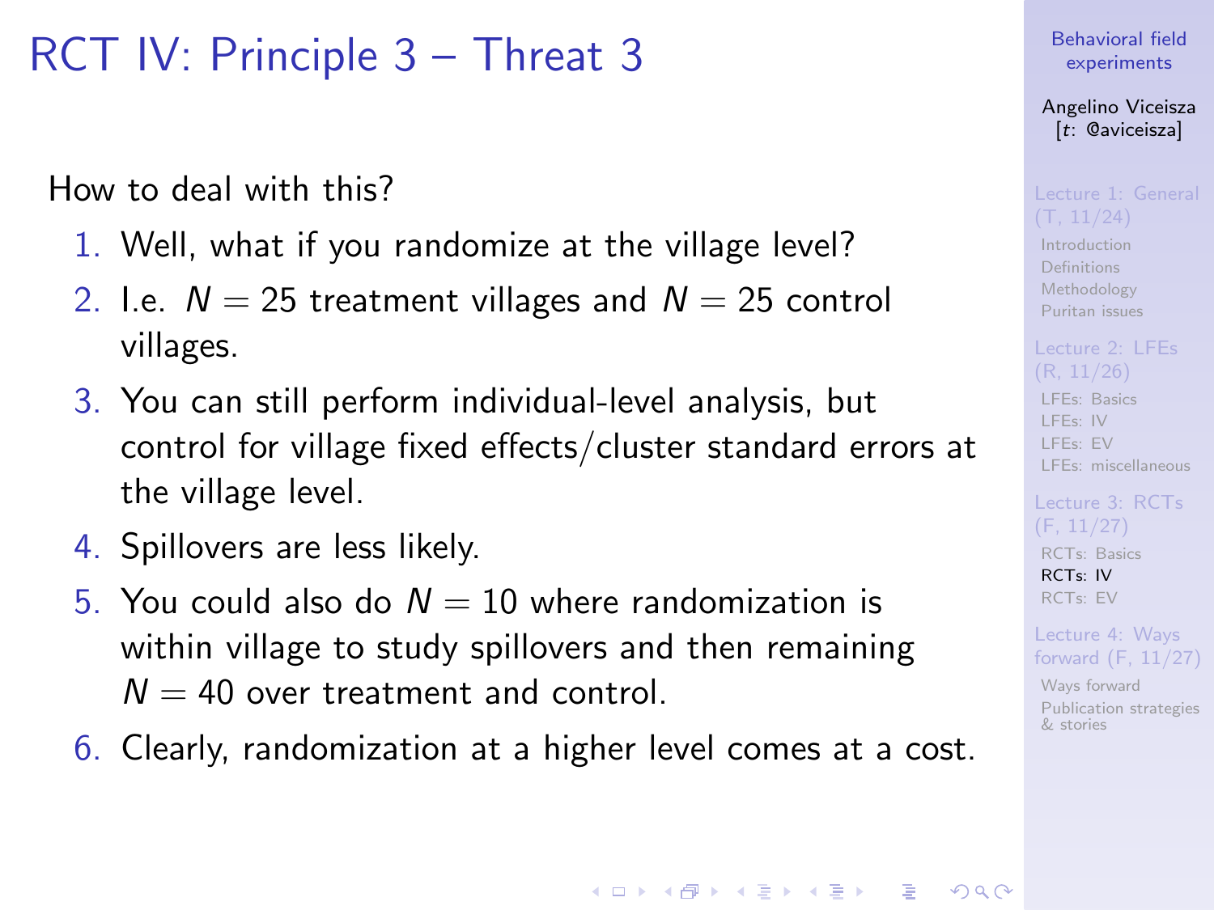# RCT IV: Principle 3 – Threat 3

How to deal with this?

1. Well, what if you randomize at the village level?
2. I.e. $N = 25$ treatment villages and $N = 25$ control villages.
3. You can still perform individual-level analysis, but control for village fixed effects/cluster standard errors at the village level.
4. Spillovers are less likely.
5. You could also do $N = 10$ where randomization is within village to study spillovers and then remaining $N = 40$ over treatment and control.
6. Clearly, randomization at a higher level comes at a cost.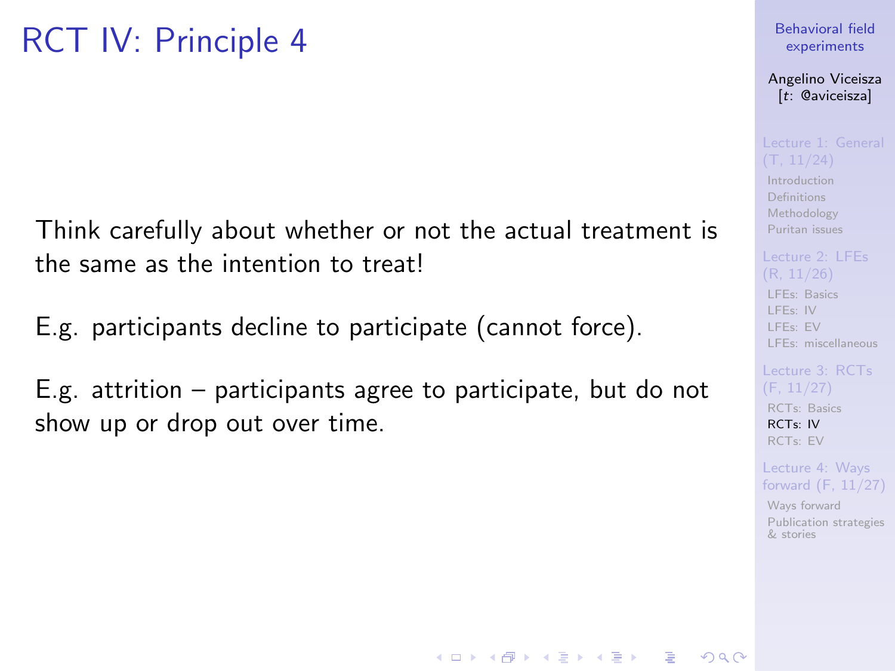# RCT IV: Principle 4

Think carefully about whether or not the actual treatment is the same as the intention to treat!

E.g. participants decline to participate (cannot force).

E.g. attrition – participants agree to participate, but do not show up or drop out over time.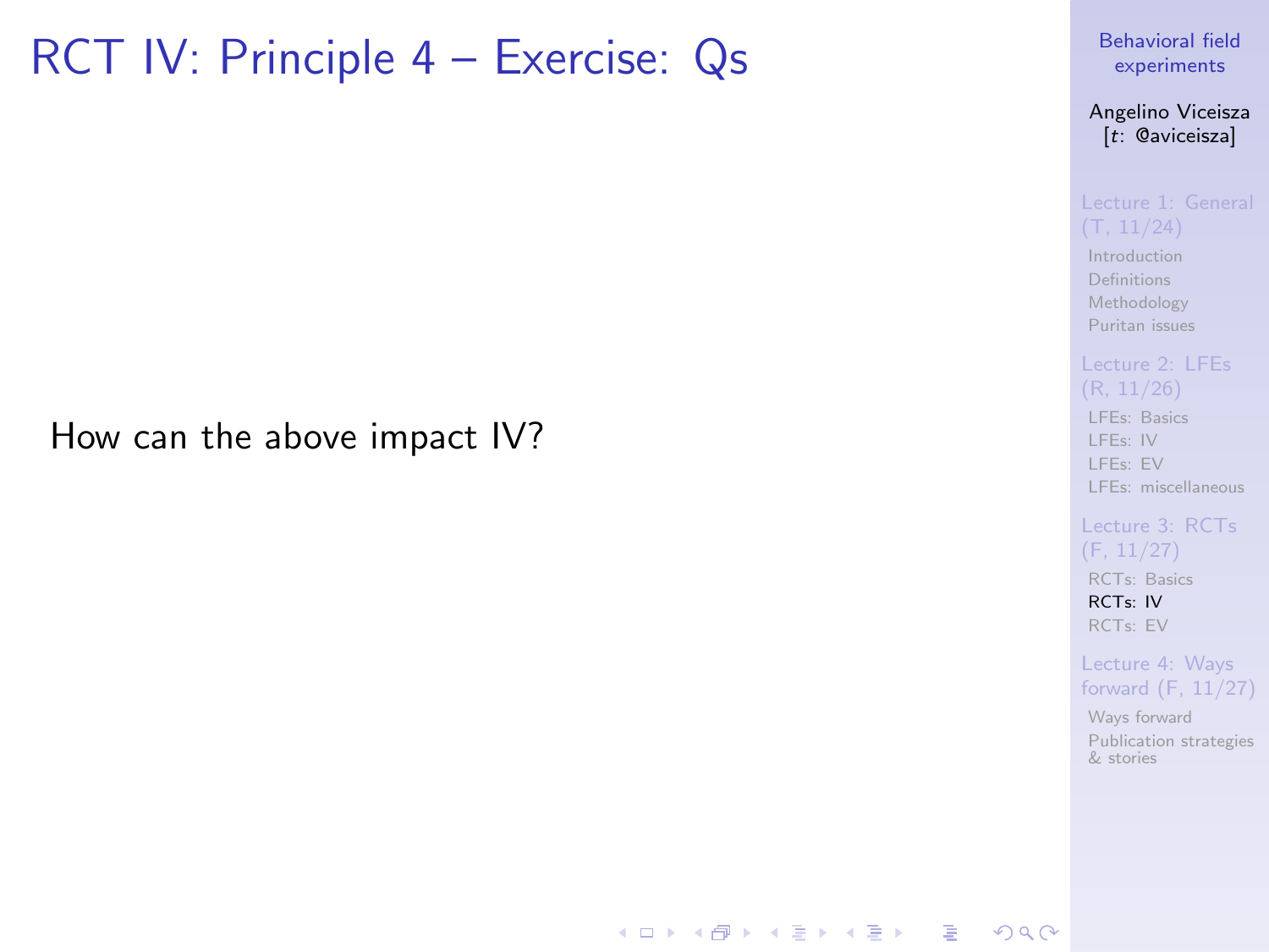# RCT IV: Principle 4 – Exercise: Qs

How can the above impact IV?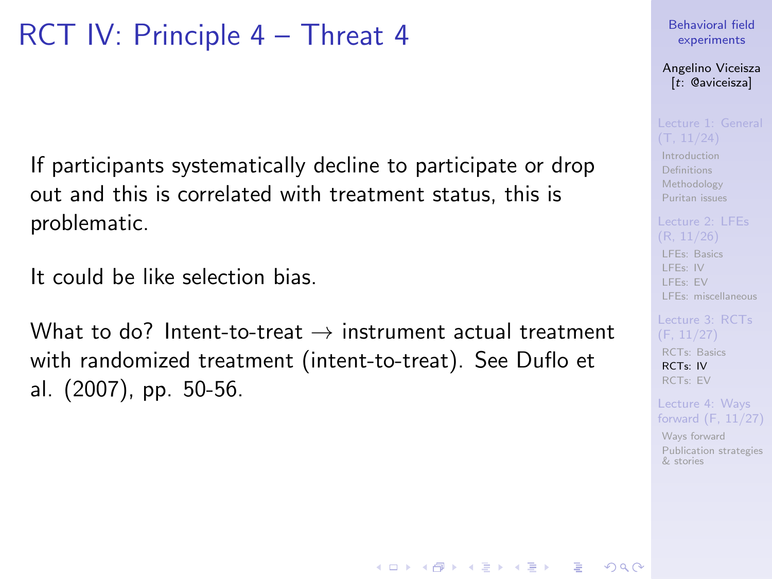# RCT IV: Principle 4 – Threat 4

If participants systematically decline to participate or drop out and this is correlated with treatment status, this is problematic.

It could be like selection bias.

What to do? Intent-to-treat $\rightarrow$ instrument actual treatment with randomized treatment (intent-to-treat). See Duflo et al. (2007), pp. 50-56.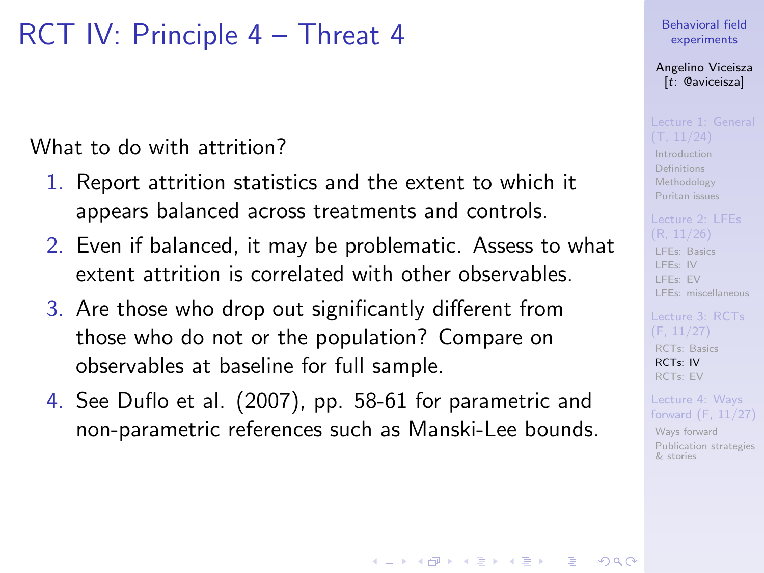# RCT IV: Principle 4 – Threat 4

What to do with attrition?

1. Report attrition statistics and the extent to which it appears balanced across treatments and controls.
2. Even if balanced, it may be problematic. Assess to what extent attrition is correlated with other observables.
3. Are those who drop out significantly different from those who do not or the population? Compare on observables at baseline for full sample.
4. See Duflo et al. (2007), pp. 58-61 for parametric and non-parametric references such as Manski-Lee bounds.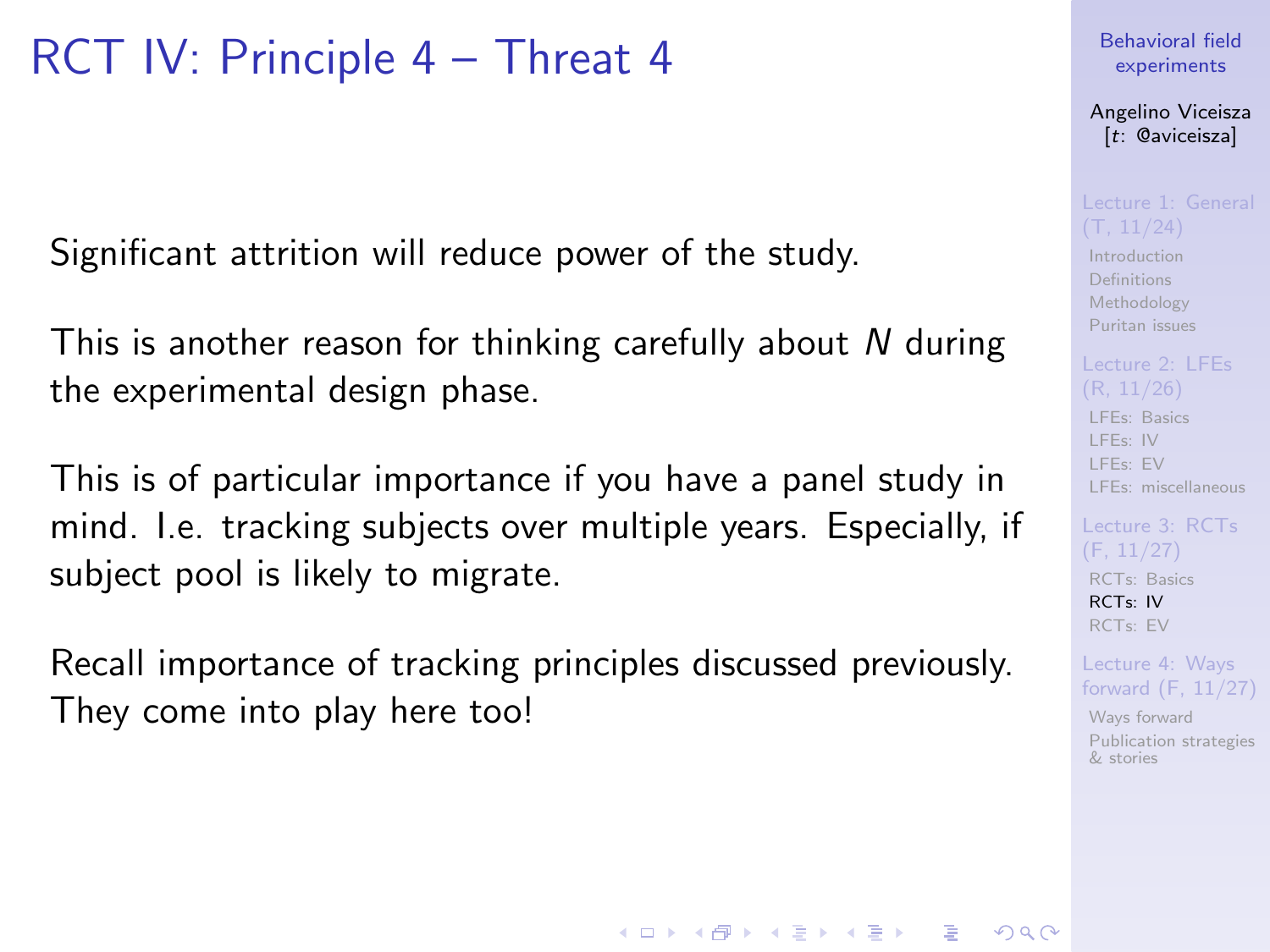# RCT IV: Principle 4 – Threat 4

Significant attrition will reduce power of the study.

This is another reason for thinking carefully about $N$ during the experimental design phase.

This is of particular importance if you have a panel study in mind. I.e. tracking subjects over multiple years. Especially, if subject pool is likely to migrate.

Recall importance of tracking principles discussed previously. They come into play here too!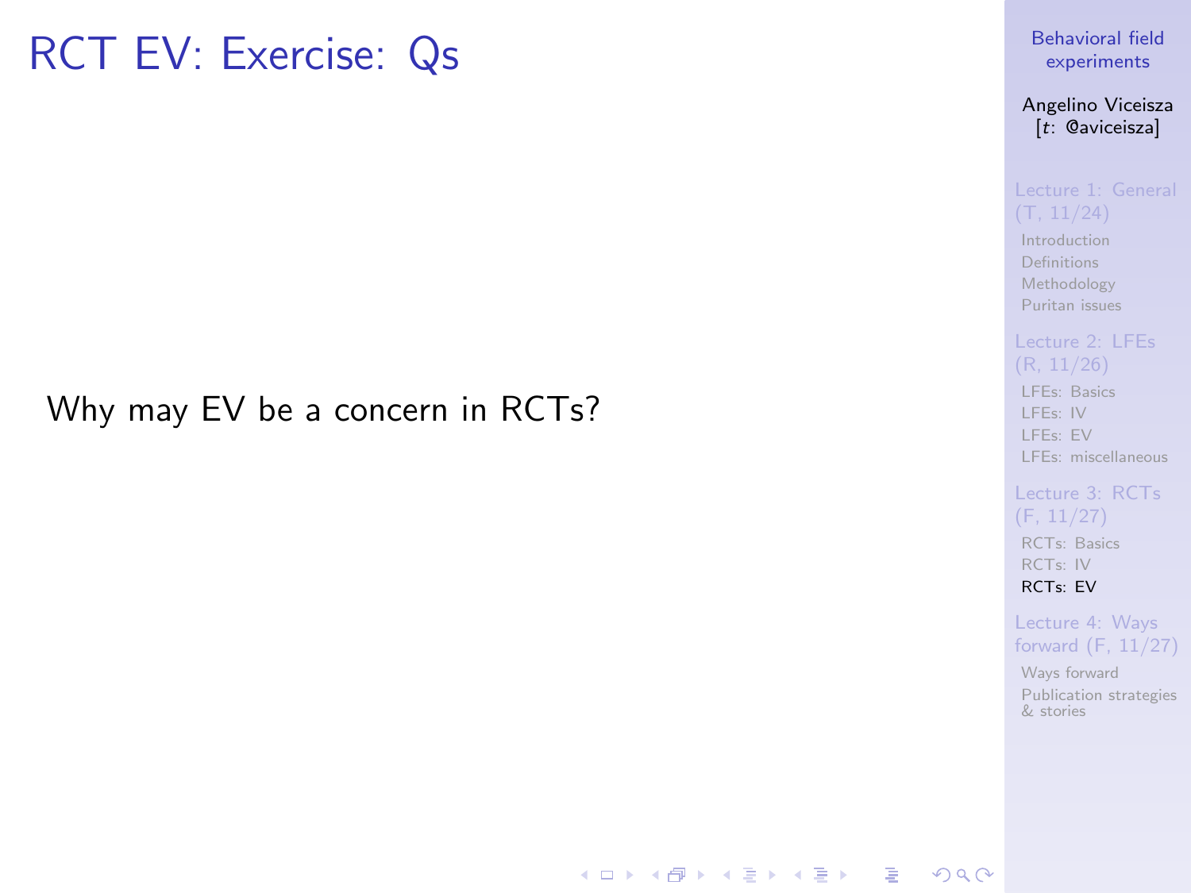# RCT EV: Exercise: Qs

Why may EV be a concern in RCTs?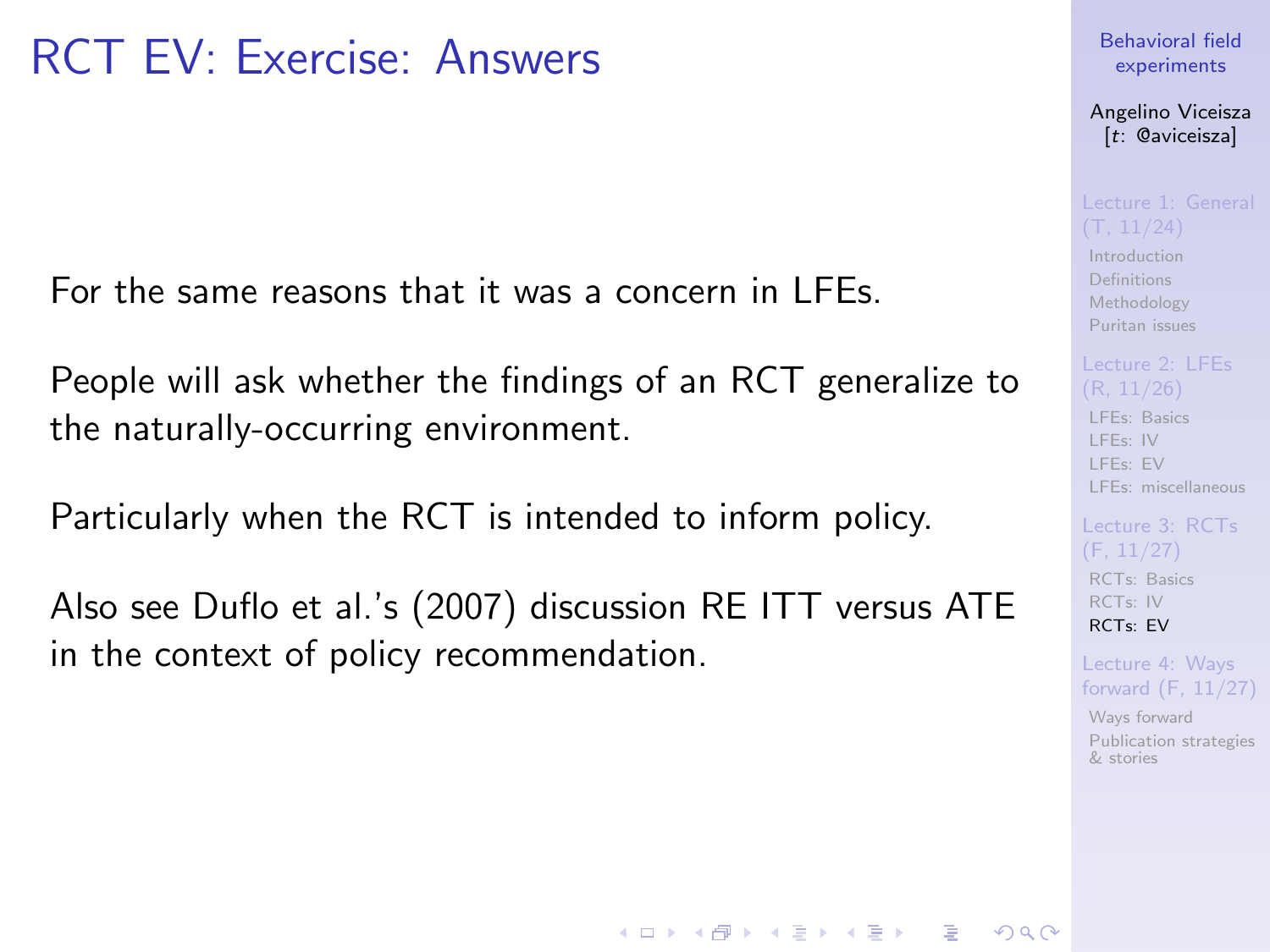# RCT EV: Exercise: Answers

For the same reasons that it was a concern in LFEs.

People will ask whether the findings of an RCT generalize to the naturally-occurring environment.

Particularly when the RCT is intended to inform policy.

Also see Duflo et al.'s (2007) discussion RE ITT versus ATE in the context of policy recommendation.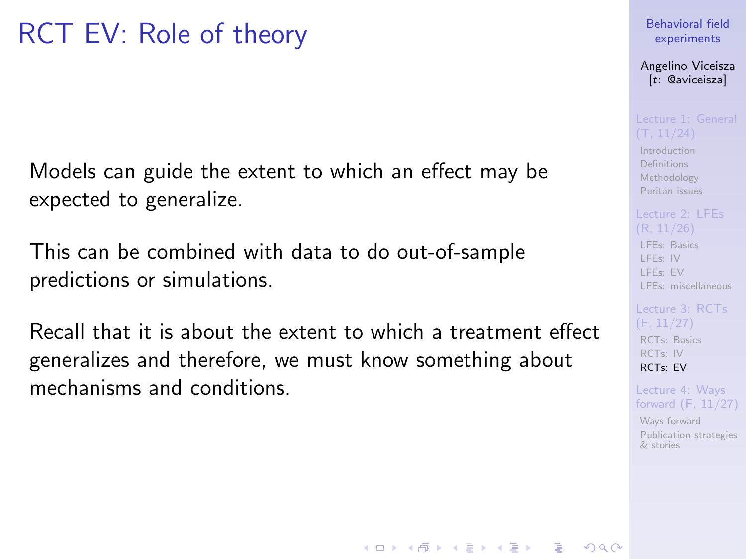# RCT EV: Role of theory

Models can guide the extent to which an effect may be expected to generalize.

This can be combined with data to do out-of-sample predictions or simulations.

Recall that it is about the extent to which a treatment effect generalizes and therefore, we must know something about mechanisms and conditions.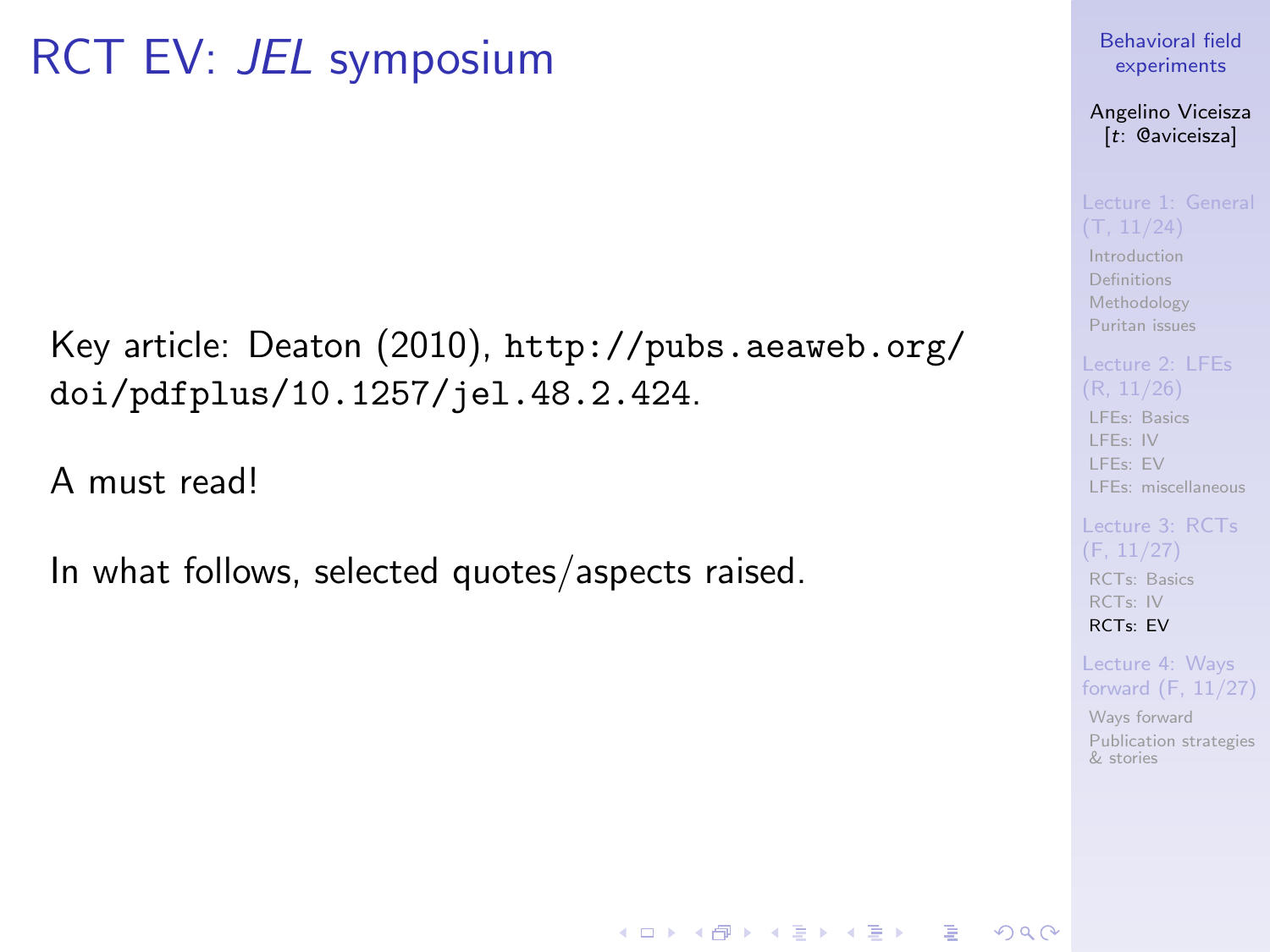# RCT EV: *JEL* symposium

Key article: Deaton (2010), `http://pubs.aeaweb.org/doi/pdfplus/10.1257/jel.48.2.424`.

A must read!

In what follows, selected quotes/aspects raised.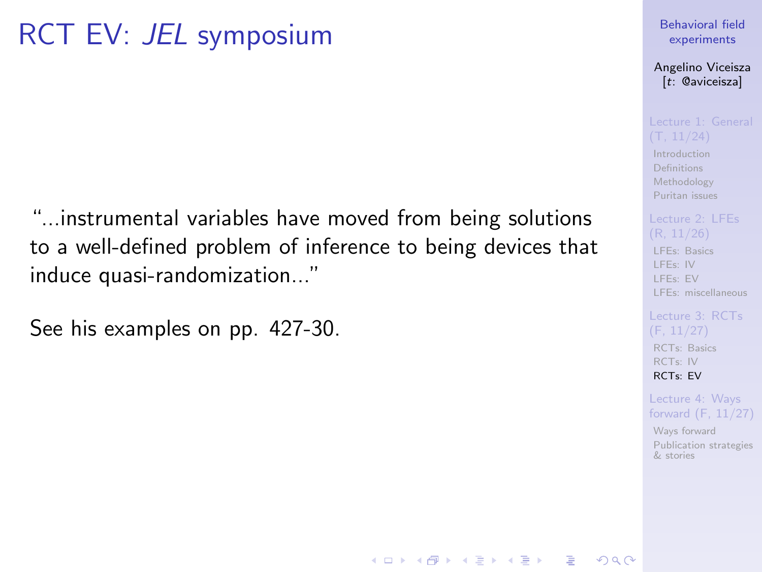# RCT EV: *JEL* symposium

"...instrumental variables have moved from being solutions to a well-defined problem of inference to being devices that induce quasi-randomization..."

See his examples on pp. 427-30.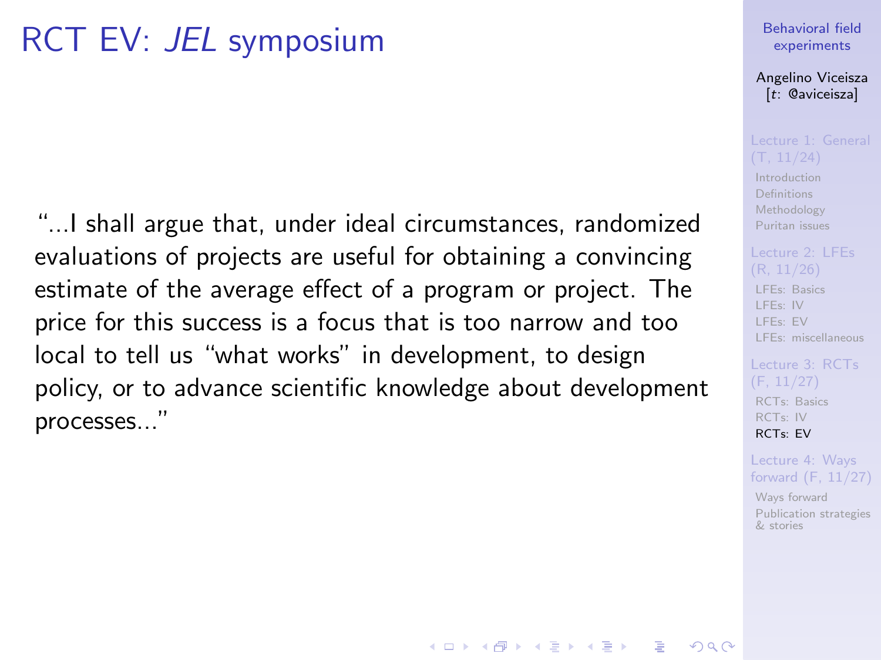# RCT EV: *JEL* symposium

"...I shall argue that, under ideal circumstances, randomized evaluations of projects are useful for obtaining a convincing estimate of the average effect of a program or project. The price for this success is a focus that is too narrow and too local to tell us "what works" in development, to design policy, or to advance scientific knowledge about development processes..."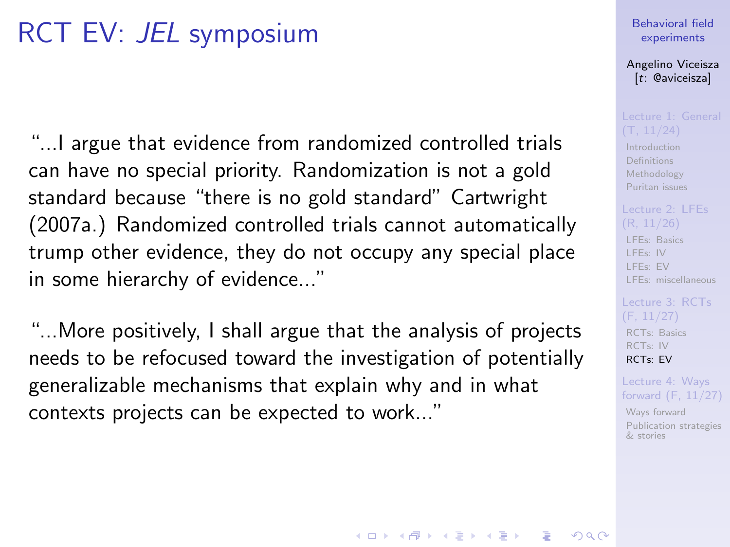# RCT EV: *JEL* symposium

"...I argue that evidence from randomized controlled trials can have no special priority. Randomization is not a gold standard because "there is no gold standard" Cartwright (2007a.) Randomized controlled trials cannot automatically trump other evidence, they do not occupy any special place in some hierarchy of evidence..."

"...More positively, I shall argue that the analysis of projects needs to be refocused toward the investigation of potentially generalizable mechanisms that explain why and in what contexts projects can be expected to work..."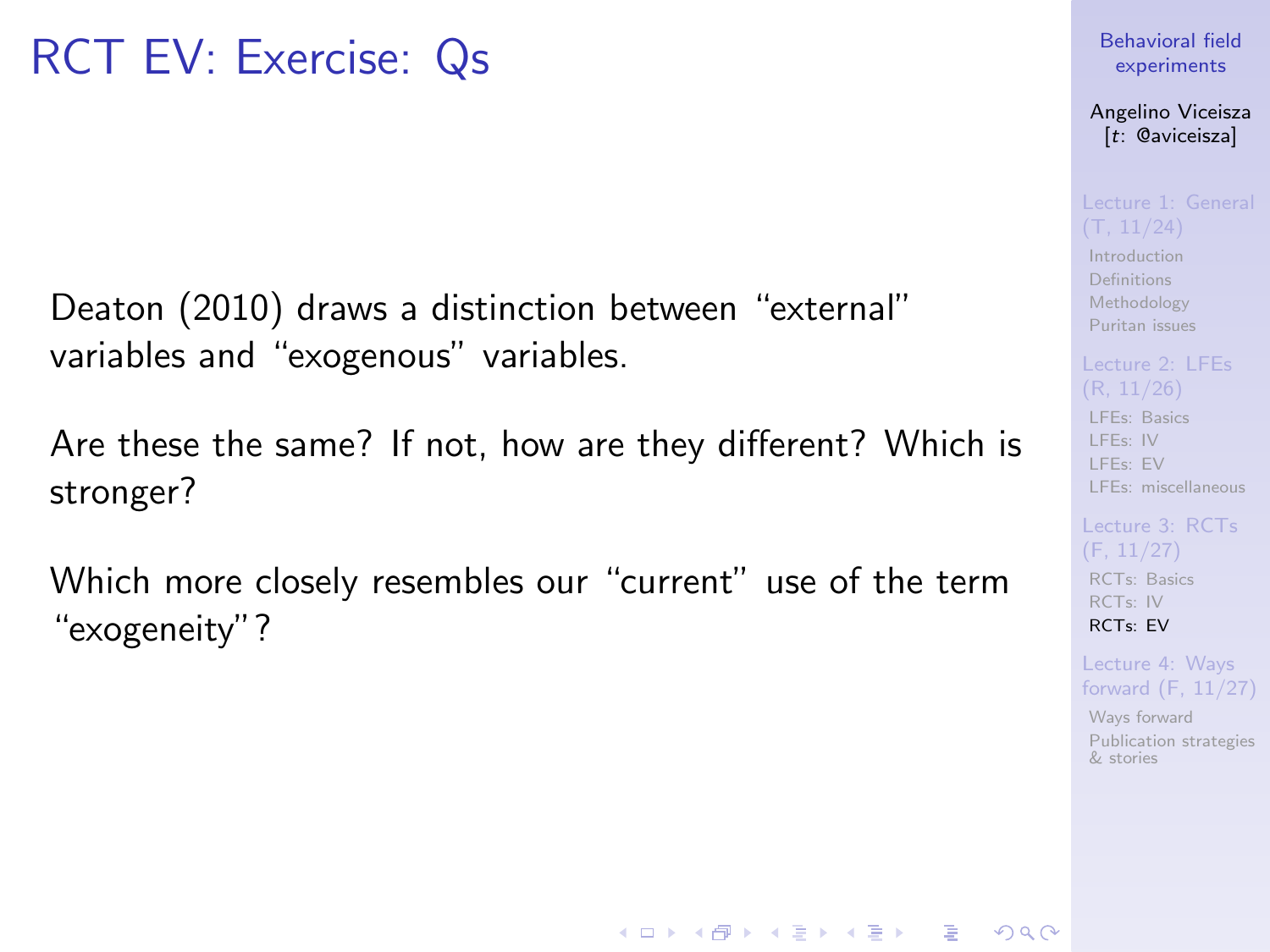# RCT EV: Exercise: Qs

Deaton (2010) draws a distinction between "external" variables and "exogenous" variables.

Are these the same? If not, how are they different? Which is stronger?

Which more closely resembles our "current" use of the term "exogeneity"?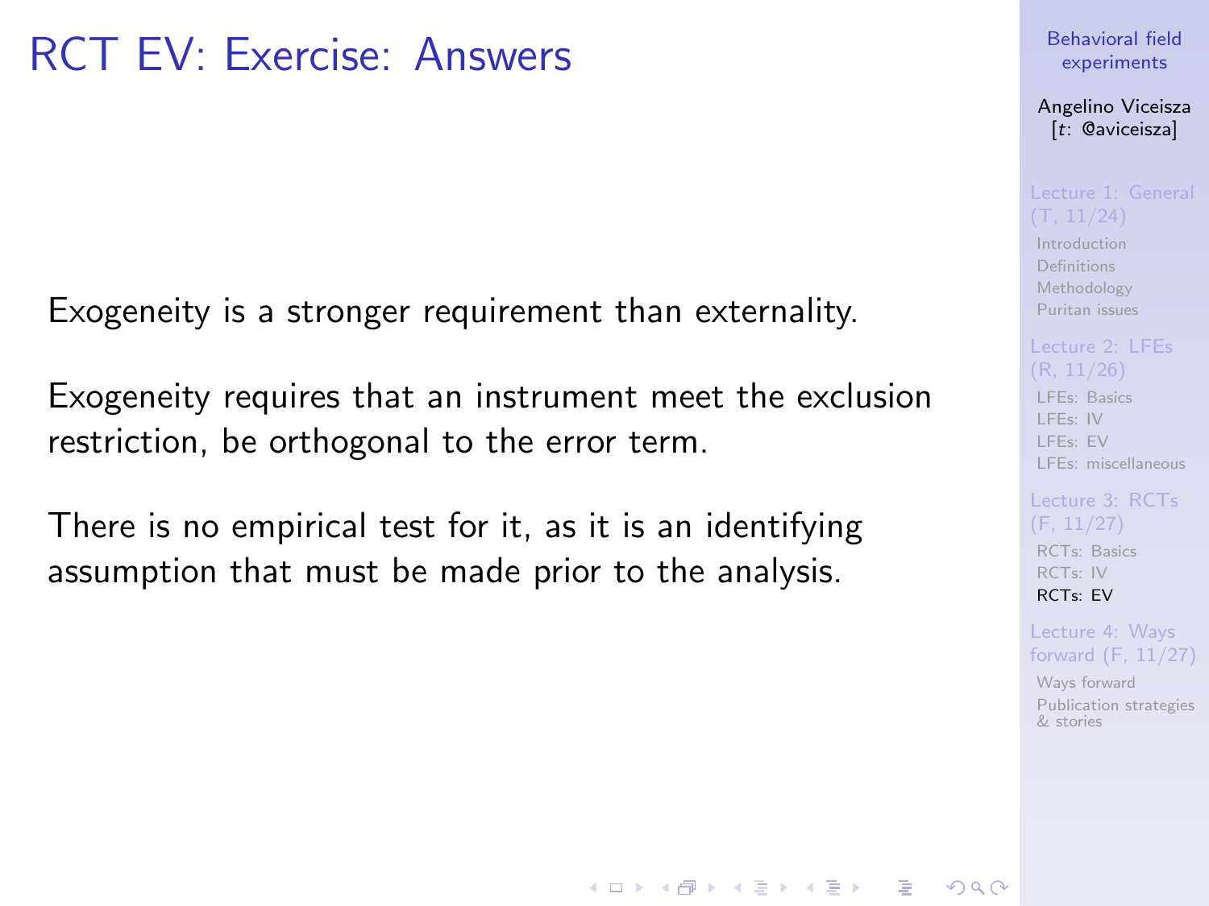# RCT EV: Exercise: Answers

Exogeneity is a stronger requirement than externality.

Exogeneity requires that an instrument meet the exclusion restriction, be orthogonal to the error term.

There is no empirical test for it, as it is an identifying assumption that must be made prior to the analysis.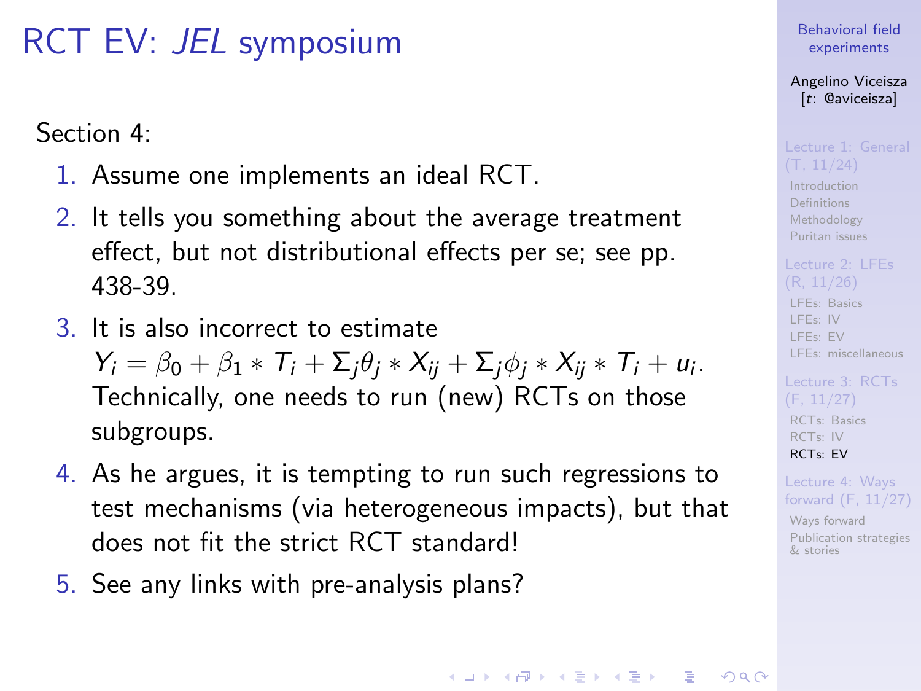# RCT EV: *JEL* symposium

Section 4:

1. Assume one implements an ideal RCT.
2. It tells you something about the average treatment effect, but not distributional effects per se; see pp. 438-39.
3. It is also incorrect to estimate $Y_i = \beta_0 + \beta_1 * T_i + \Sigma_j \theta_j * X_{ij} + \Sigma_j \phi_j * X_{ij} * T_i + u_i$. Technically, one needs to run (new) RCTs on those subgroups.
4. As he argues, it is tempting to run such regressions to test mechanisms (via heterogeneous impacts), but that does not fit the strict RCT standard!
5. See any links with pre-analysis plans?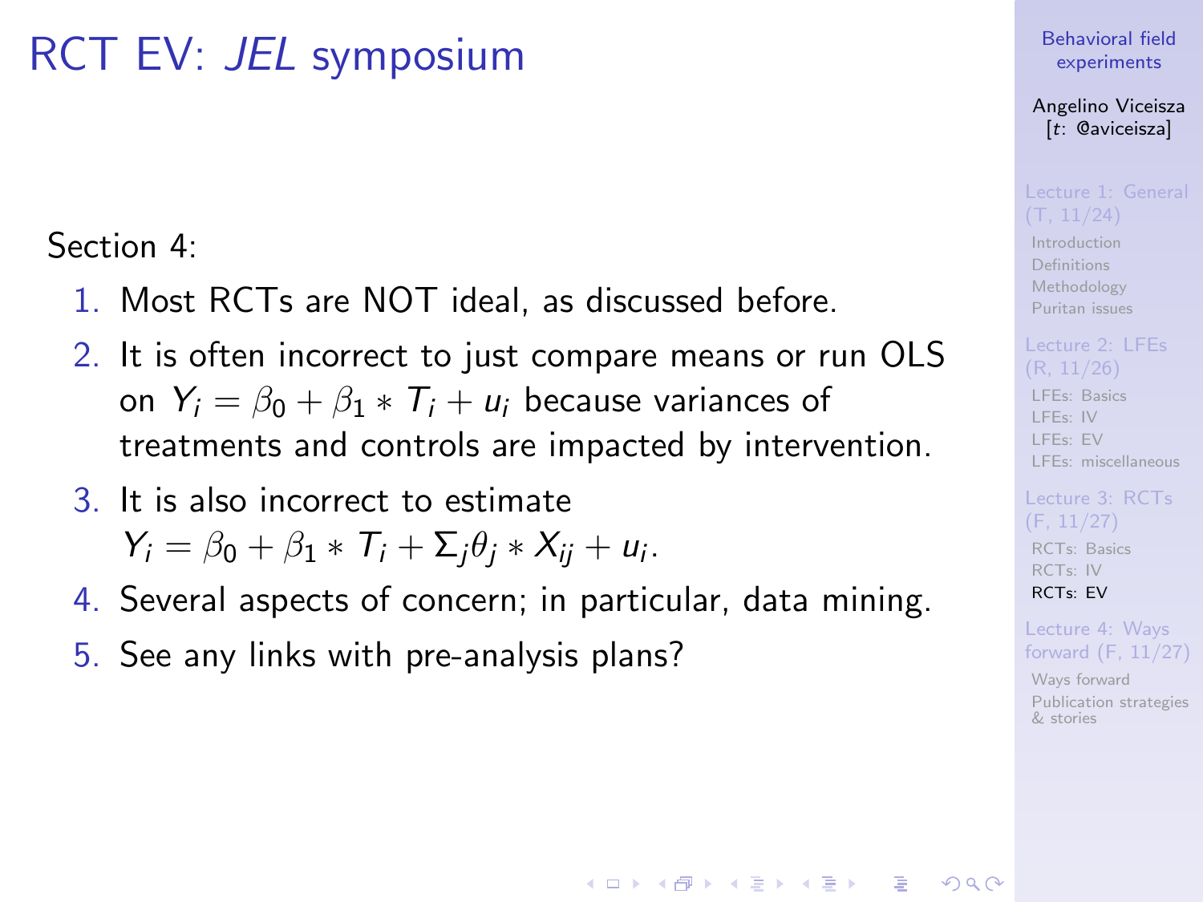# RCT EV: *JEL* symposium

Section 4:

1. Most RCTs are NOT ideal, as discussed before.
2. It is often incorrect to just compare means or run OLS on $Y_i = \beta_0 + \beta_1 * T_i + u_i$ because variances of treatments and controls are impacted by intervention.
3. It is also incorrect to estimate $Y_i = \beta_0 + \beta_1 * T_i + \Sigma_j \theta_j * X_{ij} + u_i$.
4. Several aspects of concern; in particular, data mining.
5. See any links with pre-analysis plans?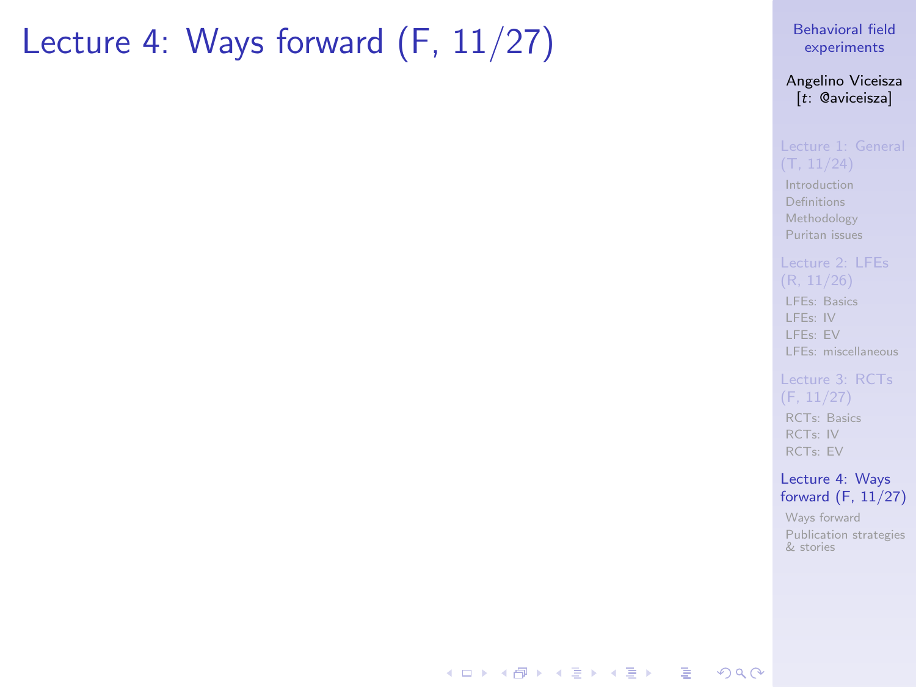# Lecture 4: Ways forward (F, 11/27)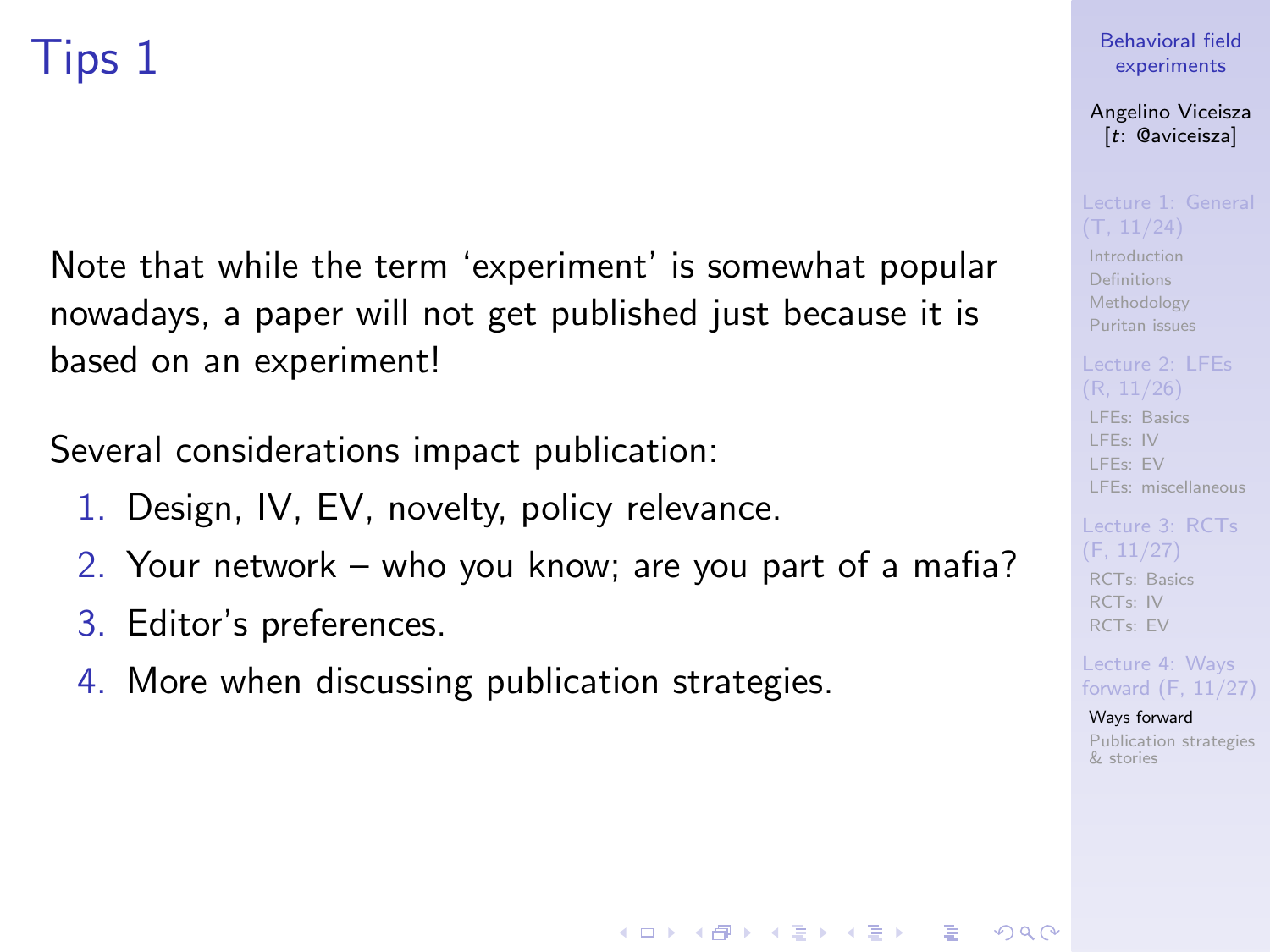# Tips 1

Note that while the term 'experiment' is somewhat popular nowadays, a paper will not get published just because it is based on an experiment!

Several considerations impact publication:

1. Design, IV, EV, novelty, policy relevance.
2. Your network – who you know; are you part of a mafia?
3. Editor's preferences.
4. More when discussing publication strategies.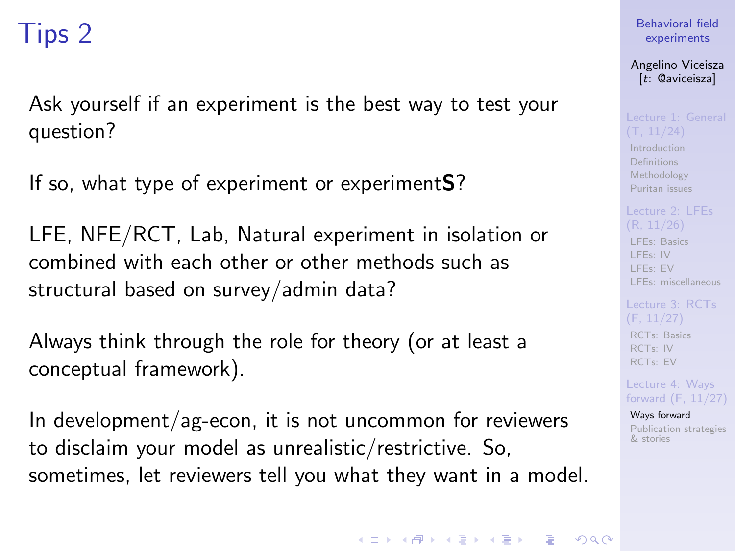# Tips 2

Ask yourself if an experiment is the best way to test your question?

If so, what type of experiment or experiment**S**?

LFE, NFE/RCT, Lab, Natural experiment in isolation or combined with each other or other methods such as structural based on survey/admin data?

Always think through the role for theory (or at least a conceptual framework).

In development/ag-econ, it is not uncommon for reviewers to disclaim your model as unrealistic/restrictive. So, sometimes, let reviewers tell you what they want in a model.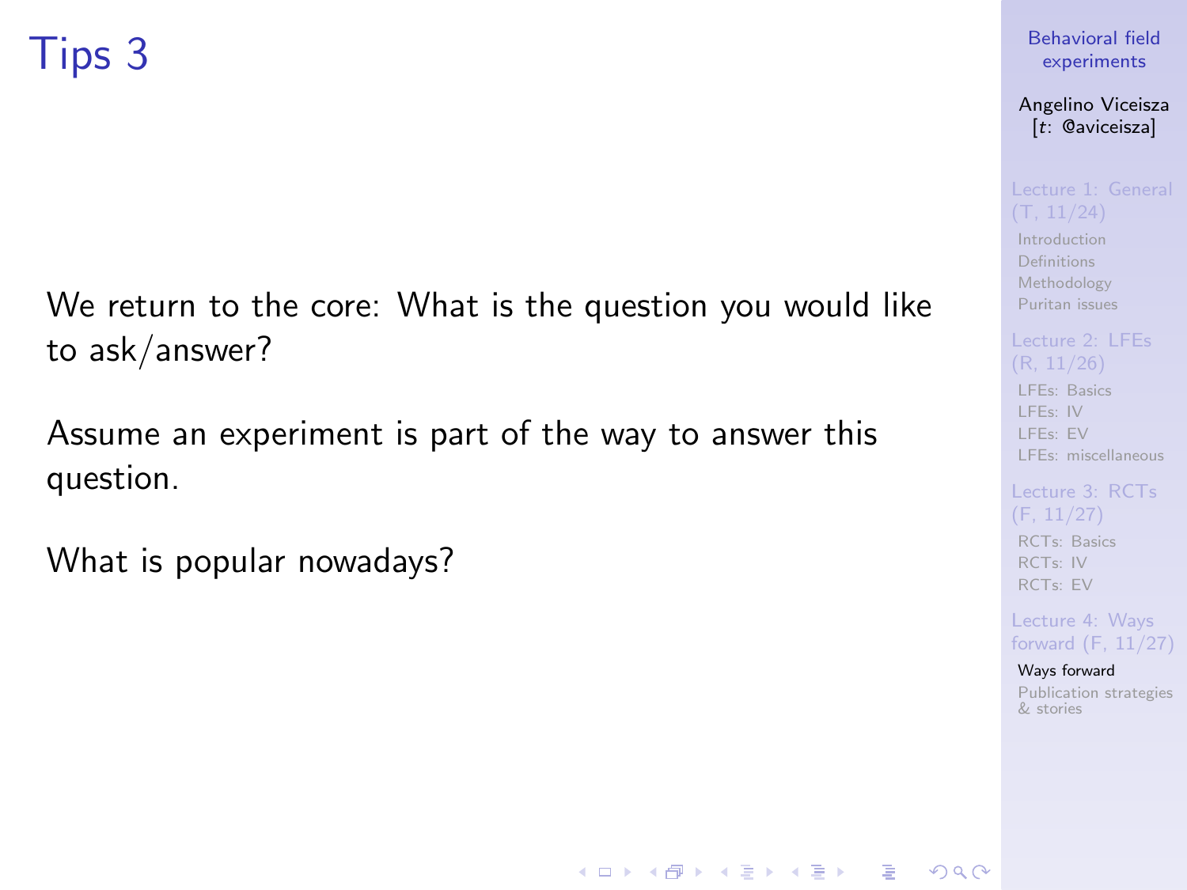# Tips 3

We return to the core: What is the question you would like to ask/answer?

Assume an experiment is part of the way to answer this question.

What is popular nowadays?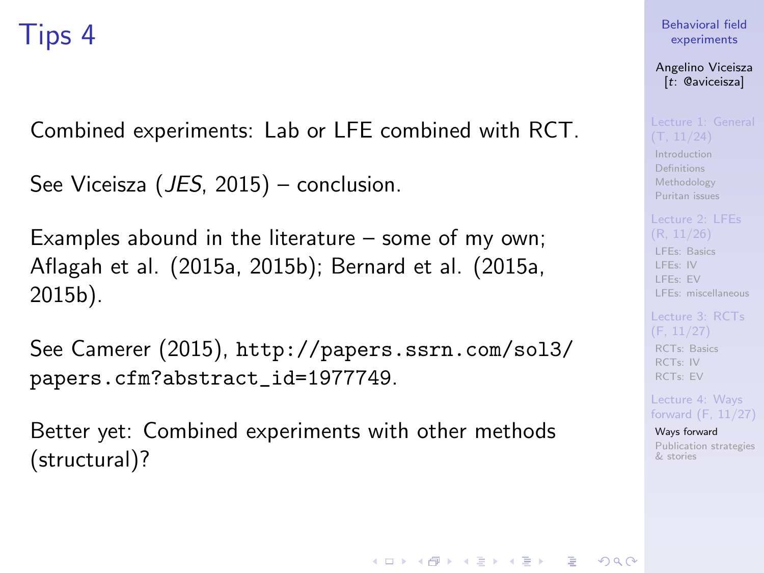# Tips 4

Combined experiments: Lab or LFE combined with RCT.

See Viceisza (*JES*, 2015) – conclusion.

Examples abound in the literature – some of my own; Aflagah et al. (2015a, 2015b); Bernard et al. (2015a, 2015b).

See Camerer (2015), `http://papers.ssrn.com/sol3/papers.cfm?abstract_id=1977749`.

Better yet: Combined experiments with other methods (structural)?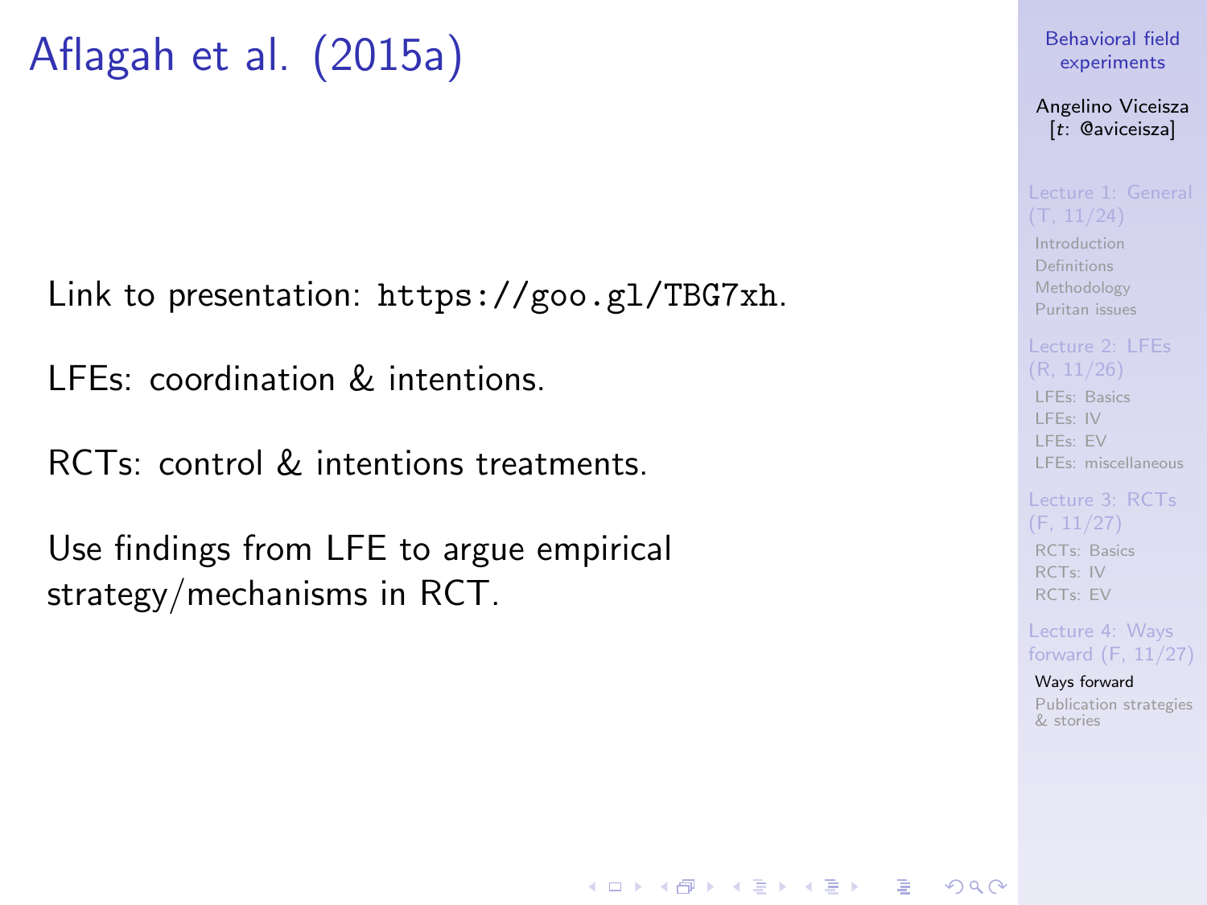# Aflagah et al. (2015a)

Link to presentation: https://goo.gl/TBG7xh.

LFEs: coordination & intentions.

RCTs: control & intentions treatments.

Use findings from LFE to argue empirical strategy/mechanisms in RCT.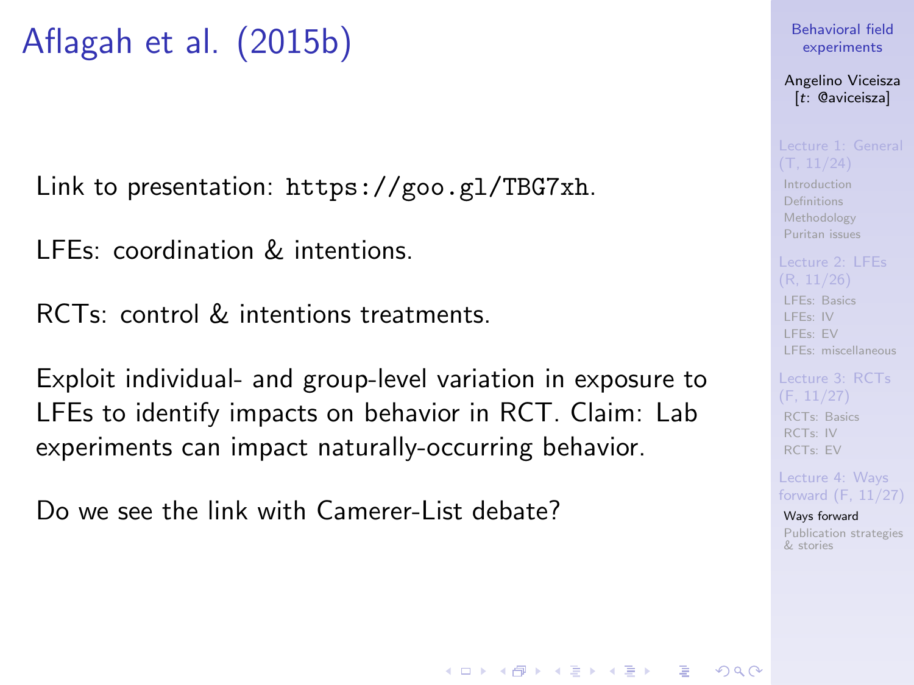# Aflagah et al. (2015b)

Link to presentation: `https://goo.gl/TBG7xh`.

LFEs: coordination & intentions.

RCTs: control & intentions treatments.

Exploit individual- and group-level variation in exposure to LFEs to identify impacts on behavior in RCT. Claim: Lab experiments can impact naturally-occurring behavior.

Do we see the link with Camerer-List debate?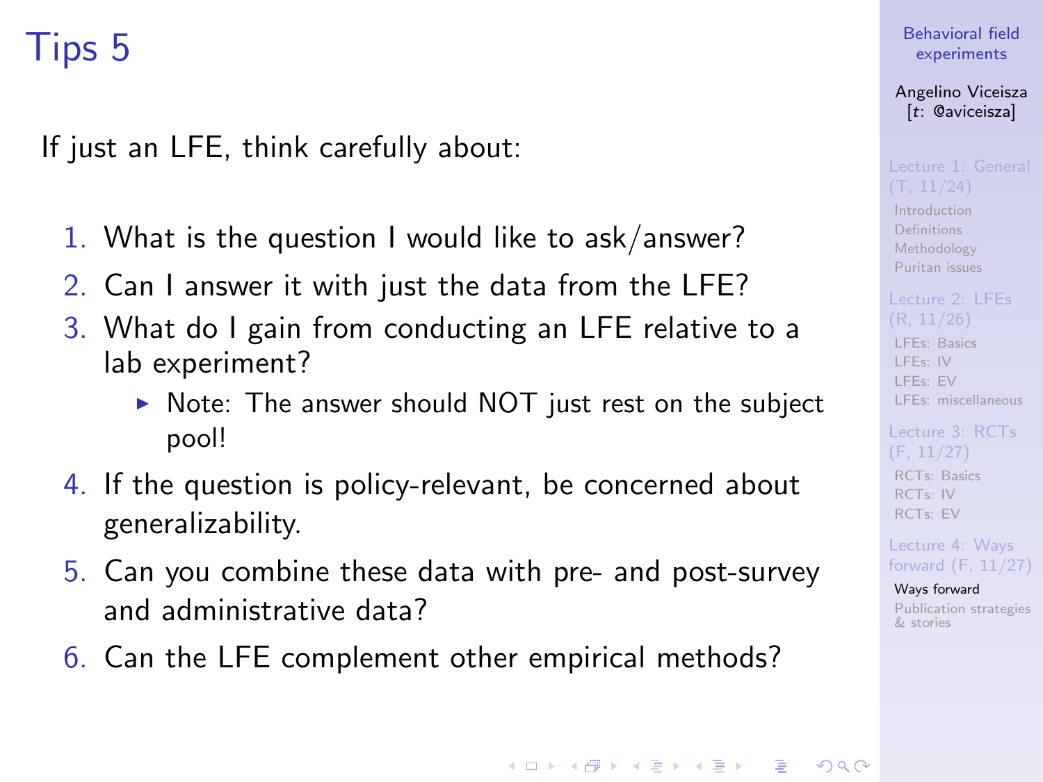# Tips 5

If just an LFE, think carefully about:

1. What is the question I would like to ask/answer?
2. Can I answer it with just the data from the LFE?
3. What do I gain from conducting an LFE relative to a lab experiment?
   - Note: The answer should NOT just rest on the subject pool!
4. If the question is policy-relevant, be concerned about generalizability.
5. Can you combine these data with pre- and post-survey and administrative data?
6. Can the LFE complement other empirical methods?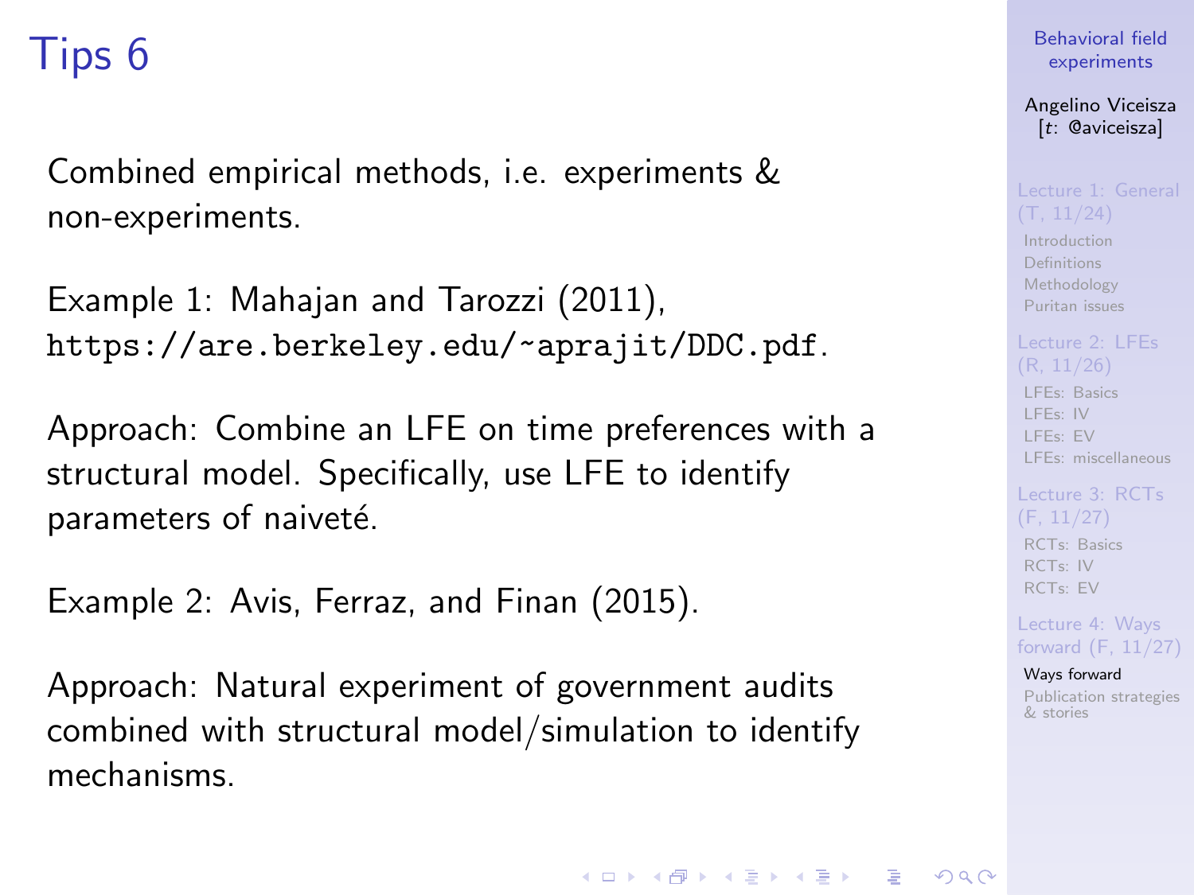# Tips 6

Combined empirical methods, i.e. experiments & non-experiments.

Example 1: Mahajan and Tarozzi (2011), `https://are.berkeley.edu/~aprajit/DDC.pdf`.

Approach: Combine an LFE on time preferences with a structural model. Specifically, use LFE to identify parameters of naiveté.

Example 2: Avis, Ferraz, and Finan (2015).

Approach: Natural experiment of government audits combined with structural model/simulation to identify mechanisms.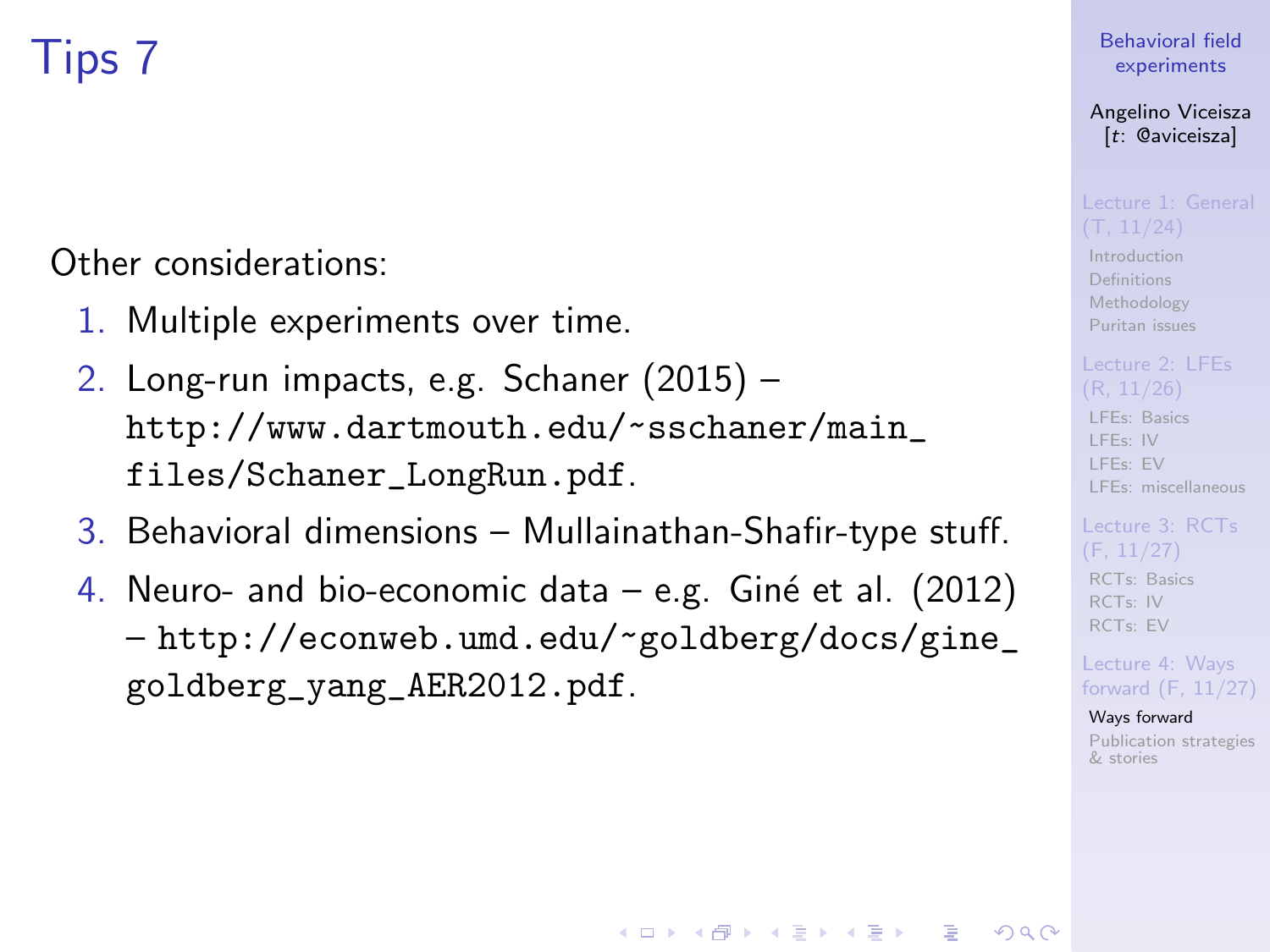# Tips 7

Other considerations:

1. Multiple experiments over time.
2. Long-run impacts, e.g. Schaner (2015) – http://www.dartmouth.edu/~sschaner/main_files/Schaner_LongRun.pdf.
3. Behavioral dimensions – Mullainathan-Shafir-type stuff.
4. Neuro- and bio-economic data – e.g. Giné et al. (2012) – http://econweb.umd.edu/~goldberg/docs/gine_goldberg_yang_AER2012.pdf.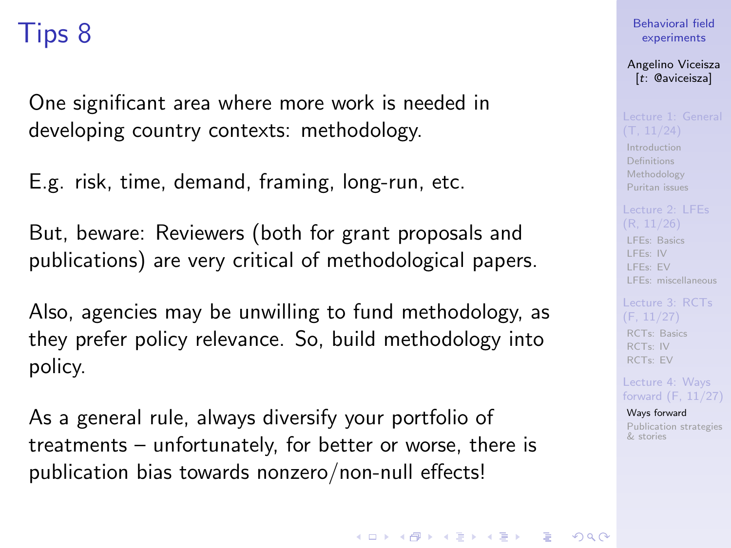# Tips 8

One significant area where more work is needed in developing country contexts: methodology.

E.g. risk, time, demand, framing, long-run, etc.

But, beware: Reviewers (both for grant proposals and publications) are very critical of methodological papers.

Also, agencies may be unwilling to fund methodology, as they prefer policy relevance. So, build methodology into policy.

As a general rule, always diversify your portfolio of treatments – unfortunately, for better or worse, there is publication bias towards nonzero/non-null effects!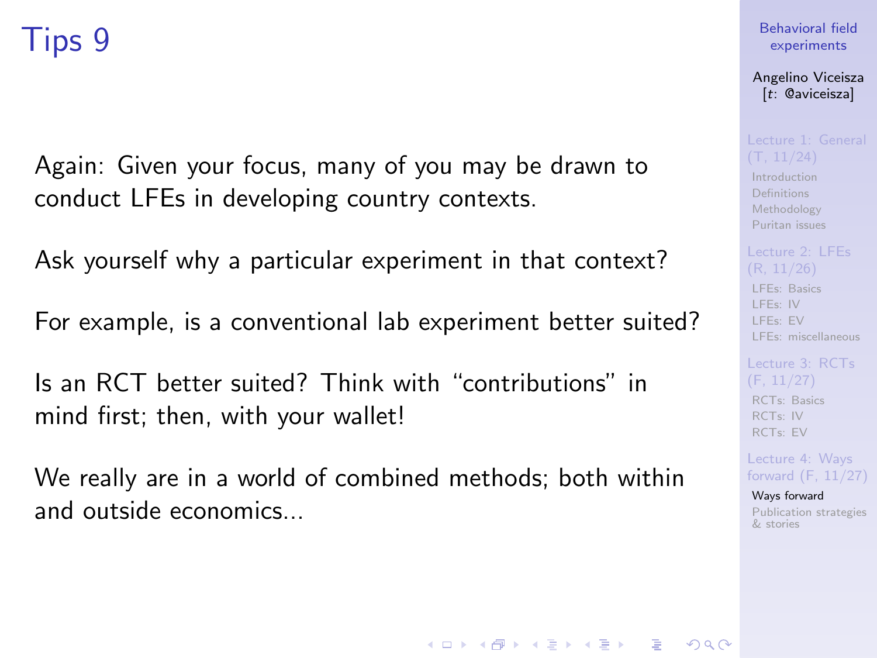# Tips 9

Again: Given your focus, many of you may be drawn to conduct LFEs in developing country contexts.

Ask yourself why a particular experiment in that context?

For example, is a conventional lab experiment better suited?

Is an RCT better suited? Think with "contributions" in mind first; then, with your wallet!

We really are in a world of combined methods; both within and outside economics...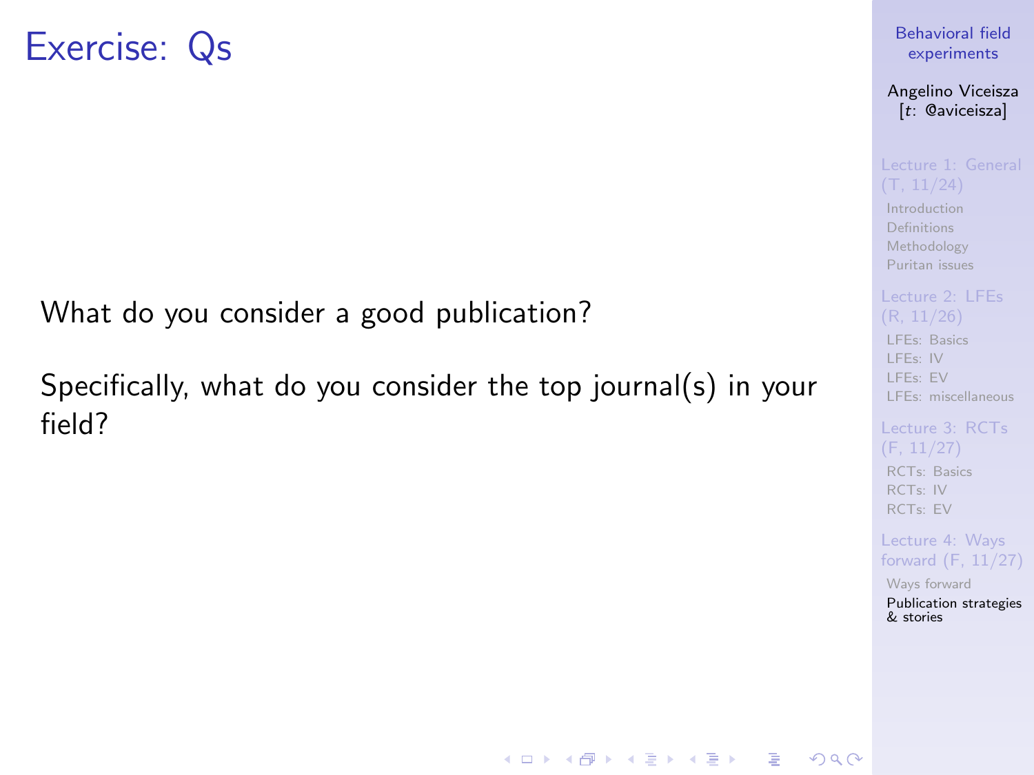# Exercise: Qs

What do you consider a good publication?

Specifically, what do you consider the top journal(s) in your field?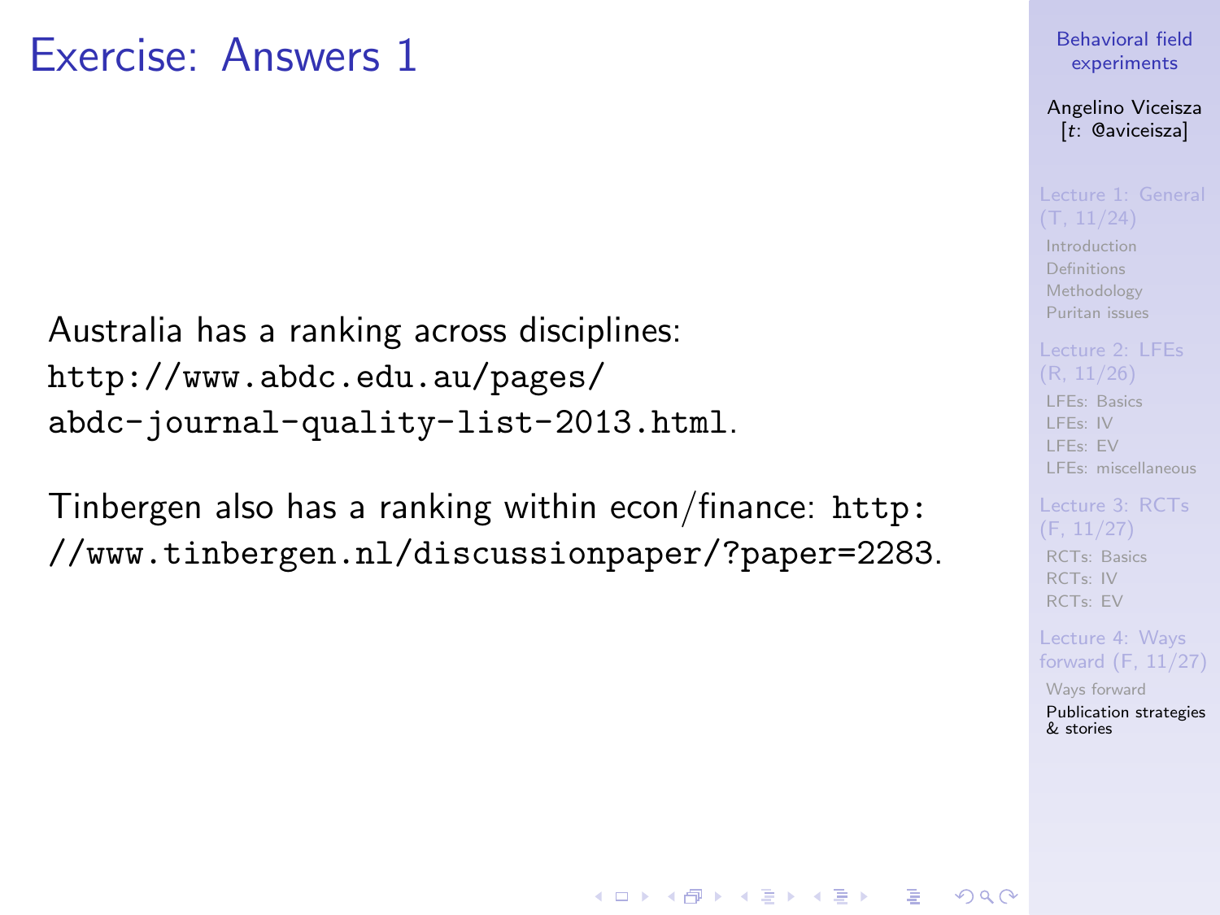# Exercise: Answers 1

Australia has a ranking across disciplines: http://www.abdc.edu.au/pages/abdc-journal-quality-list-2013.html.

Tinbergen also has a ranking within econ/finance: http://www.tinbergen.nl/discussionpaper/?paper=2283.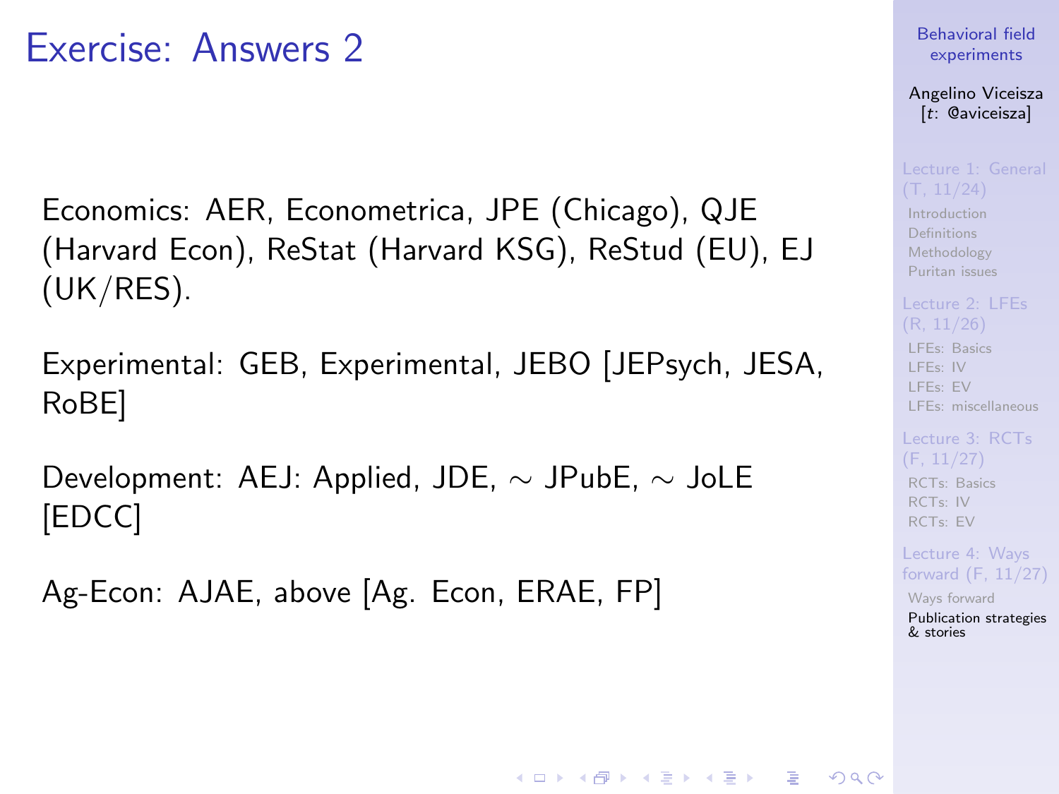# Exercise: Answers 2

Economics: AER, Econometrica, JPE (Chicago), QJE (Harvard Econ), ReStat (Harvard KSG), ReStud (EU), EJ (UK/RES).

Experimental: GEB, Experimental, JEBO [JEPsych, JESA, RoBE]

Development: AEJ: Applied, JDE, $\sim$ JPubE, $\sim$ JoLE [EDCC]

Ag-Econ: AJAE, above [Ag. Econ, ERAE, FP]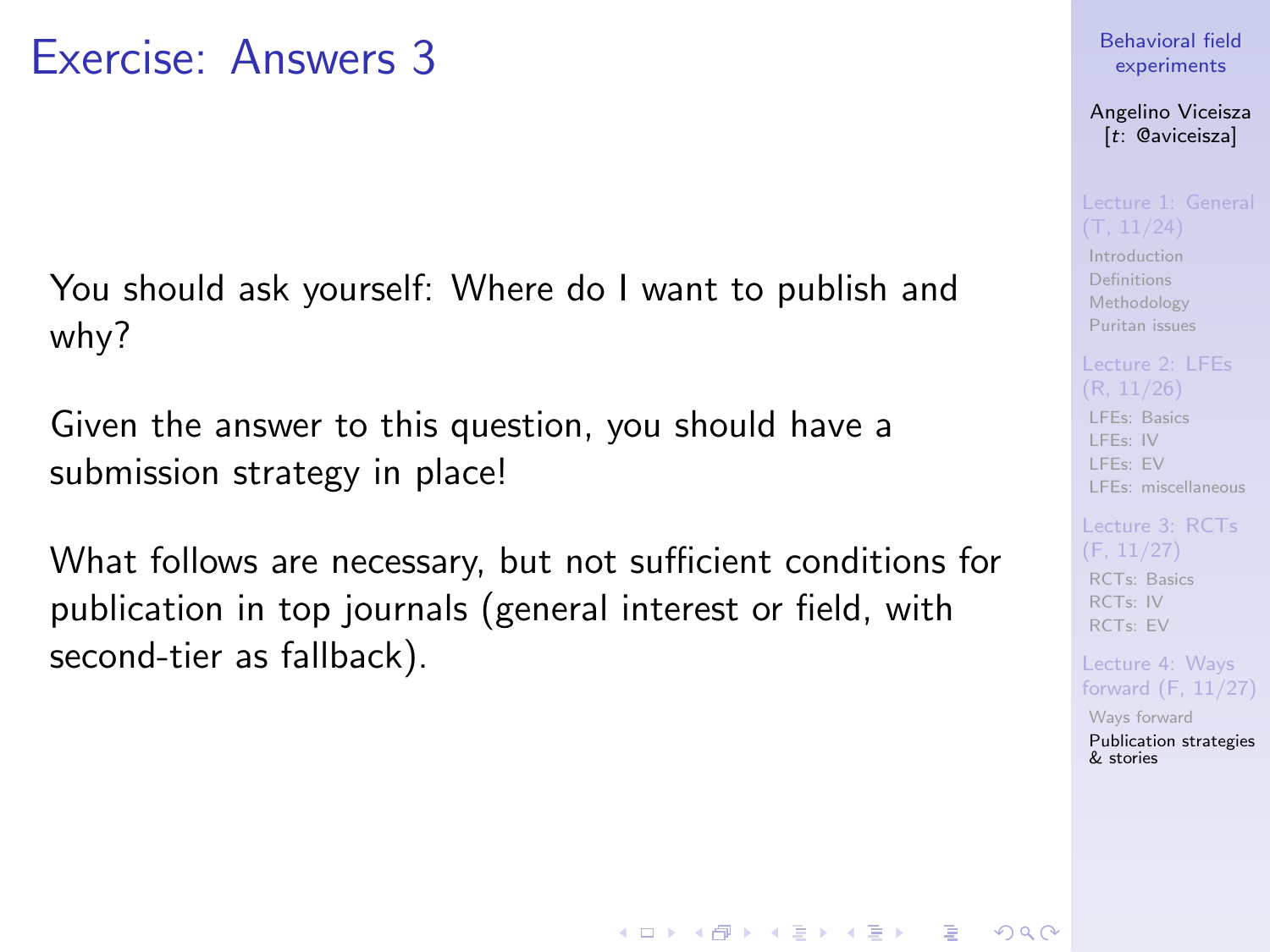# Exercise: Answers 3

You should ask yourself: Where do I want to publish and why?

Given the answer to this question, you should have a submission strategy in place!

What follows are necessary, but not sufficient conditions for publication in top journals (general interest or field, with second-tier as fallback).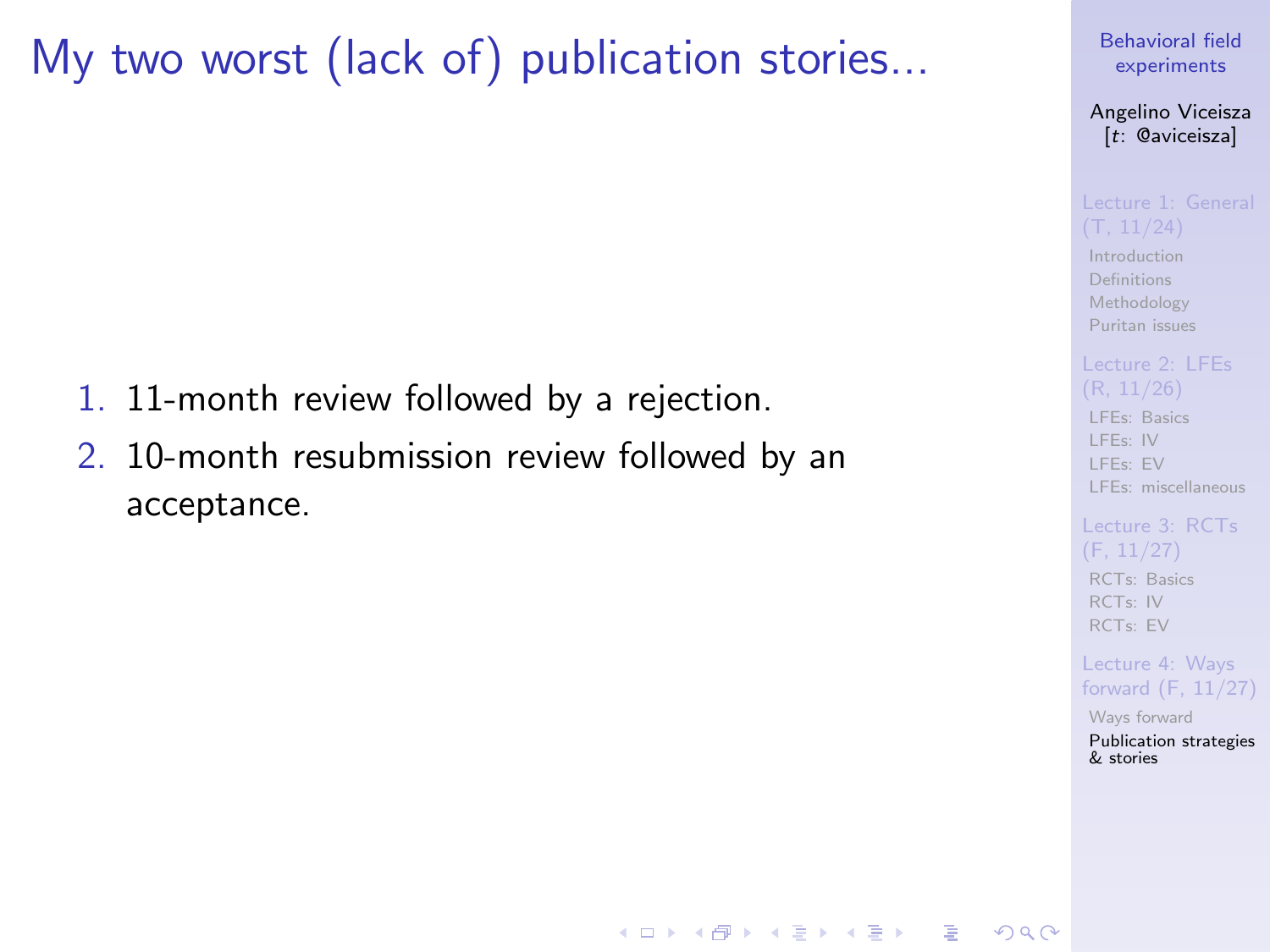# My two worst (lack of) publication stories...

1. 11-month review followed by a rejection.
2. 10-month resubmission review followed by an acceptance.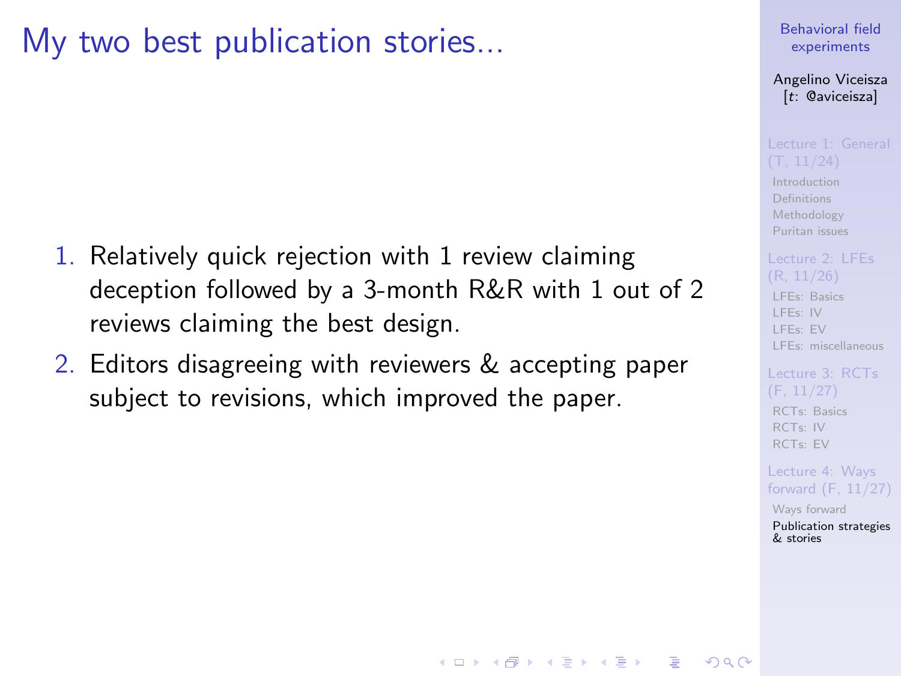# My two best publication stories...

1. Relatively quick rejection with 1 review claiming deception followed by a 3-month R&R with 1 out of 2 reviews claiming the best design.
2. Editors disagreeing with reviewers & accepting paper subject to revisions, which improved the paper.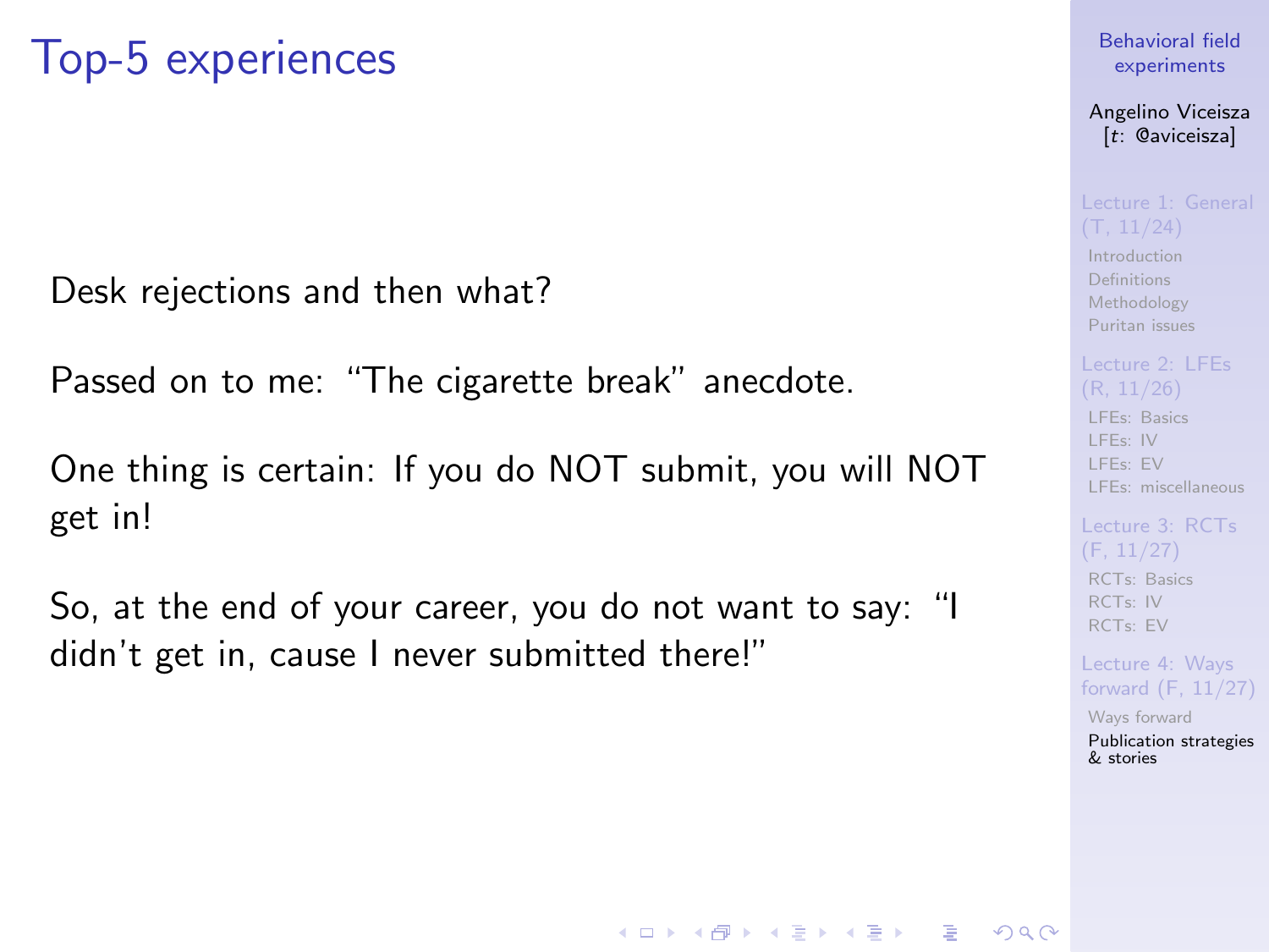# Top-5 experiences

Desk rejections and then what?

Passed on to me: "The cigarette break" anecdote.

One thing is certain: If you do NOT submit, you will NOT get in!

So, at the end of your career, you do not want to say: "I didn't get in, cause I never submitted there!"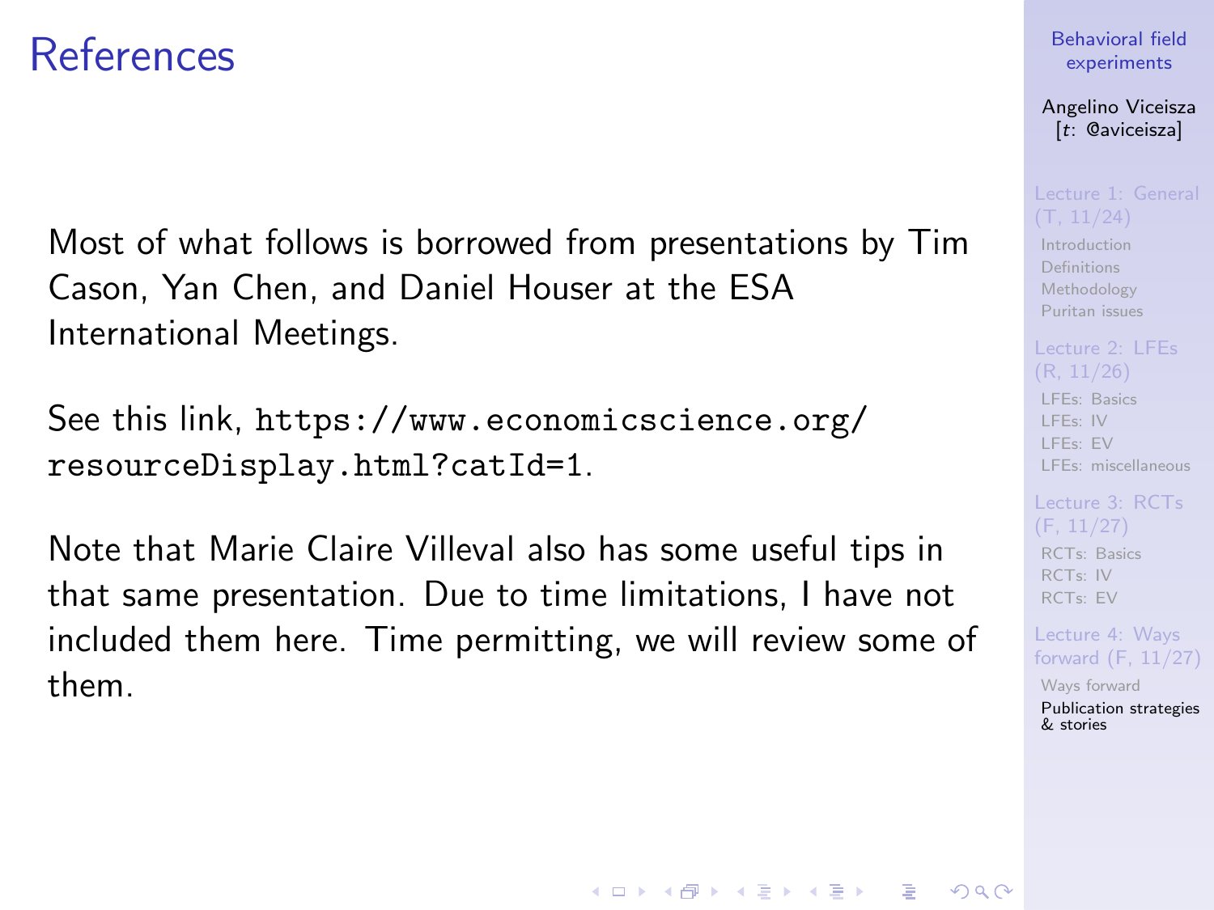# References

Most of what follows is borrowed from presentations by Tim Cason, Yan Chen, and Daniel Houser at the ESA International Meetings.

See this link, `https://www.economicscience.org/resourceDisplay.html?catId=1`.

Note that Marie Claire Villeval also has some useful tips in that same presentation. Due to time limitations, I have not included them here. Time permitting, we will review some of them.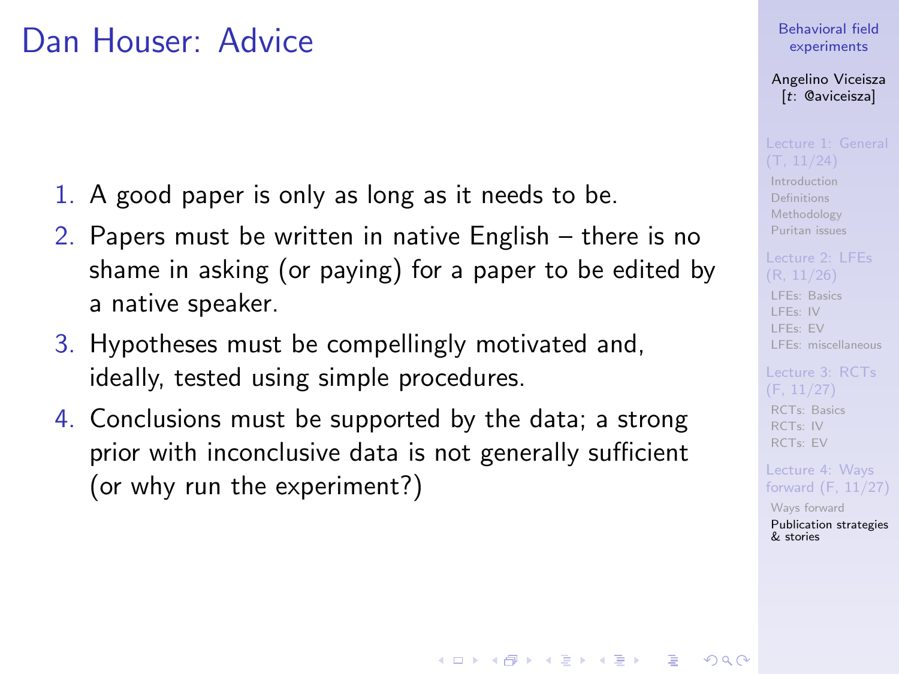# Dan Houser: Advice

1. A good paper is only as long as it needs to be.
2. Papers must be written in native English – there is no shame in asking (or paying) for a paper to be edited by a native speaker.
3. Hypotheses must be compellingly motivated and, ideally, tested using simple procedures.
4. Conclusions must be supported by the data; a strong prior with inconclusive data is not generally sufficient (or why run the experiment?)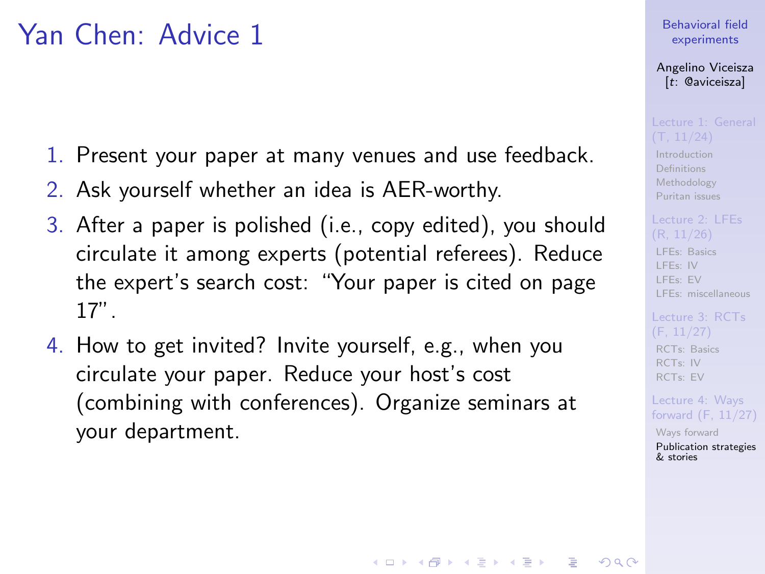# Yan Chen: Advice 1

1. Present your paper at many venues and use feedback.
2. Ask yourself whether an idea is AER-worthy.
3. After a paper is polished (i.e., copy edited), you should circulate it among experts (potential referees). Reduce the expert's search cost: "Your paper is cited on page 17".
4. How to get invited? Invite yourself, e.g., when you circulate your paper. Reduce your host's cost (combining with conferences). Organize seminars at your department.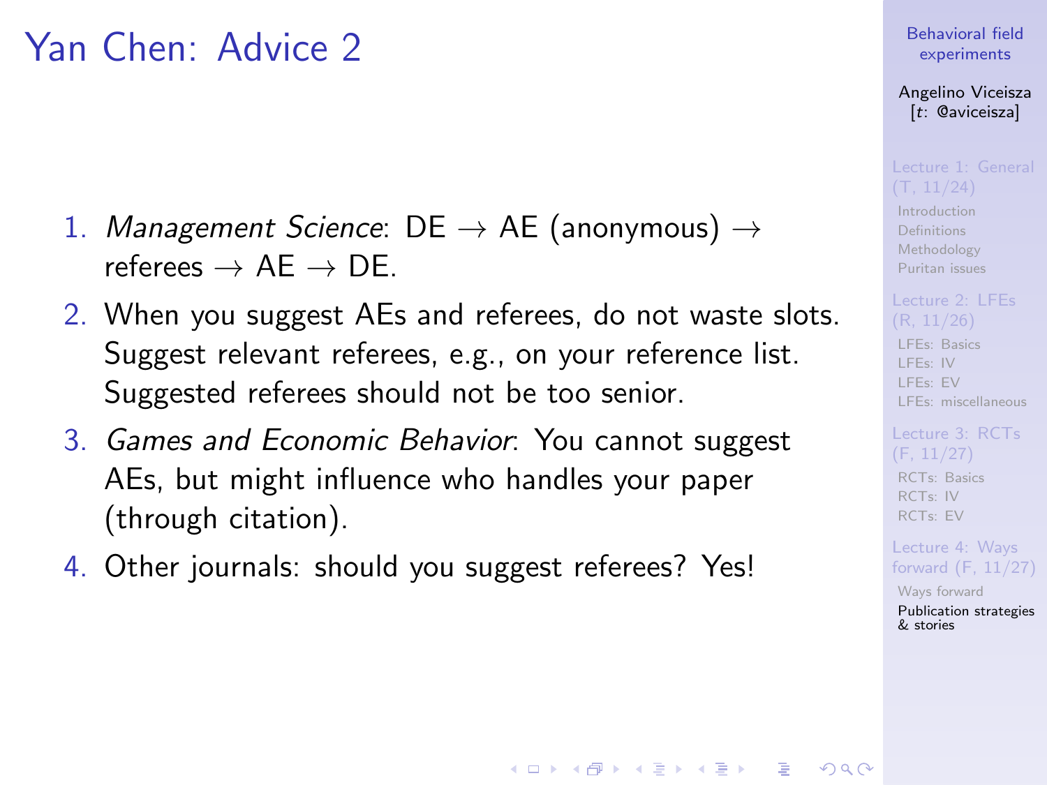# Yan Chen: Advice 2

1. *Management Science*: DE $\rightarrow$ AE (anonymous) $\rightarrow$ referees $\rightarrow$ AE $\rightarrow$ DE.
2. When you suggest AEs and referees, do not waste slots. Suggest relevant referees, e.g., on your reference list. Suggested referees should not be too senior.
3. *Games and Economic Behavior*: You cannot suggest AEs, but might influence who handles your paper (through citation).
4. Other journals: should you suggest referees? Yes!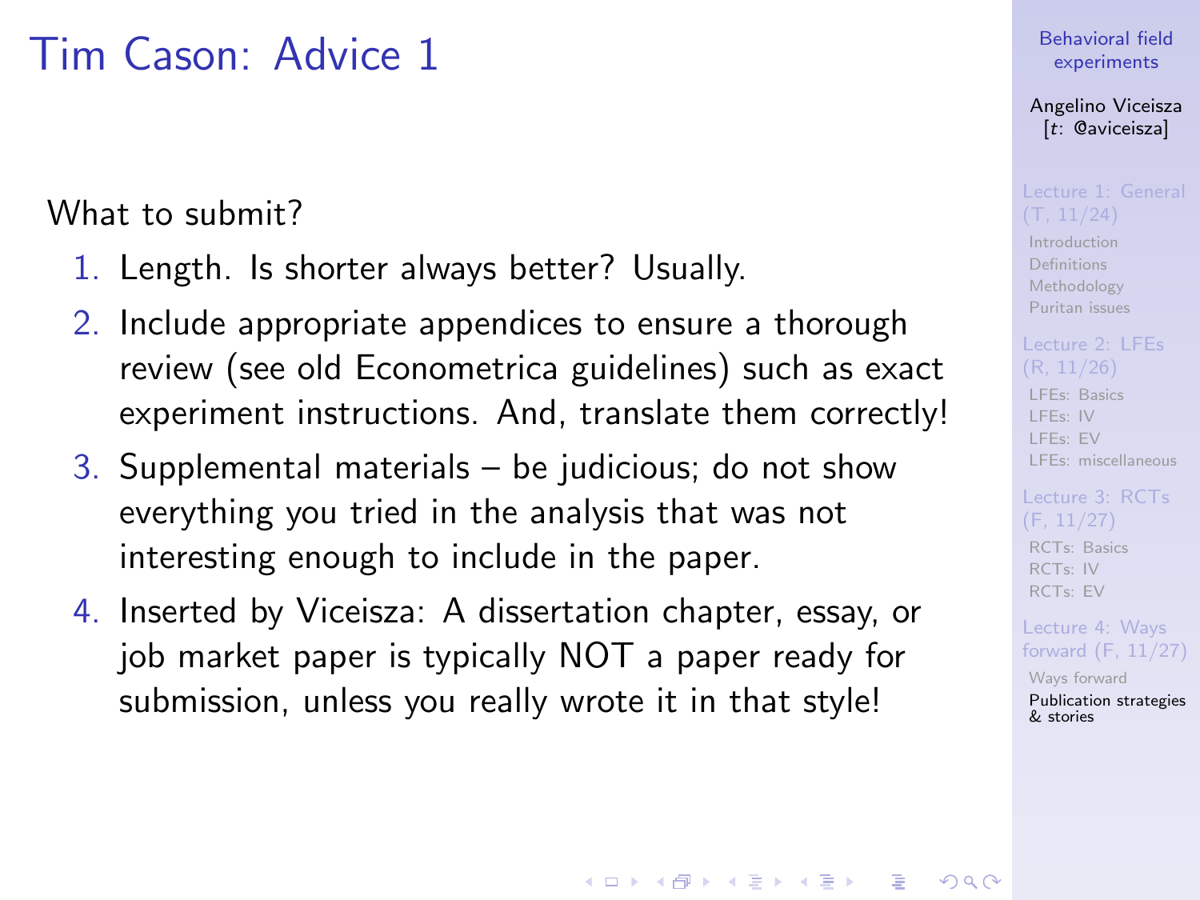# Tim Cason: Advice 1

What to submit?

1. Length. Is shorter always better? Usually.
2. Include appropriate appendices to ensure a thorough review (see old Econometrica guidelines) such as exact experiment instructions. And, translate them correctly!
3. Supplemental materials – be judicious; do not show everything you tried in the analysis that was not interesting enough to include in the paper.
4. Inserted by Viceisza: A dissertation chapter, essay, or job market paper is typically NOT a paper ready for submission, unless you really wrote it in that style!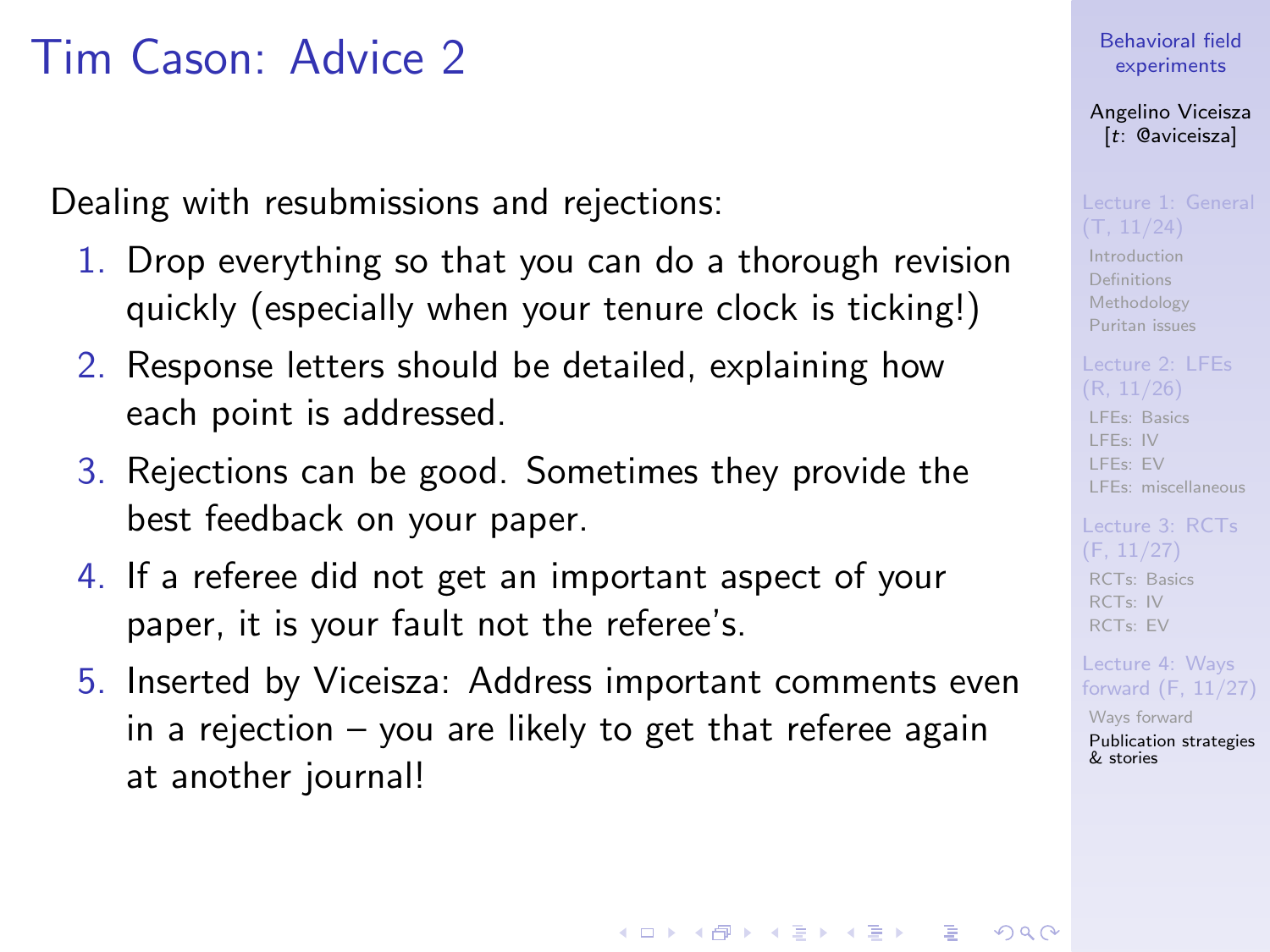# Tim Cason: Advice 2

Dealing with resubmissions and rejections:

1. Drop everything so that you can do a thorough revision quickly (especially when your tenure clock is ticking!)
2. Response letters should be detailed, explaining how each point is addressed.
3. Rejections can be good. Sometimes they provide the best feedback on your paper.
4. If a referee did not get an important aspect of your paper, it is your fault not the referee's.
5. Inserted by Viceisza: Address important comments even in a rejection – you are likely to get that referee again at another journal!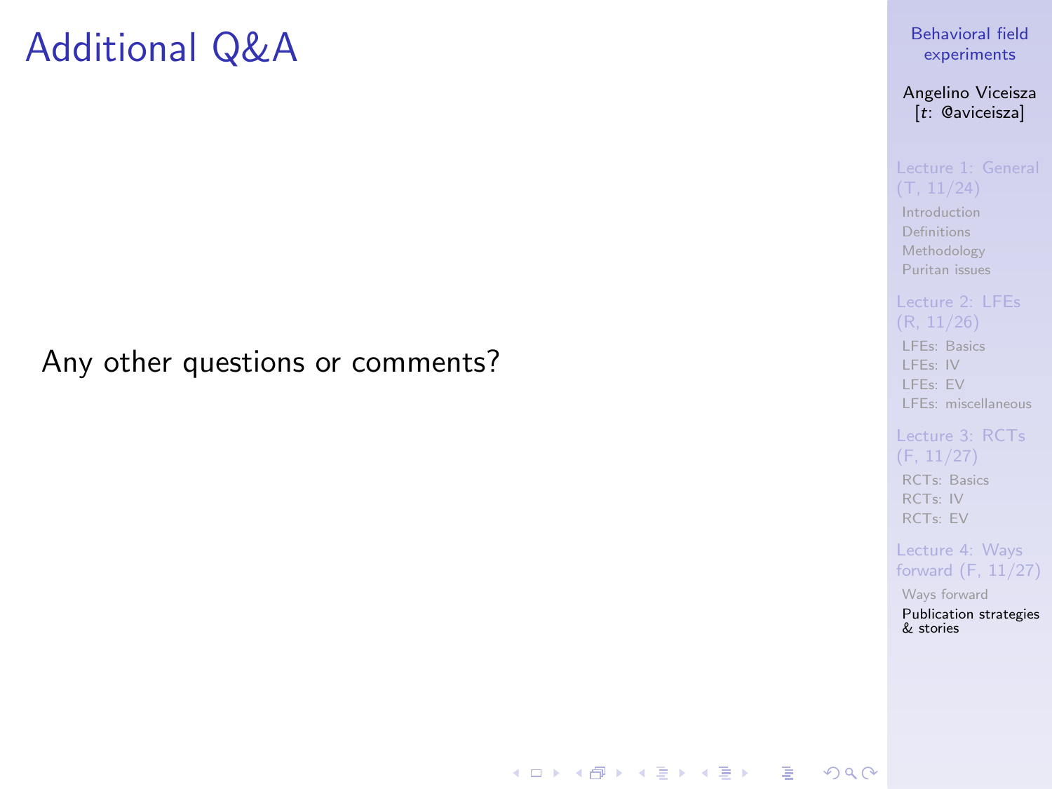# Additional Q&A

Any other questions or comments?